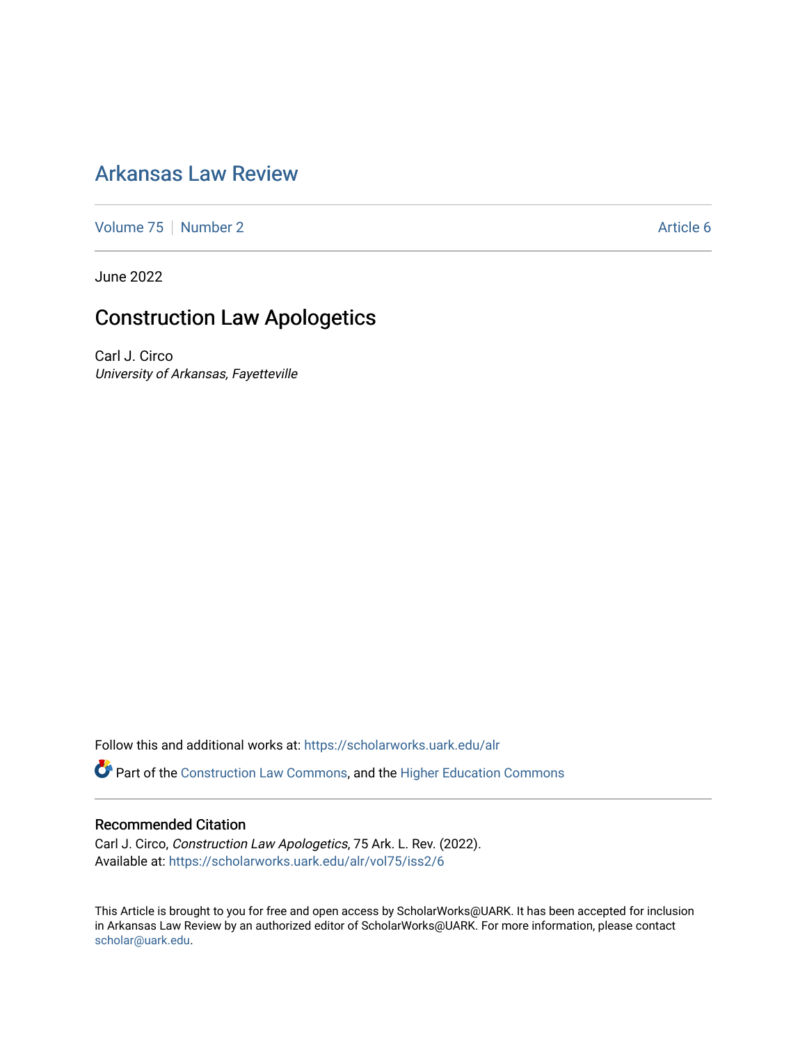# Arkansas Law Review

Volume 75 | Number 2 | Article 6

June 2022

## Construction Law Apologetics

Carl J. Circo
*University of Arkansas, Fayetteville*

Follow this and additional works at: https://scholarworks.uark.edu/alr

Part of the Construction Law Commons, and the Higher Education Commons

### Recommended Citation

Carl J. Circo, *Construction Law Apologetics*, 75 Ark. L. Rev. (2022).
Available at: https://scholarworks.uark.edu/alr/vol75/iss2/6

This Article is brought to you for free and open access by ScholarWorks@UARK. It has been accepted for inclusion in Arkansas Law Review by an authorized editor of ScholarWorks@UARK. For more information, please contact scholar@uark.edu.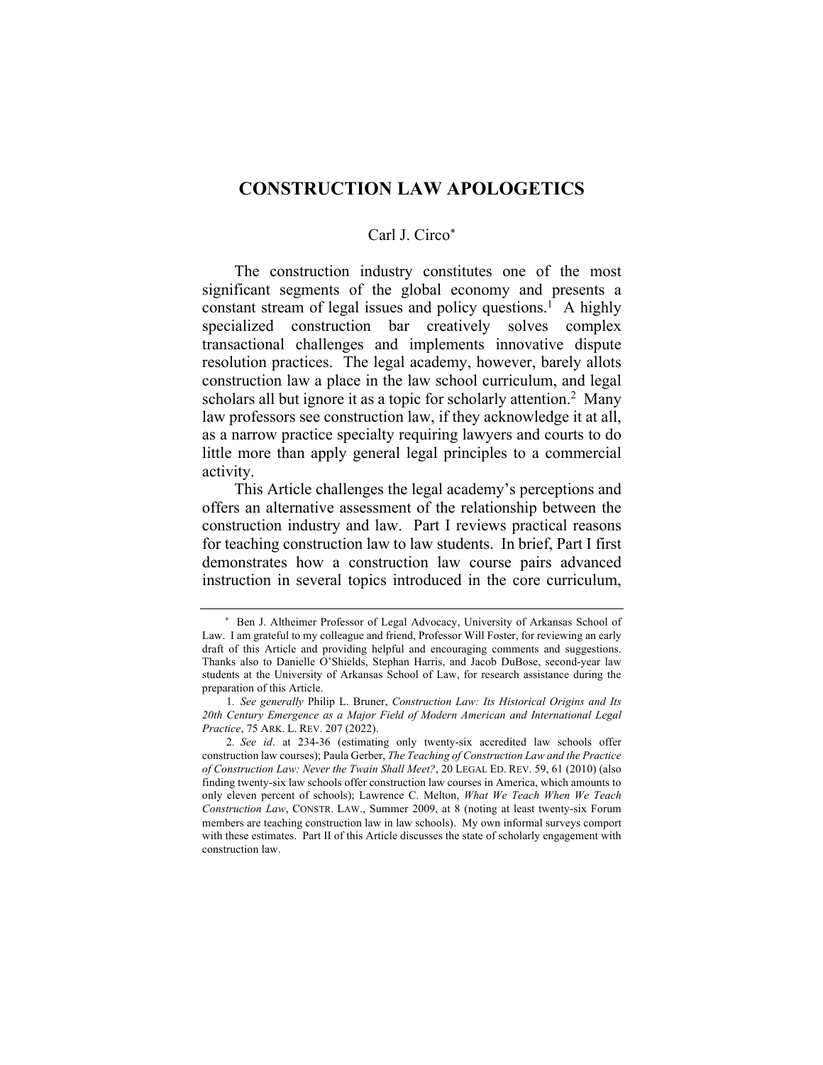# CONSTRUCTION LAW APOLOGETICS

Carl J. Circo[*]

The construction industry constitutes one of the most significant segments of the global economy and presents a constant stream of legal issues and policy questions.[1] A highly specialized construction bar creatively solves complex transactional challenges and implements innovative dispute resolution practices. The legal academy, however, barely allots construction law a place in the law school curriculum, and legal scholars all but ignore it as a topic for scholarly attention.[2] Many law professors see construction law, if they acknowledge it at all, as a narrow practice specialty requiring lawyers and courts to do little more than apply general legal principles to a commercial activity.

This Article challenges the legal academy's perceptions and offers an alternative assessment of the relationship between the construction industry and law. Part I reviews practical reasons for teaching construction law to law students. In brief, Part I first demonstrates how a construction law course pairs advanced instruction in several topics introduced in the core curriculum,

---

[*] Ben J. Altheimer Professor of Legal Advocacy, University of Arkansas School of Law. I am grateful to my colleague and friend, Professor Will Foster, for reviewing an early draft of this Article and providing helpful and encouraging comments and suggestions. Thanks also to Danielle O'Shields, Stephan Harris, and Jacob DuBose, second-year law students at the University of Arkansas School of Law, for research assistance during the preparation of this Article.

1. *See generally* Philip L. Bruner, *Construction Law: Its Historical Origins and Its 20th Century Emergence as a Major Field of Modern American and International Legal Practice*, 75 ARK. L. REV. 207 (2022).

2. *See id*. at 234-36 (estimating only twenty-six accredited law schools offer construction law courses); Paula Gerber, *The Teaching of Construction Law and the Practice of Construction Law: Never the Twain Shall Meet?*, 20 LEGAL ED. REV. 59, 61 (2010) (also finding twenty-six law schools offer construction law courses in America, which amounts to only eleven percent of schools); Lawrence C. Melton, *What We Teach When We Teach Construction Law*, CONSTR. LAW., Summer 2009, at 8 (noting at least twenty-six Forum members are teaching construction law in law schools). My own informal surveys comport with these estimates. Part II of this Article discusses the state of scholarly engagement with construction law.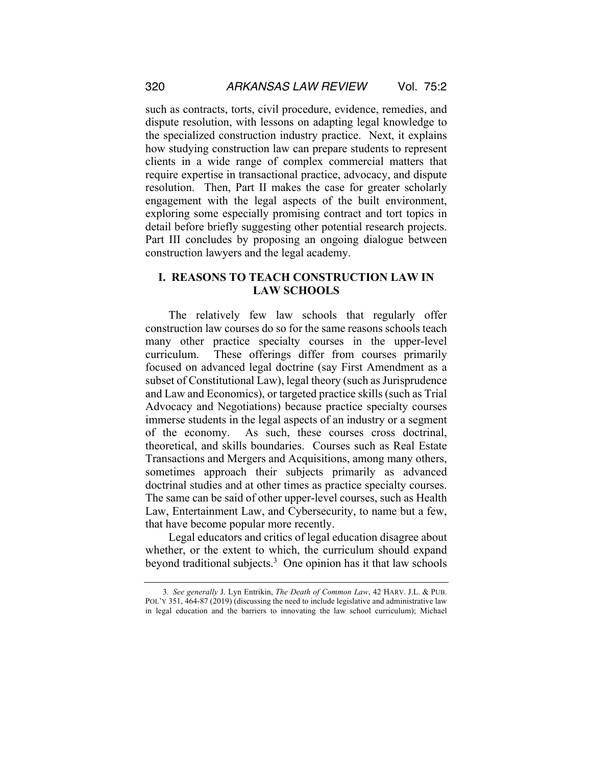such as contracts, torts, civil procedure, evidence, remedies, and dispute resolution, with lessons on adapting legal knowledge to the specialized construction industry practice. Next, it explains how studying construction law can prepare students to represent clients in a wide range of complex commercial matters that require expertise in transactional practice, advocacy, and dispute resolution. Then, Part II makes the case for greater scholarly engagement with the legal aspects of the built environment, exploring some especially promising contract and tort topics in detail before briefly suggesting other potential research projects. Part III concludes by proposing an ongoing dialogue between construction lawyers and the legal academy.

## I. REASONS TO TEACH CONSTRUCTION LAW IN LAW SCHOOLS

The relatively few law schools that regularly offer construction law courses do so for the same reasons schools teach many other practice specialty courses in the upper-level curriculum. These offerings differ from courses primarily focused on advanced legal doctrine (say First Amendment as a subset of Constitutional Law), legal theory (such as Jurisprudence and Law and Economics), or targeted practice skills (such as Trial Advocacy and Negotiations) because practice specialty courses immerse students in the legal aspects of an industry or a segment of the economy. As such, these courses cross doctrinal, theoretical, and skills boundaries. Courses such as Real Estate Transactions and Mergers and Acquisitions, among many others, sometimes approach their subjects primarily as advanced doctrinal studies and at other times as practice specialty courses. The same can be said of other upper-level courses, such as Health Law, Entertainment Law, and Cybersecurity, to name but a few, that have become popular more recently.

Legal educators and critics of legal education disagree about whether, or the extent to which, the curriculum should expand beyond traditional subjects.[3] One opinion has it that law schools

---

3. *See generally* J. Lyn Entrikin, *The Death of Common Law*, 42 HARV. J.L. & PUB. POL'Y 351, 464-87 (2019) (discussing the need to include legislative and administrative law in legal education and the barriers to innovating the law school curriculum); Michael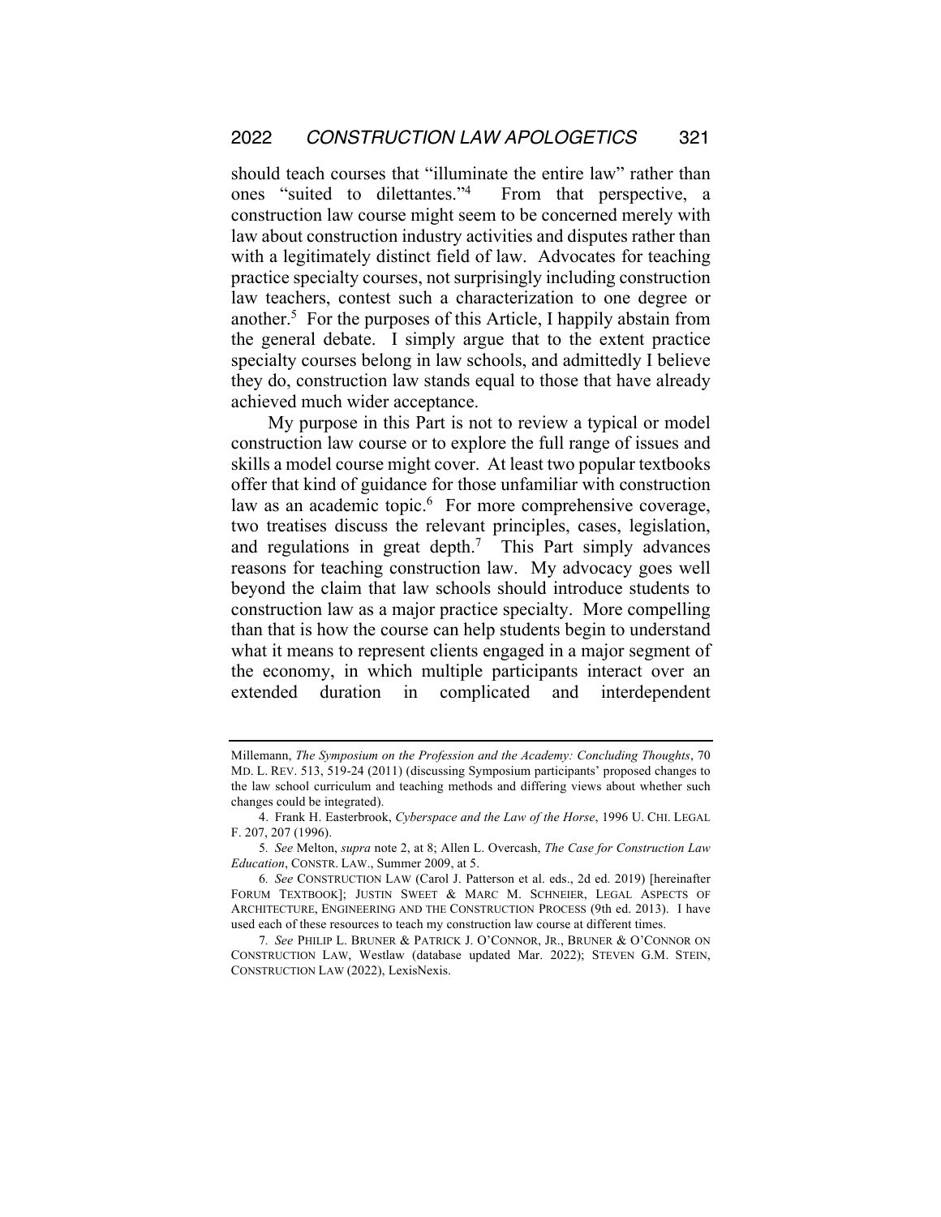should teach courses that "illuminate the entire law" rather than ones "suited to dilettantes."[4] From that perspective, a construction law course might seem to be concerned merely with law about construction industry activities and disputes rather than with a legitimately distinct field of law. Advocates for teaching practice specialty courses, not surprisingly including construction law teachers, contest such a characterization to one degree or another.[5] For the purposes of this Article, I happily abstain from the general debate. I simply argue that to the extent practice specialty courses belong in law schools, and admittedly I believe they do, construction law stands equal to those that have already achieved much wider acceptance.

My purpose in this Part is not to review a typical or model construction law course or to explore the full range of issues and skills a model course might cover. At least two popular textbooks offer that kind of guidance for those unfamiliar with construction law as an academic topic.[6] For more comprehensive coverage, two treatises discuss the relevant principles, cases, legislation, and regulations in great depth.[7] This Part simply advances reasons for teaching construction law. My advocacy goes well beyond the claim that law schools should introduce students to construction law as a major practice specialty. More compelling than that is how the course can help students begin to understand what it means to represent clients engaged in a major segment of the economy, in which multiple participants interact over an extended duration in complicated and interdependent

---

Millemann, *The Symposium on the Profession and the Academy: Concluding Thoughts*, 70 MD. L. REV. 513, 519-24 (2011) (discussing Symposium participants' proposed changes to the law school curriculum and teaching methods and differing views about whether such changes could be integrated).

4. Frank H. Easterbrook, *Cyberspace and the Law of the Horse*, 1996 U. CHI. LEGAL F. 207, 207 (1996).

5. *See* Melton, *supra* note 2, at 8; Allen L. Overcash, *The Case for Construction Law Education*, CONSTR. LAW., Summer 2009, at 5.

6. *See* CONSTRUCTION LAW (Carol J. Patterson et al. eds., 2d ed. 2019) [hereinafter FORUM TEXTBOOK]; JUSTIN SWEET & MARC M. SCHNEIER, LEGAL ASPECTS OF ARCHITECTURE, ENGINEERING AND THE CONSTRUCTION PROCESS (9th ed. 2013). I have used each of these resources to teach my construction law course at different times.

7. *See* PHILIP L. BRUNER & PATRICK J. O'CONNOR, JR., BRUNER & O'CONNOR ON CONSTRUCTION LAW, Westlaw (database updated Mar. 2022); STEVEN G.M. STEIN, CONSTRUCTION LAW (2022), LexisNexis.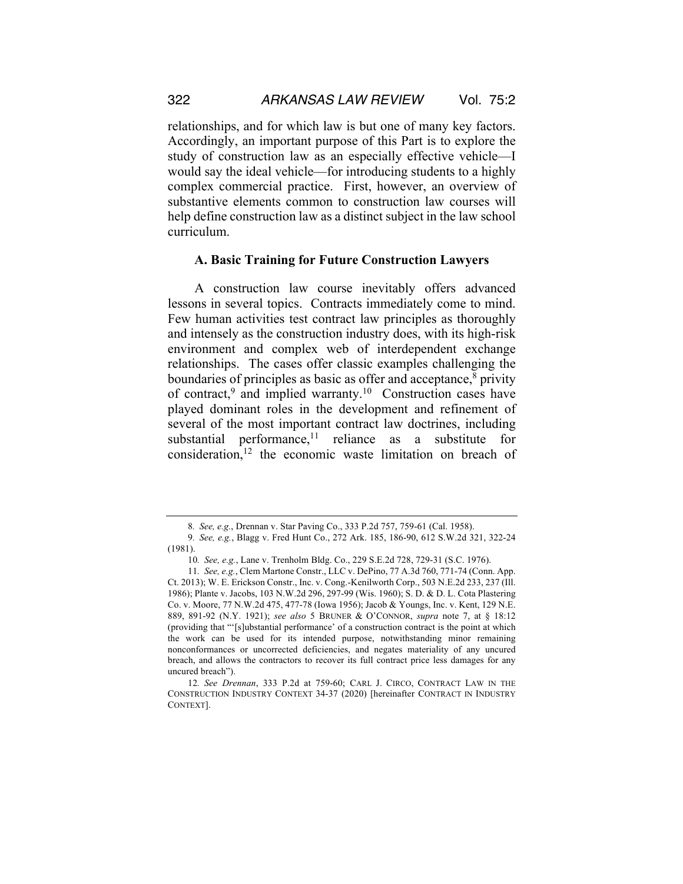relationships, and for which law is but one of many key factors. Accordingly, an important purpose of this Part is to explore the study of construction law as an especially effective vehicle—I would say the ideal vehicle—for introducing students to a highly complex commercial practice. First, however, an overview of substantive elements common to construction law courses will help define construction law as a distinct subject in the law school curriculum.

### A. Basic Training for Future Construction Lawyers

A construction law course inevitably offers advanced lessons in several topics. Contracts immediately come to mind. Few human activities test contract law principles as thoroughly and intensely as the construction industry does, with its high-risk environment and complex web of interdependent exchange relationships. The cases offer classic examples challenging the boundaries of principles as basic as offer and acceptance,[8] privity of contract,[9] and implied warranty.[10] Construction cases have played dominant roles in the development and refinement of several of the most important contract law doctrines, including substantial performance,[11] reliance as a substitute for consideration,[12] the economic waste limitation on breach of

---

8. *See, e.g.*, Drennan v. Star Paving Co., 333 P.2d 757, 759-61 (Cal. 1958).

9. *See, e.g.*, Blagg v. Fred Hunt Co., 272 Ark. 185, 186-90, 612 S.W.2d 321, 322-24 (1981).

10. *See, e.g.*, Lane v. Trenholm Bldg. Co., 229 S.E.2d 728, 729-31 (S.C. 1976).

11. *See, e.g.*, Clem Martone Constr., LLC v. DePino, 77 A.3d 760, 771-74 (Conn. App. Ct. 2013); W. E. Erickson Constr., Inc. v. Cong.-Kenilworth Corp., 503 N.E.2d 233, 237 (Ill. 1986); Plante v. Jacobs, 103 N.W.2d 296, 297-99 (Wis. 1960); S. D. & D. L. Cota Plastering Co. v. Moore, 77 N.W.2d 475, 477-78 (Iowa 1956); Jacob & Youngs, Inc. v. Kent, 129 N.E. 889, 891-92 (N.Y. 1921); *see also* 5 BRUNER & O'CONNOR, *supra* note 7, at § 18:12 (providing that "'[s]ubstantial performance' of a construction contract is the point at which the work can be used for its intended purpose, notwithstanding minor remaining nonconformances or uncorrected deficiencies, and negates materiality of any uncured breach, and allows the contractors to recover its full contract price less damages for any uncured breach").

12. *See Drennan*, 333 P.2d at 759-60; CARL J. CIRCO, CONTRACT LAW IN THE CONSTRUCTION INDUSTRY CONTEXT 34-37 (2020) [hereinafter CONTRACT IN INDUSTRY CONTEXT].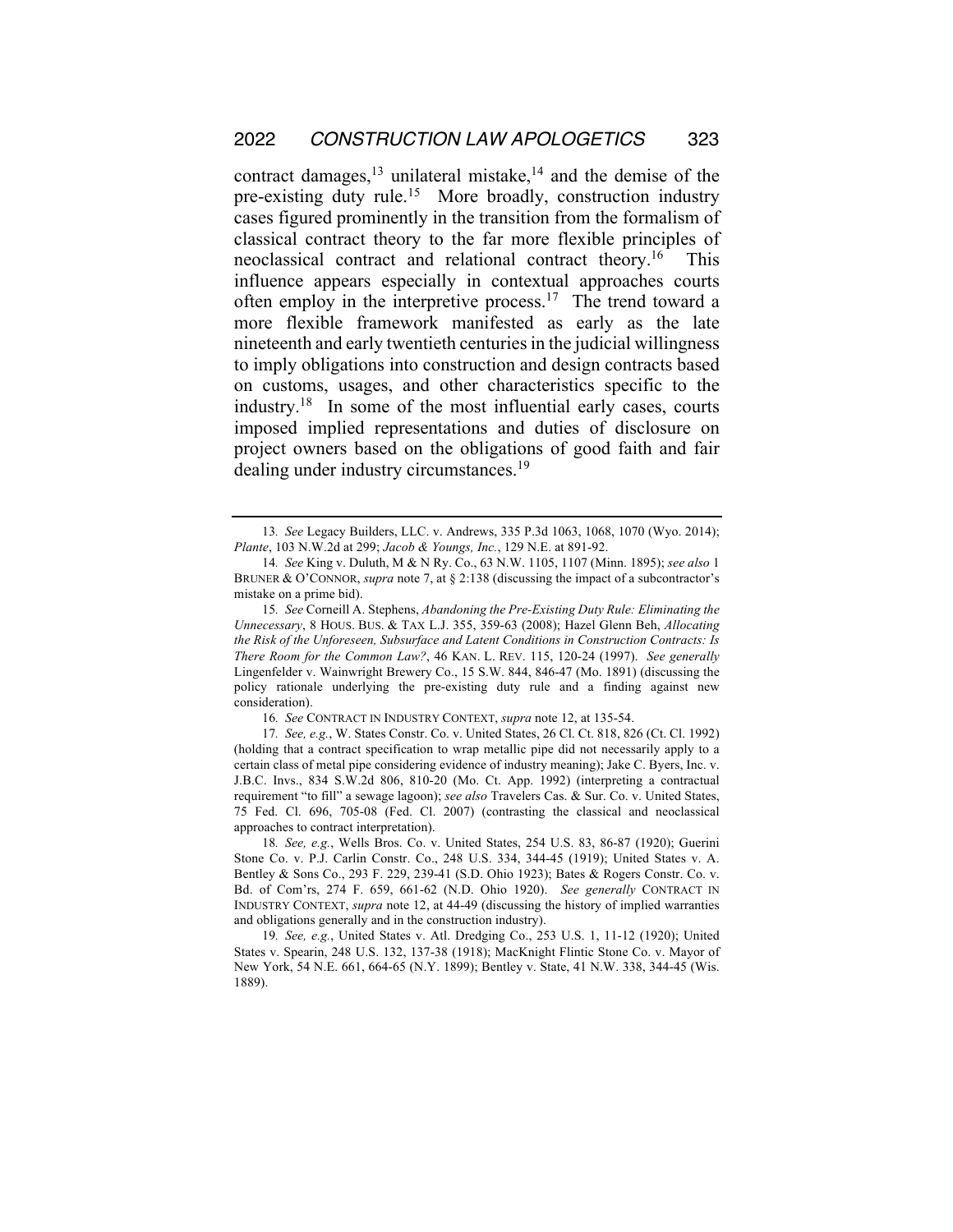contract damages,[13] unilateral mistake,[14] and the demise of the pre-existing duty rule.[15] More broadly, construction industry cases figured prominently in the transition from the formalism of classical contract theory to the far more flexible principles of neoclassical contract and relational contract theory.[16] This influence appears especially in contextual approaches courts often employ in the interpretive process.[17] The trend toward a more flexible framework manifested as early as the late nineteenth and early twentieth centuries in the judicial willingness to imply obligations into construction and design contracts based on customs, usages, and other characteristics specific to the industry.[18] In some of the most influential early cases, courts imposed implied representations and duties of disclosure on project owners based on the obligations of good faith and fair dealing under industry circumstances.[19]

---

13. *See* Legacy Builders, LLC. v. Andrews, 335 P.3d 1063, 1068, 1070 (Wyo. 2014); *Plante*, 103 N.W.2d at 299; *Jacob & Youngs, Inc.*, 129 N.E. at 891-92.

14. *See* King v. Duluth, M & N Ry. Co., 63 N.W. 1105, 1107 (Minn. 1895); *see also* 1 BRUNER & O'CONNOR, *supra* note 7, at § 2:138 (discussing the impact of a subcontractor's mistake on a prime bid).

15. *See* Corneill A. Stephens, *Abandoning the Pre-Existing Duty Rule: Eliminating the Unnecessary*, 8 HOUS. BUS. & TAX L.J. 355, 359-63 (2008); Hazel Glenn Beh, *Allocating the Risk of the Unforeseen, Subsurface and Latent Conditions in Construction Contracts: Is There Room for the Common Law?*, 46 KAN. L. REV. 115, 120-24 (1997). *See generally* Lingenfelder v. Wainwright Brewery Co., 15 S.W. 844, 846-47 (Mo. 1891) (discussing the policy rationale underlying the pre-existing duty rule and a finding against new consideration).

16. *See* CONTRACT IN INDUSTRY CONTEXT, *supra* note 12, at 135-54.

17. *See, e.g.*, W. States Constr. Co. v. United States, 26 Cl. Ct. 818, 826 (Ct. Cl. 1992) (holding that a contract specification to wrap metallic pipe did not necessarily apply to a certain class of metal pipe considering evidence of industry meaning); Jake C. Byers, Inc. v. J.B.C. Invs., 834 S.W.2d 806, 810-20 (Mo. Ct. App. 1992) (interpreting a contractual requirement "to fill" a sewage lagoon); *see also* Travelers Cas. & Sur. Co. v. United States, 75 Fed. Cl. 696, 705-08 (Fed. Cl. 2007) (contrasting the classical and neoclassical approaches to contract interpretation).

18. *See, e.g.*, Wells Bros. Co. v. United States, 254 U.S. 83, 86-87 (1920); Guerini Stone Co. v. P.J. Carlin Constr. Co., 248 U.S. 334, 344-45 (1919); United States v. A. Bentley & Sons Co., 293 F. 229, 239-41 (S.D. Ohio 1923); Bates & Rogers Constr. Co. v. Bd. of Com'rs, 274 F. 659, 661-62 (N.D. Ohio 1920). *See generally* CONTRACT IN INDUSTRY CONTEXT, *supra* note 12, at 44-49 (discussing the history of implied warranties and obligations generally and in the construction industry).

19. *See, e.g.*, United States v. Atl. Dredging Co., 253 U.S. 1, 11-12 (1920); United States v. Spearin, 248 U.S. 132, 137-38 (1918); MacKnight Flintic Stone Co. v. Mayor of New York, 54 N.E. 661, 664-65 (N.Y. 1899); Bentley v. State, 41 N.W. 338, 344-45 (Wis. 1889).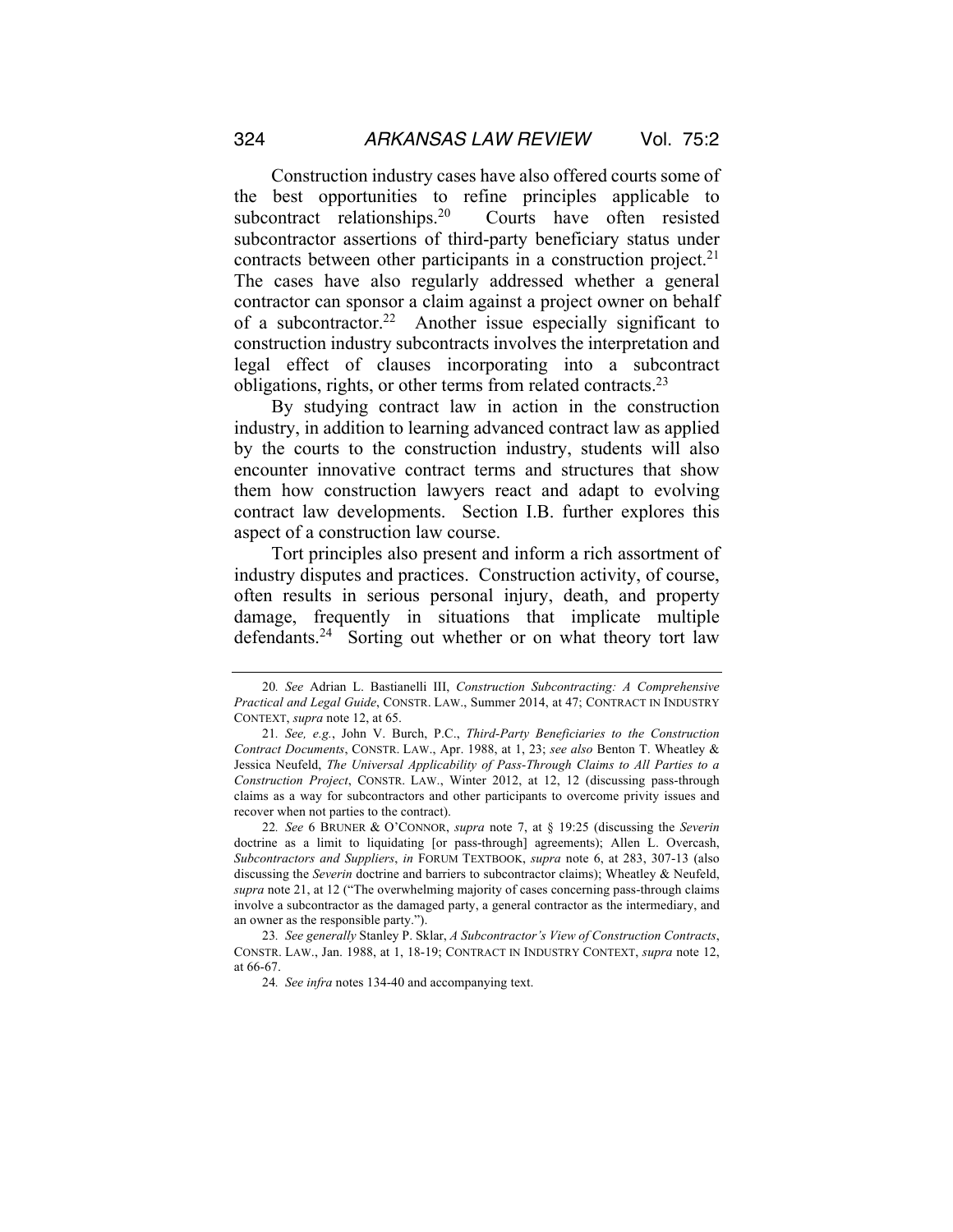Construction industry cases have also offered courts some of the best opportunities to refine principles applicable to subcontract relationships.[20] Courts have often resisted subcontractor assertions of third-party beneficiary status under contracts between other participants in a construction project.[21] The cases have also regularly addressed whether a general contractor can sponsor a claim against a project owner on behalf of a subcontractor.[22] Another issue especially significant to construction industry subcontracts involves the interpretation and legal effect of clauses incorporating into a subcontract obligations, rights, or other terms from related contracts.[23]

By studying contract law in action in the construction industry, in addition to learning advanced contract law as applied by the courts to the construction industry, students will also encounter innovative contract terms and structures that show them how construction lawyers react and adapt to evolving contract law developments. Section I.B. further explores this aspect of a construction law course.

Tort principles also present and inform a rich assortment of industry disputes and practices. Construction activity, of course, often results in serious personal injury, death, and property damage, frequently in situations that implicate multiple defendants.[24] Sorting out whether or on what theory tort law

---

20. *See* Adrian L. Bastianelli III, *Construction Subcontracting: A Comprehensive Practical and Legal Guide*, CONSTR. LAW., Summer 2014, at 47; CONTRACT IN INDUSTRY CONTEXT, *supra* note 12, at 65.

21. *See, e.g.*, John V. Burch, P.C., *Third-Party Beneficiaries to the Construction Contract Documents*, CONSTR. LAW., Apr. 1988, at 1, 23; *see also* Benton T. Wheatley & Jessica Neufeld, *The Universal Applicability of Pass-Through Claims to All Parties to a Construction Project*, CONSTR. LAW., Winter 2012, at 12, 12 (discussing pass-through claims as a way for subcontractors and other participants to overcome privity issues and recover when not parties to the contract).

22. *See* 6 BRUNER & O'CONNOR, *supra* note 7, at § 19:25 (discussing the *Severin* doctrine as a limit to liquidating [or pass-through] agreements); Allen L. Overcash, *Subcontractors and Suppliers*, *in* FORUM TEXTBOOK, *supra* note 6, at 283, 307-13 (also discussing the *Severin* doctrine and barriers to subcontractor claims); Wheatley & Neufeld, *supra* note 21, at 12 ("The overwhelming majority of cases concerning pass-through claims involve a subcontractor as the damaged party, a general contractor as the intermediary, and an owner as the responsible party.").

23. *See generally* Stanley P. Sklar, *A Subcontractor's View of Construction Contracts*, CONSTR. LAW., Jan. 1988, at 1, 18-19; CONTRACT IN INDUSTRY CONTEXT, *supra* note 12, at 66-67.

24. *See infra* notes 134-40 and accompanying text.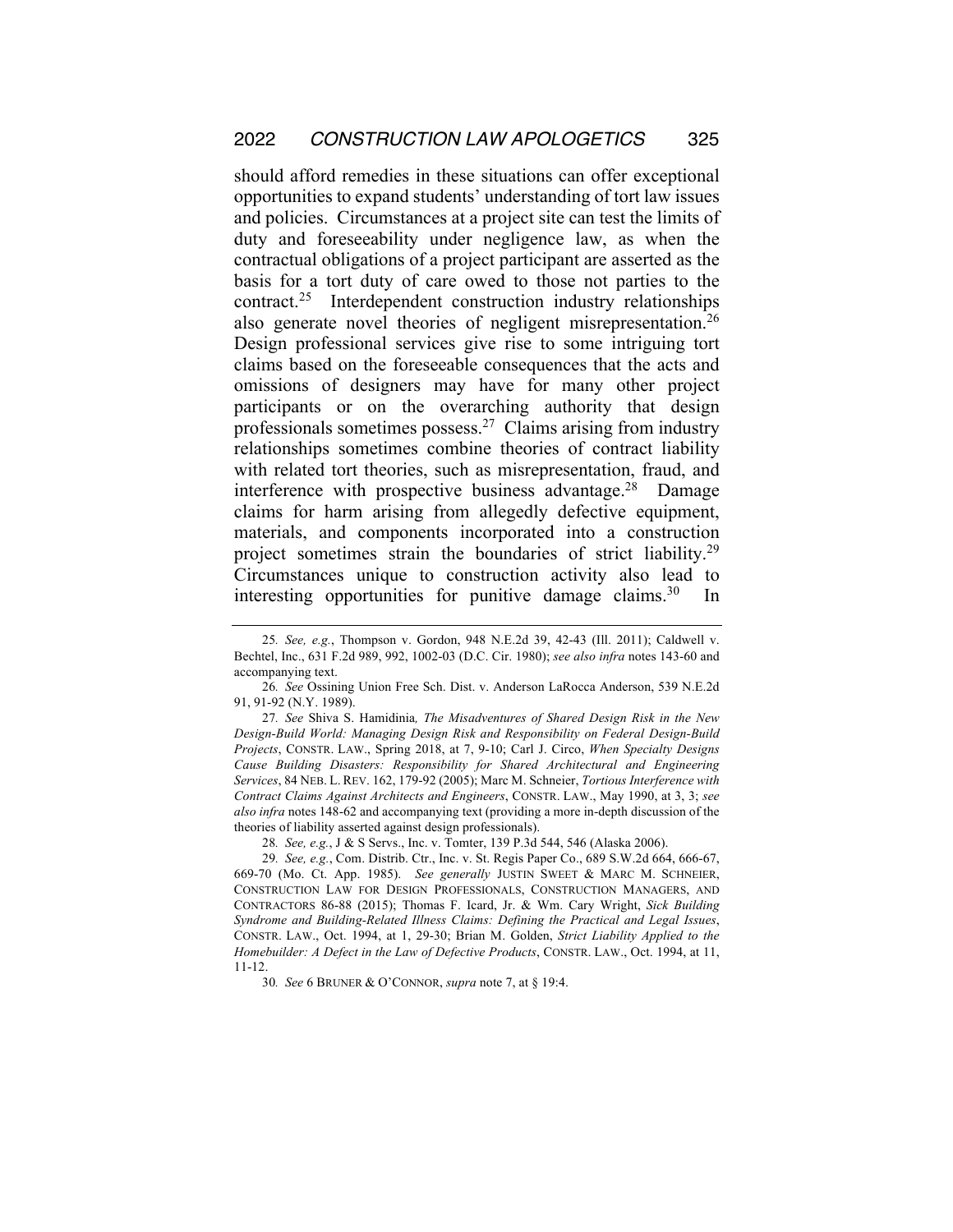should afford remedies in these situations can offer exceptional opportunities to expand students' understanding of tort law issues and policies. Circumstances at a project site can test the limits of duty and foreseeability under negligence law, as when the contractual obligations of a project participant are asserted as the basis for a tort duty of care owed to those not parties to the contract.[25] Interdependent construction industry relationships also generate novel theories of negligent misrepresentation.[26] Design professional services give rise to some intriguing tort claims based on the foreseeable consequences that the acts and omissions of designers may have for many other project participants or on the overarching authority that design professionals sometimes possess.[27] Claims arising from industry relationships sometimes combine theories of contract liability with related tort theories, such as misrepresentation, fraud, and interference with prospective business advantage.[28] Damage claims for harm arising from allegedly defective equipment, materials, and components incorporated into a construction project sometimes strain the boundaries of strict liability.[29] Circumstances unique to construction activity also lead to interesting opportunities for punitive damage claims.[30] In

---

25. *See, e.g.*, Thompson v. Gordon, 948 N.E.2d 39, 42-43 (Ill. 2011); Caldwell v. Bechtel, Inc., 631 F.2d 989, 992, 1002-03 (D.C. Cir. 1980); *see also infra* notes 143-60 and accompanying text.

26. *See* Ossining Union Free Sch. Dist. v. Anderson LaRocca Anderson, 539 N.E.2d 91, 91-92 (N.Y. 1989).

27. *See* Shiva S. Hamidinia, *The Misadventures of Shared Design Risk in the New Design-Build World: Managing Design Risk and Responsibility on Federal Design-Build Projects*, CONSTR. LAW., Spring 2018, at 7, 9-10; Carl J. Circo, *When Specialty Designs Cause Building Disasters: Responsibility for Shared Architectural and Engineering Services*, 84 NEB. L. REV. 162, 179-92 (2005); Marc M. Schneier, *Tortious Interference with Contract Claims Against Architects and Engineers*, CONSTR. LAW., May 1990, at 3, 3; *see also infra* notes 148-62 and accompanying text (providing a more in-depth discussion of the theories of liability asserted against design professionals).

28. *See, e.g.*, J & S Servs., Inc. v. Tomter, 139 P.3d 544, 546 (Alaska 2006).

29. *See, e.g.*, Com. Distrib. Ctr., Inc. v. St. Regis Paper Co., 689 S.W.2d 664, 666-67, 669-70 (Mo. Ct. App. 1985). *See generally* JUSTIN SWEET & MARC M. SCHNEIER, CONSTRUCTION LAW FOR DESIGN PROFESSIONALS, CONSTRUCTION MANAGERS, AND CONTRACTORS 86-88 (2015); Thomas F. Icard, Jr. & Wm. Cary Wright, *Sick Building Syndrome and Building-Related Illness Claims: Defining the Practical and Legal Issues*, CONSTR. LAW., Oct. 1994, at 1, 29-30; Brian M. Golden, *Strict Liability Applied to the Homebuilder: A Defect in the Law of Defective Products*, CONSTR. LAW., Oct. 1994, at 11, 11-12.

30. *See* 6 BRUNER & O'CONNOR, *supra* note 7, at § 19:4.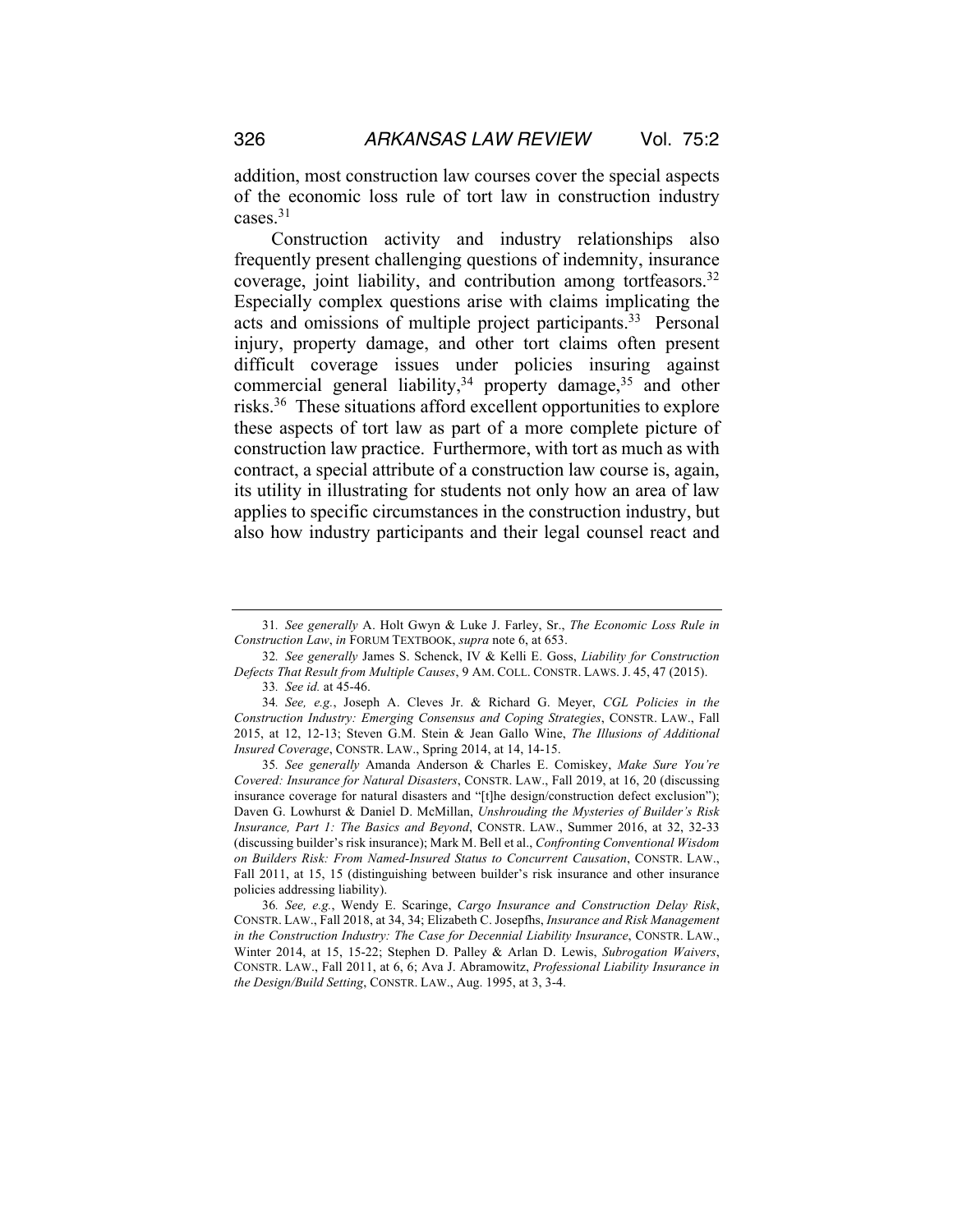addition, most construction law courses cover the special aspects of the economic loss rule of tort law in construction industry cases.[31]

Construction activity and industry relationships also frequently present challenging questions of indemnity, insurance coverage, joint liability, and contribution among tortfeasors.[32] Especially complex questions arise with claims implicating the acts and omissions of multiple project participants.[33] Personal injury, property damage, and other tort claims often present difficult coverage issues under policies insuring against commercial general liability,[34] property damage,[35] and other risks.[36] These situations afford excellent opportunities to explore these aspects of tort law as part of a more complete picture of construction law practice. Furthermore, with tort as much as with contract, a special attribute of a construction law course is, again, its utility in illustrating for students not only how an area of law applies to specific circumstances in the construction industry, but also how industry participants and their legal counsel react and

---

31. *See generally* A. Holt Gwyn & Luke J. Farley, Sr., *The Economic Loss Rule in Construction Law*, *in* FORUM TEXTBOOK, *supra* note 6, at 653.

32. *See generally* James S. Schenck, IV & Kelli E. Goss, *Liability for Construction Defects That Result from Multiple Causes*, 9 AM. COLL. CONSTR. LAWS. J. 45, 47 (2015).

33. *See id.* at 45-46.

34. *See, e.g.*, Joseph A. Cleves Jr. & Richard G. Meyer, *CGL Policies in the Construction Industry: Emerging Consensus and Coping Strategies*, CONSTR. LAW., Fall 2015, at 12, 12-13; Steven G.M. Stein & Jean Gallo Wine, *The Illusions of Additional Insured Coverage*, CONSTR. LAW., Spring 2014, at 14, 14-15.

35. *See generally* Amanda Anderson & Charles E. Comiskey, *Make Sure You're Covered: Insurance for Natural Disasters*, CONSTR. LAW., Fall 2019, at 16, 20 (discussing insurance coverage for natural disasters and "[t]he design/construction defect exclusion"); Daven G. Lowhurst & Daniel D. McMillan, *Unshrouding the Mysteries of Builder's Risk Insurance, Part 1: The Basics and Beyond*, CONSTR. LAW., Summer 2016, at 32, 32-33 (discussing builder's risk insurance); Mark M. Bell et al., *Confronting Conventional Wisdom on Builders Risk: From Named-Insured Status to Concurrent Causation*, CONSTR. LAW., Fall 2011, at 15, 15 (distinguishing between builder's risk insurance and other insurance policies addressing liability).

36. *See, e.g.*, Wendy E. Scaringe, *Cargo Insurance and Construction Delay Risk*, CONSTR. LAW., Fall 2018, at 34, 34; Elizabeth C. Josepfhs, *Insurance and Risk Management in the Construction Industry: The Case for Decennial Liability Insurance*, CONSTR. LAW., Winter 2014, at 15, 15-22; Stephen D. Palley & Arlan D. Lewis, *Subrogation Waivers*, CONSTR. LAW., Fall 2011, at 6, 6; Ava J. Abramowitz, *Professional Liability Insurance in the Design/Build Setting*, CONSTR. LAW., Aug. 1995, at 3, 3-4.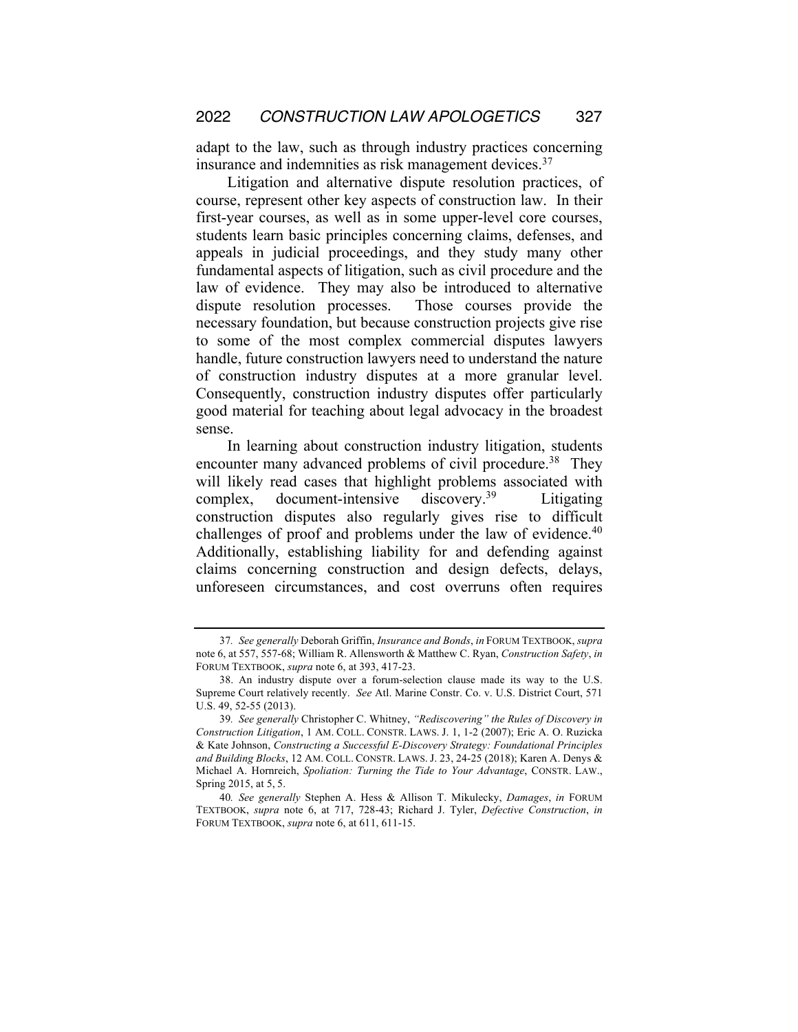adapt to the law, such as through industry practices concerning insurance and indemnities as risk management devices.[37]

Litigation and alternative dispute resolution practices, of course, represent other key aspects of construction law. In their first-year courses, as well as in some upper-level core courses, students learn basic principles concerning claims, defenses, and appeals in judicial proceedings, and they study many other fundamental aspects of litigation, such as civil procedure and the law of evidence. They may also be introduced to alternative dispute resolution processes. Those courses provide the necessary foundation, but because construction projects give rise to some of the most complex commercial disputes lawyers handle, future construction lawyers need to understand the nature of construction industry disputes at a more granular level. Consequently, construction industry disputes offer particularly good material for teaching about legal advocacy in the broadest sense.

In learning about construction industry litigation, students encounter many advanced problems of civil procedure.[38] They will likely read cases that highlight problems associated with complex, document-intensive discovery.[39] Litigating construction disputes also regularly gives rise to difficult challenges of proof and problems under the law of evidence.[40] Additionally, establishing liability for and defending against claims concerning construction and design defects, delays, unforeseen circumstances, and cost overruns often requires

---

37. *See generally* Deborah Griffin, *Insurance and Bonds*, *in* FORUM TEXTBOOK, *supra* note 6, at 557, 557-68; William R. Allensworth & Matthew C. Ryan, *Construction Safety*, *in* FORUM TEXTBOOK, *supra* note 6, at 393, 417-23.

38. An industry dispute over a forum-selection clause made its way to the U.S. Supreme Court relatively recently. *See* Atl. Marine Constr. Co. v. U.S. District Court, 571 U.S. 49, 52-55 (2013).

39. *See generally* Christopher C. Whitney, *"Rediscovering" the Rules of Discovery in Construction Litigation*, 1 AM. COLL. CONSTR. LAWS. J. 1, 1-2 (2007); Eric A. O. Ruzicka & Kate Johnson, *Constructing a Successful E-Discovery Strategy: Foundational Principles and Building Blocks*, 12 AM. COLL. CONSTR. LAWS. J. 23, 24-25 (2018); Karen A. Denys & Michael A. Hornreich, *Spoliation: Turning the Tide to Your Advantage*, CONSTR. LAW., Spring 2015, at 5, 5.

40. *See generally* Stephen A. Hess & Allison T. Mikulecky, *Damages*, *in* FORUM TEXTBOOK, *supra* note 6, at 717, 728-43; Richard J. Tyler, *Defective Construction*, *in* FORUM TEXTBOOK, *supra* note 6, at 611, 611-15.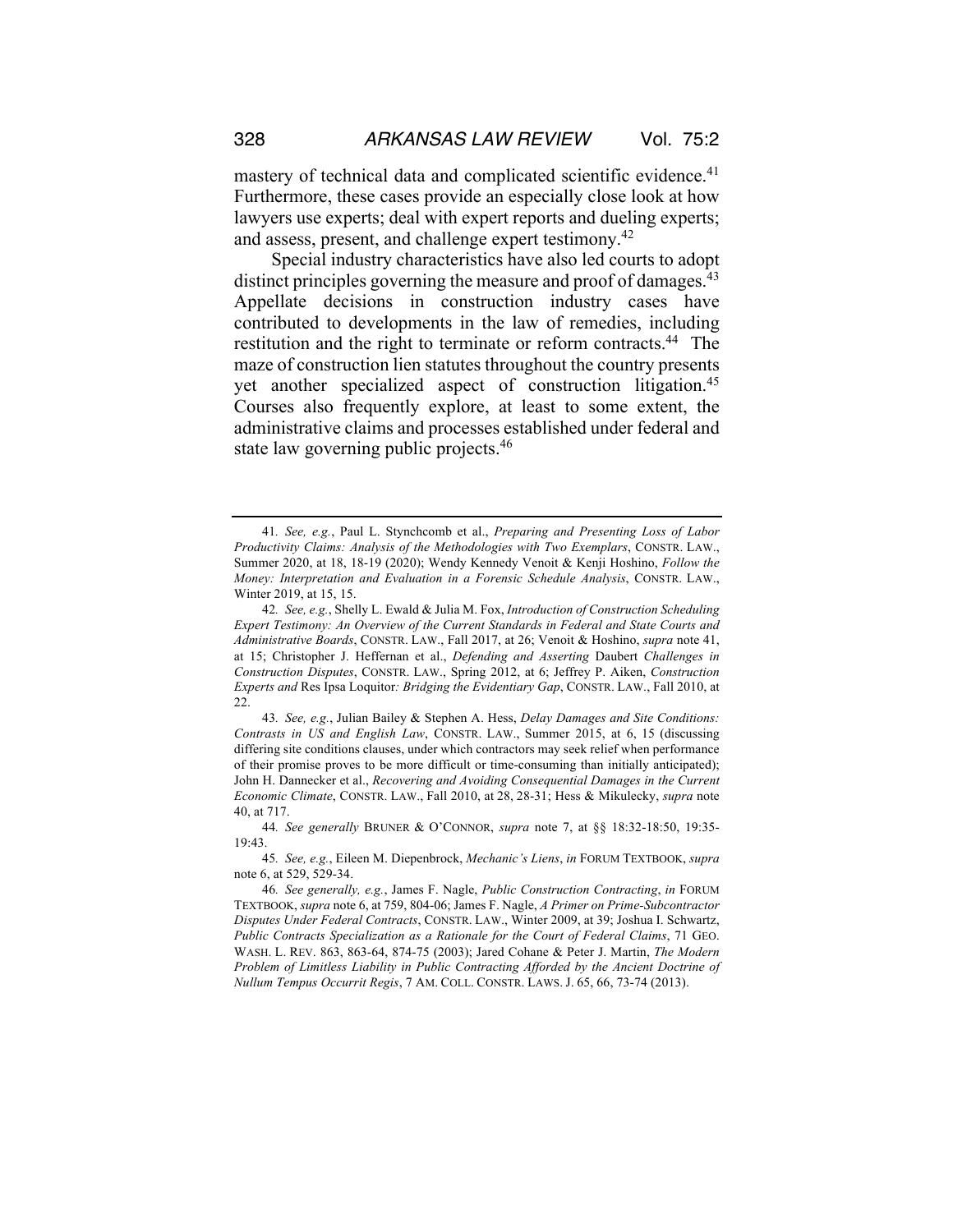mastery of technical data and complicated scientific evidence.[41] Furthermore, these cases provide an especially close look at how lawyers use experts; deal with expert reports and dueling experts; and assess, present, and challenge expert testimony.[42]

Special industry characteristics have also led courts to adopt distinct principles governing the measure and proof of damages.[43] Appellate decisions in construction industry cases have contributed to developments in the law of remedies, including restitution and the right to terminate or reform contracts.[44] The maze of construction lien statutes throughout the country presents yet another specialized aspect of construction litigation.[45] Courses also frequently explore, at least to some extent, the administrative claims and processes established under federal and state law governing public projects.[46]

---

41. *See, e.g.*, Paul L. Stynchcomb et al., *Preparing and Presenting Loss of Labor Productivity Claims: Analysis of the Methodologies with Two Exemplars*, CONSTR. LAW., Summer 2020, at 18, 18-19 (2020); Wendy Kennedy Venoit & Kenji Hoshino, *Follow the Money: Interpretation and Evaluation in a Forensic Schedule Analysis*, CONSTR. LAW., Winter 2019, at 15, 15.

42. *See, e.g.*, Shelly L. Ewald & Julia M. Fox, *Introduction of Construction Scheduling Expert Testimony: An Overview of the Current Standards in Federal and State Courts and Administrative Boards*, CONSTR. LAW., Fall 2017, at 26; Venoit & Hoshino, *supra* note 41, at 15; Christopher J. Heffernan et al., *Defending and Asserting* Daubert *Challenges in Construction Disputes*, CONSTR. LAW., Spring 2012, at 6; Jeffrey P. Aiken, *Construction Experts and* Res Ipsa Loquitor*: Bridging the Evidentiary Gap*, CONSTR. LAW., Fall 2010, at 22.

43. *See, e.g.*, Julian Bailey & Stephen A. Hess, *Delay Damages and Site Conditions: Contrasts in US and English Law*, CONSTR. LAW., Summer 2015, at 6, 15 (discussing differing site conditions clauses, under which contractors may seek relief when performance of their promise proves to be more difficult or time-consuming than initially anticipated); John H. Dannecker et al., *Recovering and Avoiding Consequential Damages in the Current Economic Climate*, CONSTR. LAW., Fall 2010, at 28, 28-31; Hess & Mikulecky, *supra* note 40, at 717.

44. *See generally* BRUNER & O'CONNOR, *supra* note 7, at §§ 18:32-18:50, 19:35-19:43.

45. *See, e.g.*, Eileen M. Diepenbrock, *Mechanic's Liens*, *in* FORUM TEXTBOOK, *supra* note 6, at 529, 529-34.

46. *See generally, e.g.*, James F. Nagle, *Public Construction Contracting*, *in* FORUM TEXTBOOK, *supra* note 6, at 759, 804-06; James F. Nagle, *A Primer on Prime-Subcontractor Disputes Under Federal Contracts*, CONSTR. LAW., Winter 2009, at 39; Joshua I. Schwartz, *Public Contracts Specialization as a Rationale for the Court of Federal Claims*, 71 GEO. WASH. L. REV. 863, 863-64, 874-75 (2003); Jared Cohane & Peter J. Martin, *The Modern Problem of Limitless Liability in Public Contracting Afforded by the Ancient Doctrine of Nullum Tempus Occurrit Regis*, 7 AM. COLL. CONSTR. LAWS. J. 65, 66, 73-74 (2013).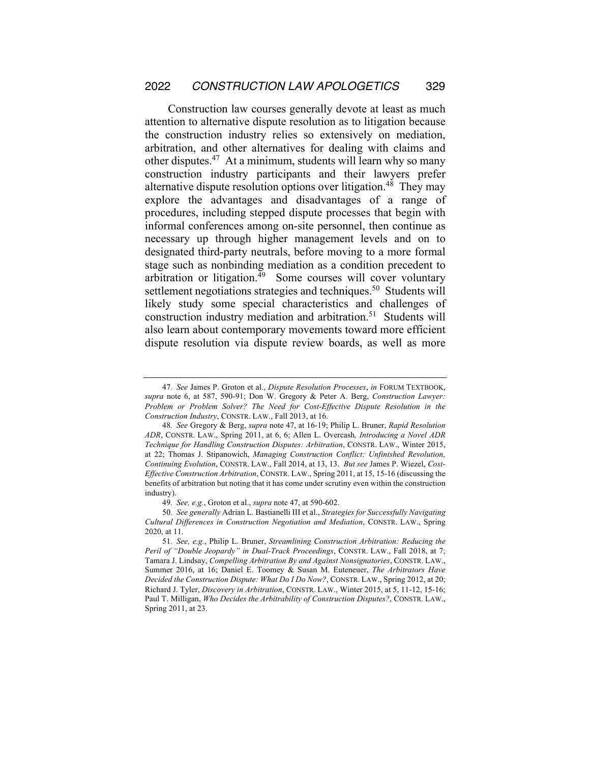Construction law courses generally devote at least as much attention to alternative dispute resolution as to litigation because the construction industry relies so extensively on mediation, arbitration, and other alternatives for dealing with claims and other disputes.[47] At a minimum, students will learn why so many construction industry participants and their lawyers prefer alternative dispute resolution options over litigation.[48] They may explore the advantages and disadvantages of a range of procedures, including stepped dispute processes that begin with informal conferences among on-site personnel, then continue as necessary up through higher management levels and on to designated third-party neutrals, before moving to a more formal stage such as nonbinding mediation as a condition precedent to arbitration or litigation.[49] Some courses will cover voluntary settlement negotiations strategies and techniques.[50] Students will likely study some special characteristics and challenges of construction industry mediation and arbitration.[51] Students will also learn about contemporary movements toward more efficient dispute resolution via dispute review boards, as well as more

---

47. *See* James P. Groton et al., *Dispute Resolution Processes*, *in* FORUM TEXTBOOK, *supra* note 6, at 587, 590-91; Don W. Gregory & Peter A. Berg, *Construction Lawyer: Problem or Problem Solver? The Need for Cost-Effective Dispute Resolution in the Construction Industry*, CONSTR. LAW., Fall 2013, at 16.

48. *See* Gregory & Berg, *supra* note 47, at 16-19; Philip L. Bruner, *Rapid Resolution ADR*, CONSTR. LAW., Spring 2011, at 6, 6; Allen L. Overcash*, Introducing a Novel ADR Technique for Handling Construction Disputes: Arbitration*, CONSTR. LAW., Winter 2015, at 22; Thomas J. Stipanowich, *Managing Construction Conflict: Unfinished Revolution, Continuing Evolution*, CONSTR. LAW., Fall 2014, at 13, 13. *But see* James P. Wiezel, *Cost-Effective Construction Arbitration*, CONSTR. LAW., Spring 2011, at 15, 15-16 (discussing the benefits of arbitration but noting that it has come under scrutiny even within the construction industry).

49. *See, e.g.*, Groton et al., *supra* note 47, at 590-602.

50. *See generally* Adrian L. Bastianelli III et al., *Strategies for Successfully Navigating Cultural Differences in Construction Negotiation and Mediation*, CONSTR. LAW., Spring 2020, at 11.

51. *See, e.g.*, Philip L. Bruner, *Streamlining Construction Arbitration: Reducing the Peril of "Double Jeopardy" in Dual-Track Proceedings*, CONSTR. LAW., Fall 2018, at 7; Tamara J. Lindsay, *Compelling Arbitration By and Against Nonsignatories*, CONSTR. LAW., Summer 2016, at 16; Daniel E. Toomey & Susan M. Euteneuer, *The Arbitrators Have Decided the Construction Dispute: What Do I Do Now?*, CONSTR. LAW., Spring 2012, at 20; Richard J. Tyler, *Discovery in Arbitration*, CONSTR. LAW., Winter 2015, at 5, 11-12, 15-16; Paul T. Milligan, *Who Decides the Arbitrability of Construction Disputes?*, CONSTR. LAW., Spring 2011, at 23.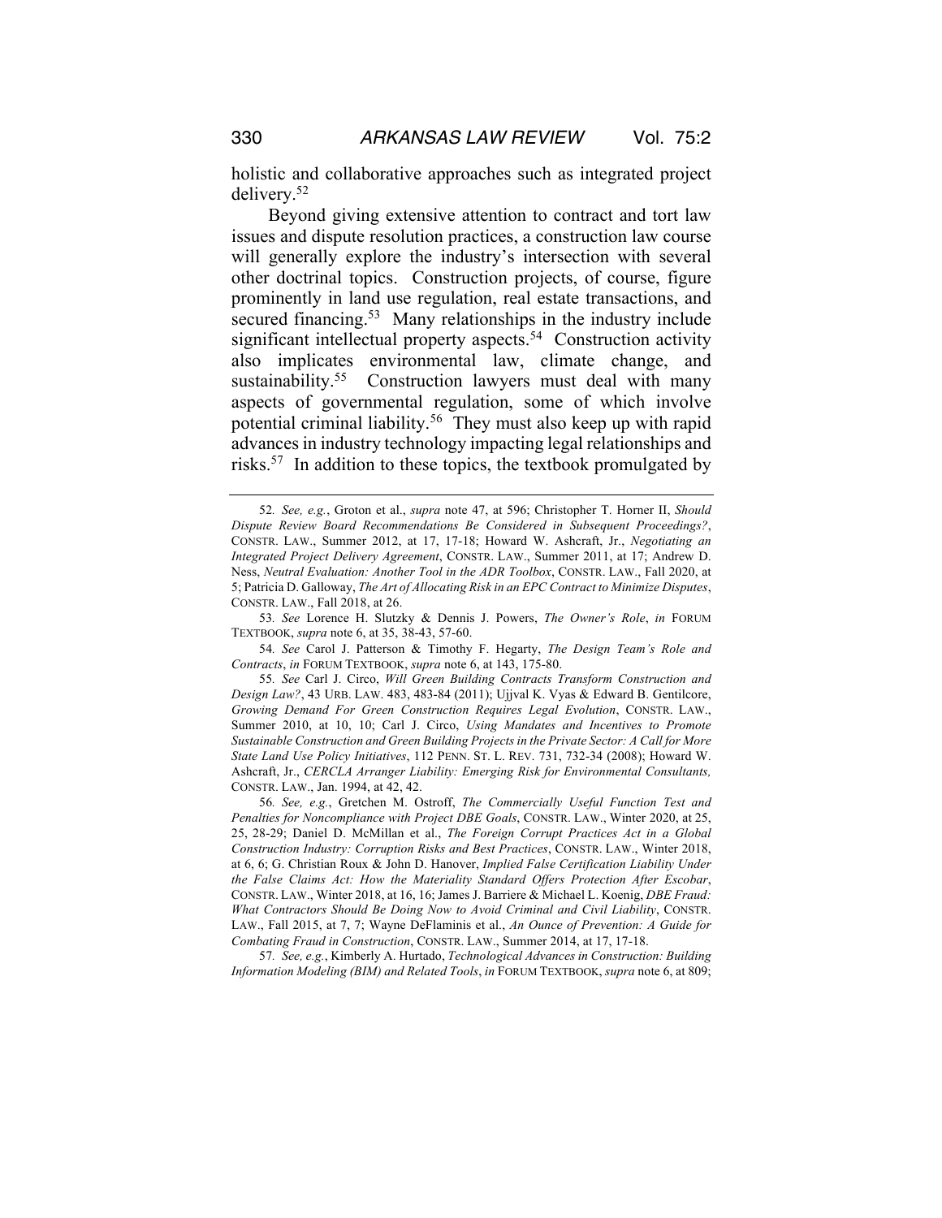holistic and collaborative approaches such as integrated project delivery.[52]

Beyond giving extensive attention to contract and tort law issues and dispute resolution practices, a construction law course will generally explore the industry's intersection with several other doctrinal topics. Construction projects, of course, figure prominently in land use regulation, real estate transactions, and secured financing.[53] Many relationships in the industry include significant intellectual property aspects.[54] Construction activity also implicates environmental law, climate change, and sustainability.[55] Construction lawyers must deal with many aspects of governmental regulation, some of which involve potential criminal liability.[56] They must also keep up with rapid advances in industry technology impacting legal relationships and risks.[57] In addition to these topics, the textbook promulgated by

---

52. *See, e.g.*, Groton et al., *supra* note 47, at 596; Christopher T. Horner II, *Should Dispute Review Board Recommendations Be Considered in Subsequent Proceedings?*, CONSTR. LAW., Summer 2012, at 17, 17-18; Howard W. Ashcraft, Jr., *Negotiating an Integrated Project Delivery Agreement*, CONSTR. LAW., Summer 2011, at 17; Andrew D. Ness, *Neutral Evaluation: Another Tool in the ADR Toolbox*, CONSTR. LAW., Fall 2020, at 5; Patricia D. Galloway, *The Art of Allocating Risk in an EPC Contract to Minimize Disputes*, CONSTR. LAW., Fall 2018, at 26.

53. *See* Lorence H. Slutzky & Dennis J. Powers, *The Owner's Role*, *in* FORUM TEXTBOOK, *supra* note 6, at 35, 38-43, 57-60.

54. *See* Carol J. Patterson & Timothy F. Hegarty, *The Design Team's Role and Contracts*, *in* FORUM TEXTBOOK, *supra* note 6, at 143, 175-80.

55. *See* Carl J. Circo, *Will Green Building Contracts Transform Construction and Design Law?*, 43 URB. LAW. 483, 483-84 (2011); Ujjval K. Vyas & Edward B. Gentilcore, *Growing Demand For Green Construction Requires Legal Evolution*, CONSTR. LAW., Summer 2010, at 10, 10; Carl J. Circo, *Using Mandates and Incentives to Promote Sustainable Construction and Green Building Projects in the Private Sector: A Call for More State Land Use Policy Initiatives*, 112 PENN. ST. L. REV. 731, 732-34 (2008); Howard W. Ashcraft, Jr., *CERCLA Arranger Liability: Emerging Risk for Environmental Consultants,* CONSTR. LAW., Jan. 1994, at 42, 42.

56. *See, e.g.*, Gretchen M. Ostroff, *The Commercially Useful Function Test and Penalties for Noncompliance with Project DBE Goals*, CONSTR. LAW., Winter 2020, at 25, 25, 28-29; Daniel D. McMillan et al., *The Foreign Corrupt Practices Act in a Global Construction Industry: Corruption Risks and Best Practices*, CONSTR. LAW., Winter 2018, at 6, 6; G. Christian Roux & John D. Hanover, *Implied False Certification Liability Under the False Claims Act: How the Materiality Standard Offers Protection After Escobar*, CONSTR. LAW., Winter 2018, at 16, 16; James J. Barriere & Michael L. Koenig, *DBE Fraud: What Contractors Should Be Doing Now to Avoid Criminal and Civil Liability*, CONSTR. LAW., Fall 2015, at 7, 7; Wayne DeFlaminis et al., *An Ounce of Prevention: A Guide for Combating Fraud in Construction*, CONSTR. LAW., Summer 2014, at 17, 17-18.

57. *See, e.g.*, Kimberly A. Hurtado, *Technological Advances in Construction: Building Information Modeling (BIM) and Related Tools*, *in* FORUM TEXTBOOK, *supra* note 6, at 809;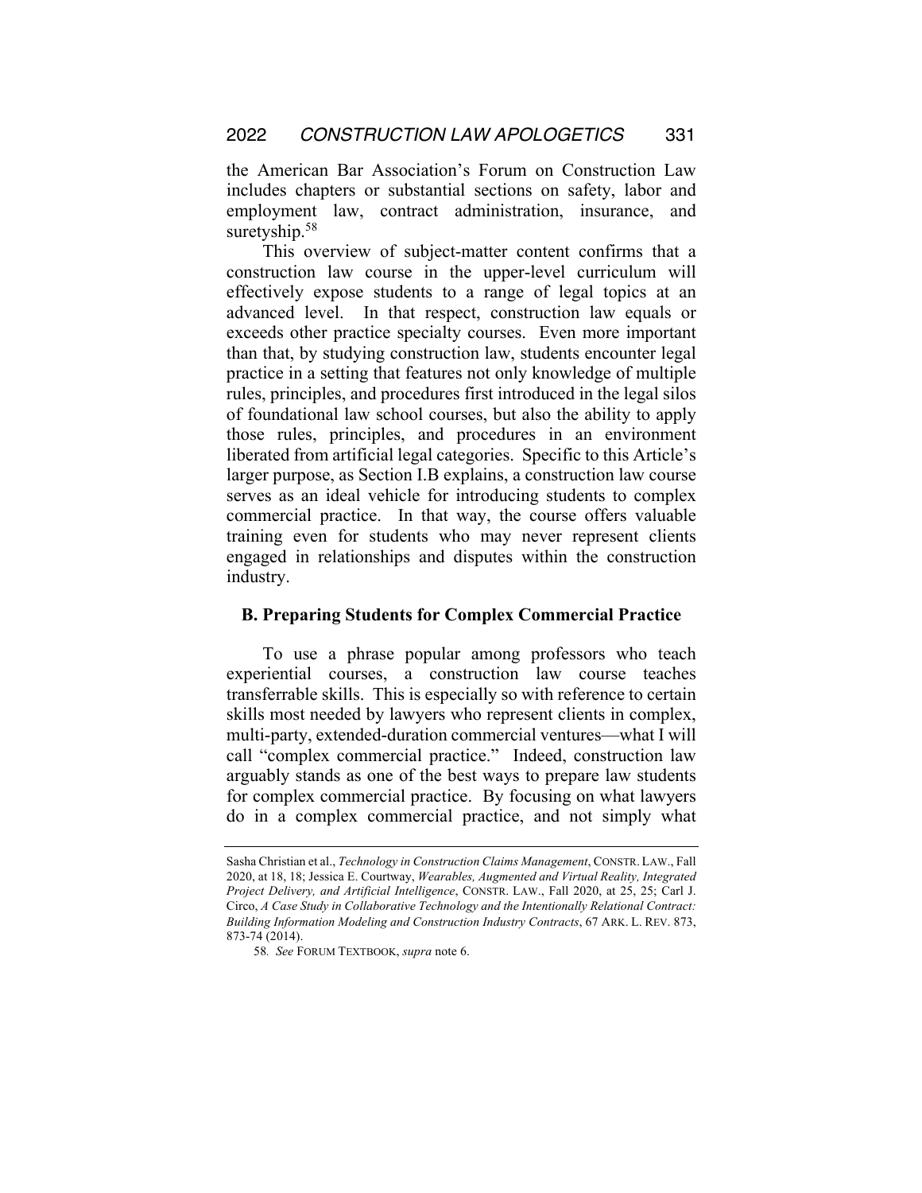the American Bar Association's Forum on Construction Law includes chapters or substantial sections on safety, labor and employment law, contract administration, insurance, and suretyship.[58]

This overview of subject-matter content confirms that a construction law course in the upper-level curriculum will effectively expose students to a range of legal topics at an advanced level. In that respect, construction law equals or exceeds other practice specialty courses. Even more important than that, by studying construction law, students encounter legal practice in a setting that features not only knowledge of multiple rules, principles, and procedures first introduced in the legal silos of foundational law school courses, but also the ability to apply those rules, principles, and procedures in an environment liberated from artificial legal categories. Specific to this Article's larger purpose, as Section I.B explains, a construction law course serves as an ideal vehicle for introducing students to complex commercial practice. In that way, the course offers valuable training even for students who may never represent clients engaged in relationships and disputes within the construction industry.

### B. Preparing Students for Complex Commercial Practice

To use a phrase popular among professors who teach experiential courses, a construction law course teaches transferrable skills. This is especially so with reference to certain skills most needed by lawyers who represent clients in complex, multi-party, extended-duration commercial ventures—what I will call "complex commercial practice." Indeed, construction law arguably stands as one of the best ways to prepare law students for complex commercial practice. By focusing on what lawyers do in a complex commercial practice, and not simply what

---

Sasha Christian et al., *Technology in Construction Claims Management*, CONSTR. LAW., Fall 2020, at 18, 18; Jessica E. Courtway, *Wearables, Augmented and Virtual Reality, Integrated Project Delivery, and Artificial Intelligence*, CONSTR. LAW., Fall 2020, at 25, 25; Carl J. Circo, *A Case Study in Collaborative Technology and the Intentionally Relational Contract: Building Information Modeling and Construction Industry Contracts*, 67 ARK. L. REV. 873, 873-74 (2014).

58. *See* FORUM TEXTBOOK, *supra* note 6.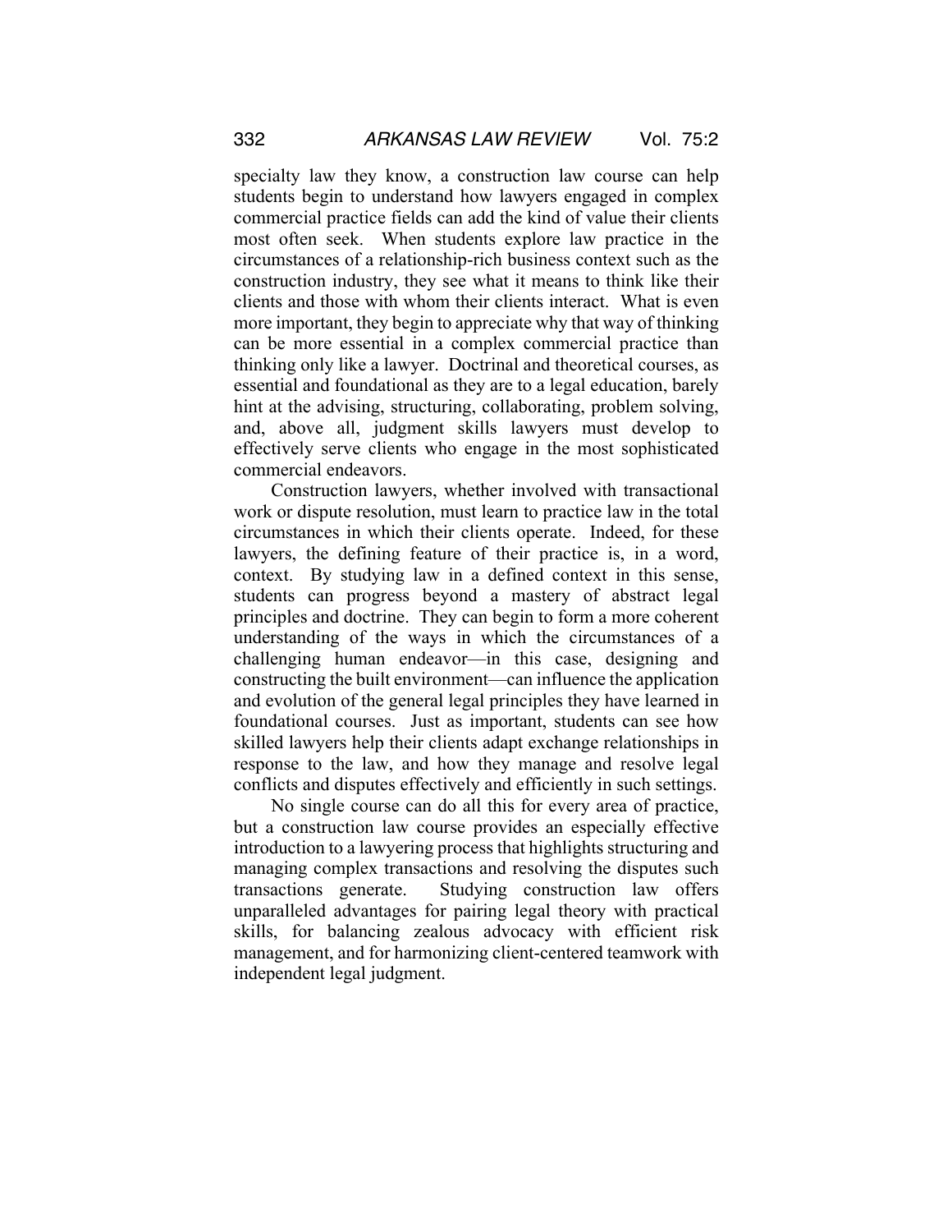specialty law they know, a construction law course can help students begin to understand how lawyers engaged in complex commercial practice fields can add the kind of value their clients most often seek. When students explore law practice in the circumstances of a relationship-rich business context such as the construction industry, they see what it means to think like their clients and those with whom their clients interact. What is even more important, they begin to appreciate why that way of thinking can be more essential in a complex commercial practice than thinking only like a lawyer. Doctrinal and theoretical courses, as essential and foundational as they are to a legal education, barely hint at the advising, structuring, collaborating, problem solving, and, above all, judgment skills lawyers must develop to effectively serve clients who engage in the most sophisticated commercial endeavors.

Construction lawyers, whether involved with transactional work or dispute resolution, must learn to practice law in the total circumstances in which their clients operate. Indeed, for these lawyers, the defining feature of their practice is, in a word, context. By studying law in a defined context in this sense, students can progress beyond a mastery of abstract legal principles and doctrine. They can begin to form a more coherent understanding of the ways in which the circumstances of a challenging human endeavor—in this case, designing and constructing the built environment—can influence the application and evolution of the general legal principles they have learned in foundational courses. Just as important, students can see how skilled lawyers help their clients adapt exchange relationships in response to the law, and how they manage and resolve legal conflicts and disputes effectively and efficiently in such settings.

No single course can do all this for every area of practice, but a construction law course provides an especially effective introduction to a lawyering process that highlights structuring and managing complex transactions and resolving the disputes such transactions generate. Studying construction law offers unparalleled advantages for pairing legal theory with practical skills, for balancing zealous advocacy with efficient risk management, and for harmonizing client-centered teamwork with independent legal judgment.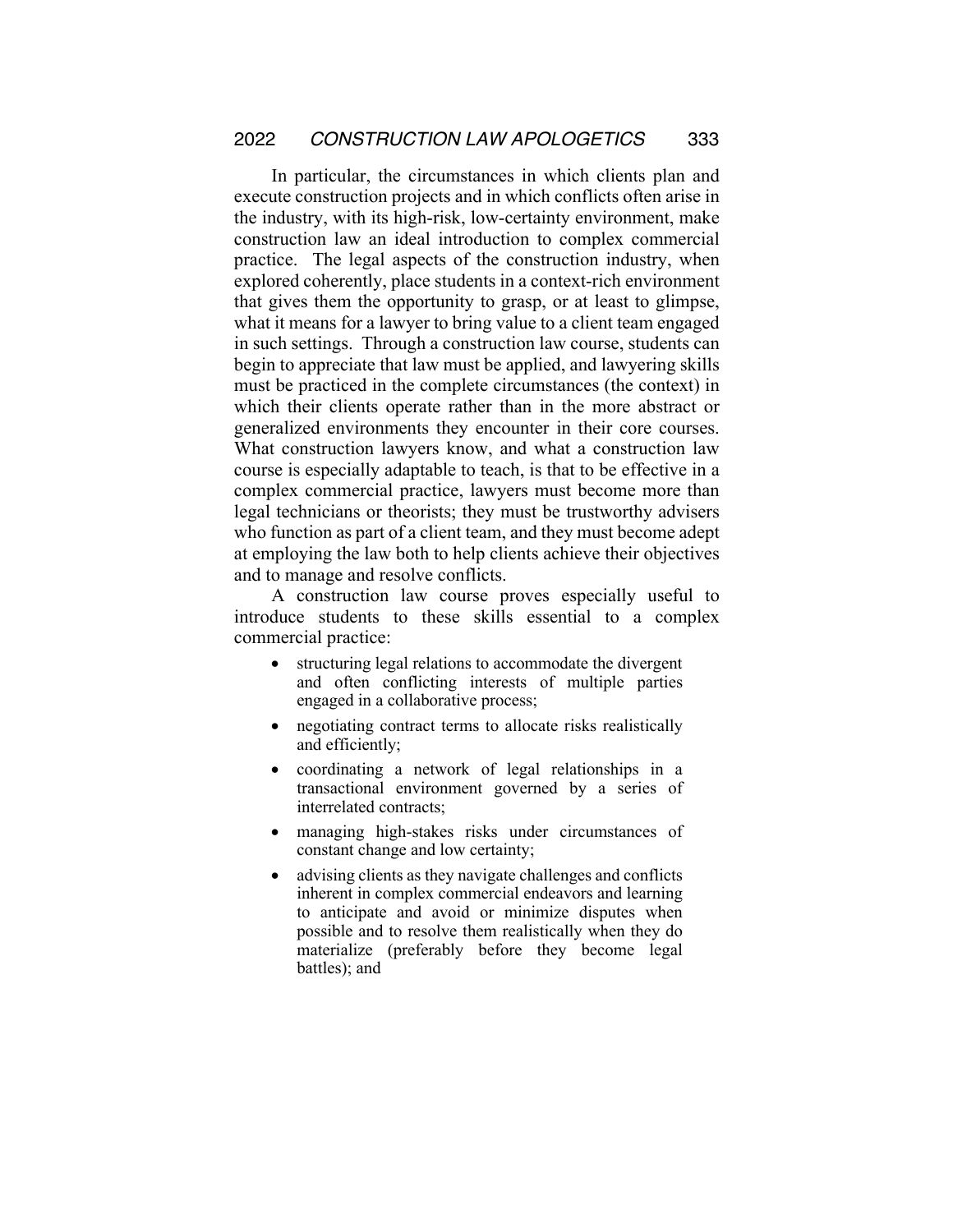In particular, the circumstances in which clients plan and execute construction projects and in which conflicts often arise in the industry, with its high-risk, low-certainty environment, make construction law an ideal introduction to complex commercial practice. The legal aspects of the construction industry, when explored coherently, place students in a context-rich environment that gives them the opportunity to grasp, or at least to glimpse, what it means for a lawyer to bring value to a client team engaged in such settings. Through a construction law course, students can begin to appreciate that law must be applied, and lawyering skills must be practiced in the complete circumstances (the context) in which their clients operate rather than in the more abstract or generalized environments they encounter in their core courses. What construction lawyers know, and what a construction law course is especially adaptable to teach, is that to be effective in a complex commercial practice, lawyers must become more than legal technicians or theorists; they must be trustworthy advisers who function as part of a client team, and they must become adept at employing the law both to help clients achieve their objectives and to manage and resolve conflicts.

A construction law course proves especially useful to introduce students to these skills essential to a complex commercial practice:

- structuring legal relations to accommodate the divergent and often conflicting interests of multiple parties engaged in a collaborative process;
- negotiating contract terms to allocate risks realistically and efficiently;
- coordinating a network of legal relationships in a transactional environment governed by a series of interrelated contracts;
- managing high-stakes risks under circumstances of constant change and low certainty;
- advising clients as they navigate challenges and conflicts inherent in complex commercial endeavors and learning to anticipate and avoid or minimize disputes when possible and to resolve them realistically when they do materialize (preferably before they become legal battles); and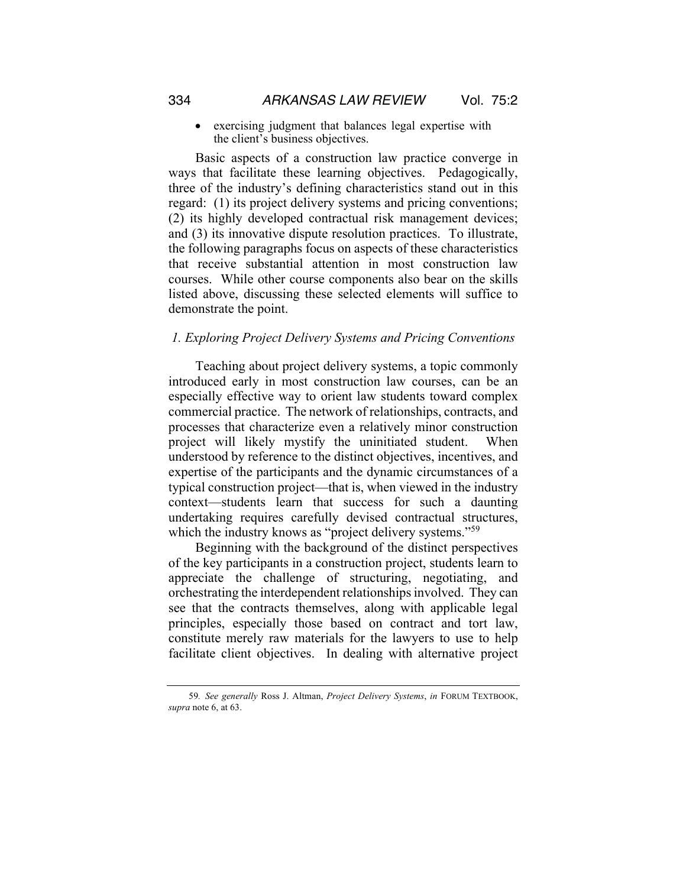- exercising judgment that balances legal expertise with the client's business objectives.

Basic aspects of a construction law practice converge in ways that facilitate these learning objectives. Pedagogically, three of the industry's defining characteristics stand out in this regard: (1) its project delivery systems and pricing conventions; (2) its highly developed contractual risk management devices; and (3) its innovative dispute resolution practices. To illustrate, the following paragraphs focus on aspects of these characteristics that receive substantial attention in most construction law courses. While other course components also bear on the skills listed above, discussing these selected elements will suffice to demonstrate the point.

### *1. Exploring Project Delivery Systems and Pricing Conventions*

Teaching about project delivery systems, a topic commonly introduced early in most construction law courses, can be an especially effective way to orient law students toward complex commercial practice. The network of relationships, contracts, and processes that characterize even a relatively minor construction project will likely mystify the uninitiated student. When understood by reference to the distinct objectives, incentives, and expertise of the participants and the dynamic circumstances of a typical construction project—that is, when viewed in the industry context—students learn that success for such a daunting undertaking requires carefully devised contractual structures, which the industry knows as "project delivery systems."[59]

Beginning with the background of the distinct perspectives of the key participants in a construction project, students learn to appreciate the challenge of structuring, negotiating, and orchestrating the interdependent relationships involved. They can see that the contracts themselves, along with applicable legal principles, especially those based on contract and tort law, constitute merely raw materials for the lawyers to use to help facilitate client objectives. In dealing with alternative project

---

59. *See generally* Ross J. Altman, *Project Delivery Systems*, *in* FORUM TEXTBOOK, *supra* note 6, at 63.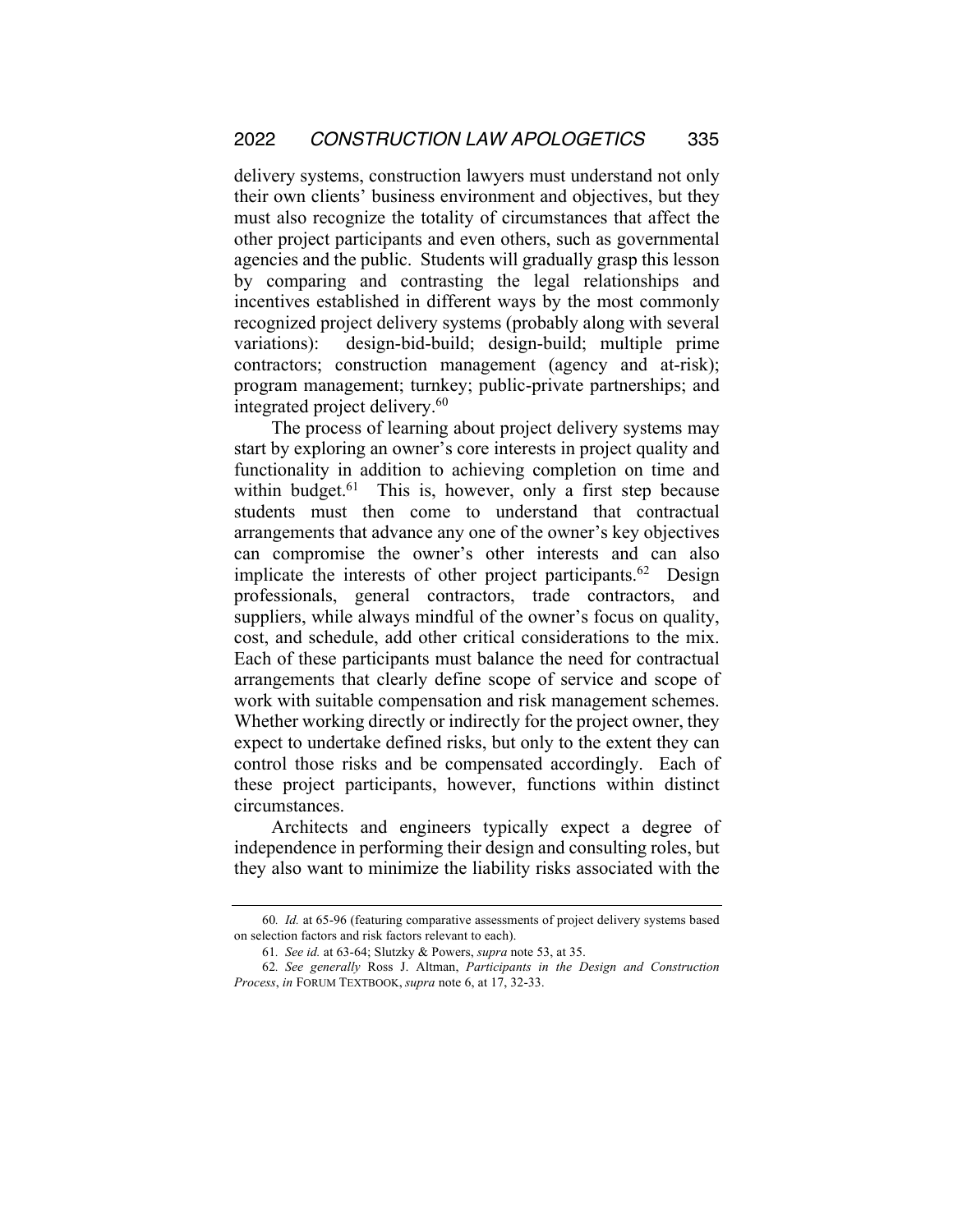delivery systems, construction lawyers must understand not only their own clients' business environment and objectives, but they must also recognize the totality of circumstances that affect the other project participants and even others, such as governmental agencies and the public. Students will gradually grasp this lesson by comparing and contrasting the legal relationships and incentives established in different ways by the most commonly recognized project delivery systems (probably along with several variations): design-bid-build; design-build; multiple prime contractors; construction management (agency and at-risk); program management; turnkey; public-private partnerships; and integrated project delivery.[60]

The process of learning about project delivery systems may start by exploring an owner's core interests in project quality and functionality in addition to achieving completion on time and within budget.[61] This is, however, only a first step because students must then come to understand that contractual arrangements that advance any one of the owner's key objectives can compromise the owner's other interests and can also implicate the interests of other project participants.[62] Design professionals, general contractors, trade contractors, and suppliers, while always mindful of the owner's focus on quality, cost, and schedule, add other critical considerations to the mix. Each of these participants must balance the need for contractual arrangements that clearly define scope of service and scope of work with suitable compensation and risk management schemes. Whether working directly or indirectly for the project owner, they expect to undertake defined risks, but only to the extent they can control those risks and be compensated accordingly. Each of these project participants, however, functions within distinct circumstances.

Architects and engineers typically expect a degree of independence in performing their design and consulting roles, but they also want to minimize the liability risks associated with the

---

60. *Id.* at 65-96 (featuring comparative assessments of project delivery systems based on selection factors and risk factors relevant to each).

61. *See id.* at 63-64; Slutzky & Powers, *supra* note 53, at 35.

62. *See generally* Ross J. Altman, *Participants in the Design and Construction Process*, *in* FORUM TEXTBOOK, *supra* note 6, at 17, 32-33.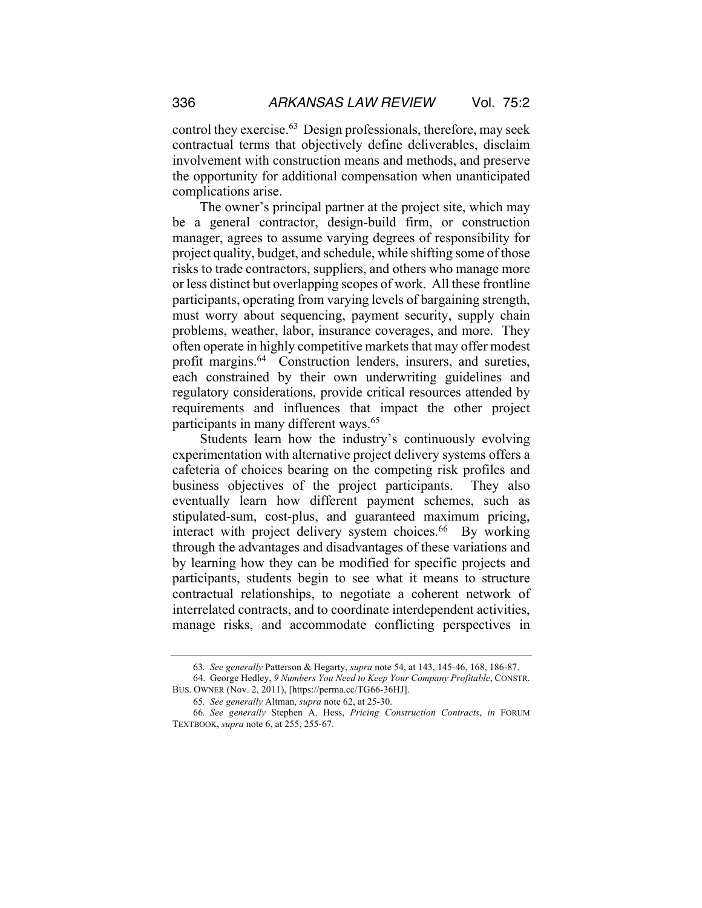control they exercise.[63] Design professionals, therefore, may seek contractual terms that objectively define deliverables, disclaim involvement with construction means and methods, and preserve the opportunity for additional compensation when unanticipated complications arise.

The owner's principal partner at the project site, which may be a general contractor, design-build firm, or construction manager, agrees to assume varying degrees of responsibility for project quality, budget, and schedule, while shifting some of those risks to trade contractors, suppliers, and others who manage more or less distinct but overlapping scopes of work. All these frontline participants, operating from varying levels of bargaining strength, must worry about sequencing, payment security, supply chain problems, weather, labor, insurance coverages, and more. They often operate in highly competitive markets that may offer modest profit margins.[64] Construction lenders, insurers, and sureties, each constrained by their own underwriting guidelines and regulatory considerations, provide critical resources attended by requirements and influences that impact the other project participants in many different ways.[65]

Students learn how the industry's continuously evolving experimentation with alternative project delivery systems offers a cafeteria of choices bearing on the competing risk profiles and business objectives of the project participants. They also eventually learn how different payment schemes, such as stipulated-sum, cost-plus, and guaranteed maximum pricing, interact with project delivery system choices.[66] By working through the advantages and disadvantages of these variations and by learning how they can be modified for specific projects and participants, students begin to see what it means to structure contractual relationships, to negotiate a coherent network of interrelated contracts, and to coordinate interdependent activities, manage risks, and accommodate conflicting perspectives in

---

63. *See generally* Patterson & Hegarty, *supra* note 54, at 143, 145-46, 168, 186-87.

64. George Hedley, *9 Numbers You Need to Keep Your Company Profitable*, CONSTR. BUS. OWNER (Nov. 2, 2011), [https://perma.cc/TG66-36HJ].

65. *See generally* Altman, *supra* note 62, at 25-30.

66. *See generally* Stephen A. Hess, *Pricing Construction Contracts*, *in* FORUM TEXTBOOK, *supra* note 6, at 255, 255-67.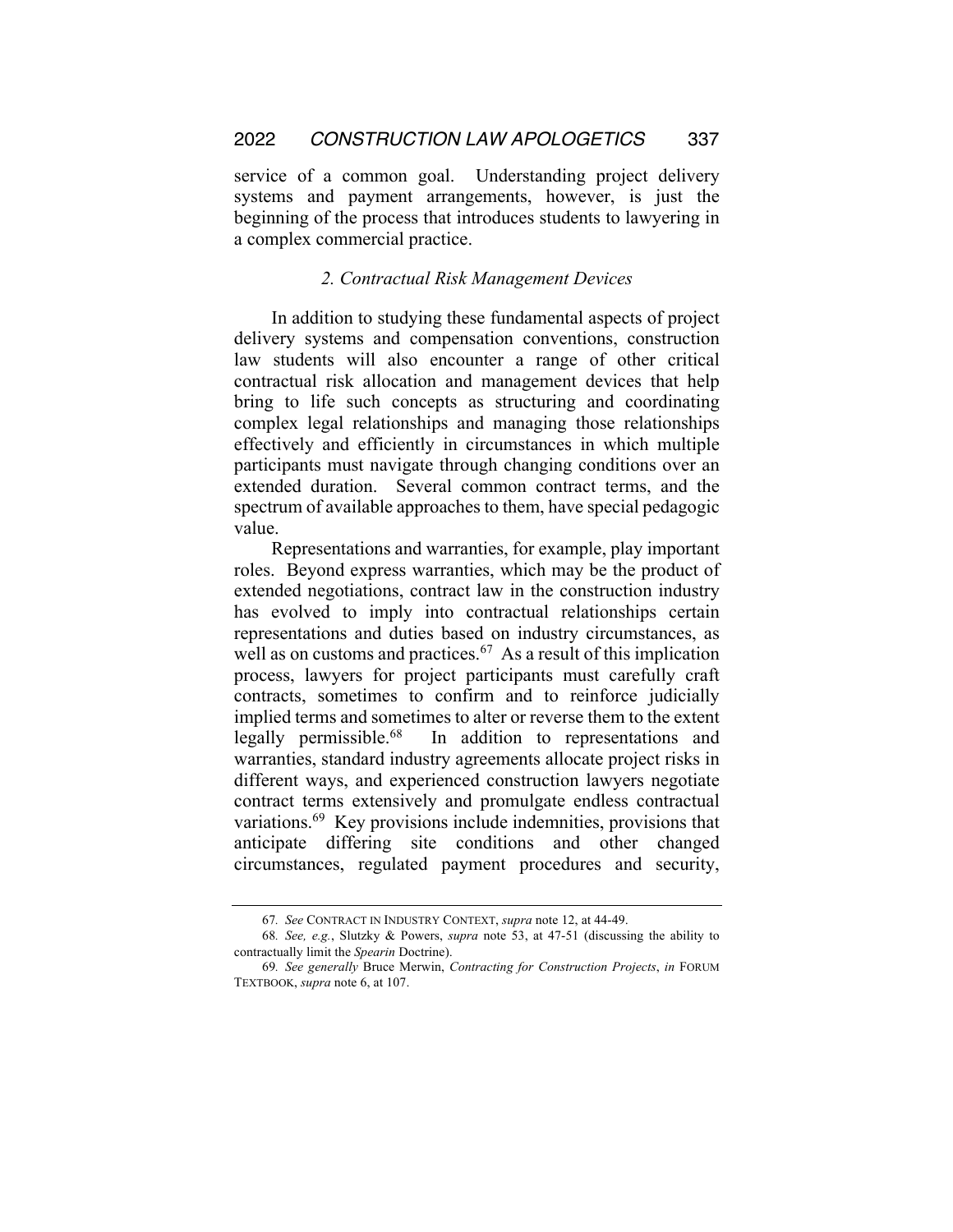service of a common goal. Understanding project delivery systems and payment arrangements, however, is just the beginning of the process that introduces students to lawyering in a complex commercial practice.

### *2. Contractual Risk Management Devices*

In addition to studying these fundamental aspects of project delivery systems and compensation conventions, construction law students will also encounter a range of other critical contractual risk allocation and management devices that help bring to life such concepts as structuring and coordinating complex legal relationships and managing those relationships effectively and efficiently in circumstances in which multiple participants must navigate through changing conditions over an extended duration. Several common contract terms, and the spectrum of available approaches to them, have special pedagogic value.

Representations and warranties, for example, play important roles. Beyond express warranties, which may be the product of extended negotiations, contract law in the construction industry has evolved to imply into contractual relationships certain representations and duties based on industry circumstances, as well as on customs and practices.[67] As a result of this implication process, lawyers for project participants must carefully craft contracts, sometimes to confirm and to reinforce judicially implied terms and sometimes to alter or reverse them to the extent legally permissible.[68] In addition to representations and warranties, standard industry agreements allocate project risks in different ways, and experienced construction lawyers negotiate contract terms extensively and promulgate endless contractual variations.[69] Key provisions include indemnities, provisions that anticipate differing site conditions and other changed circumstances, regulated payment procedures and security,

---

67. *See* CONTRACT IN INDUSTRY CONTEXT, *supra* note 12, at 44-49.

68. *See, e.g.*, Slutzky & Powers, *supra* note 53, at 47-51 (discussing the ability to contractually limit the *Spearin* Doctrine).

69. *See generally* Bruce Merwin, *Contracting for Construction Projects*, *in* FORUM TEXTBOOK, *supra* note 6, at 107.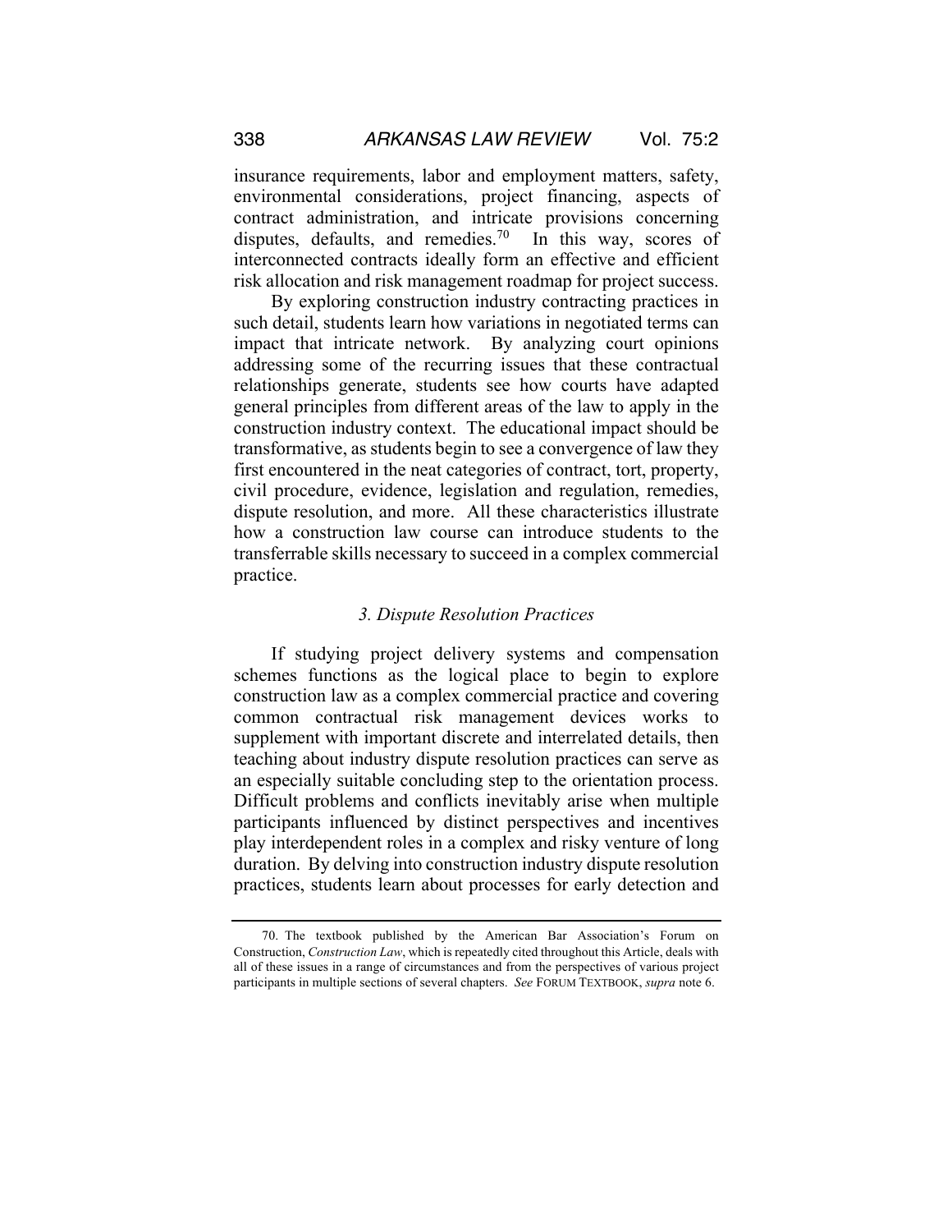insurance requirements, labor and employment matters, safety, environmental considerations, project financing, aspects of contract administration, and intricate provisions concerning disputes, defaults, and remedies.[70] In this way, scores of interconnected contracts ideally form an effective and efficient risk allocation and risk management roadmap for project success.

By exploring construction industry contracting practices in such detail, students learn how variations in negotiated terms can impact that intricate network. By analyzing court opinions addressing some of the recurring issues that these contractual relationships generate, students see how courts have adapted general principles from different areas of the law to apply in the construction industry context. The educational impact should be transformative, as students begin to see a convergence of law they first encountered in the neat categories of contract, tort, property, civil procedure, evidence, legislation and regulation, remedies, dispute resolution, and more. All these characteristics illustrate how a construction law course can introduce students to the transferrable skills necessary to succeed in a complex commercial practice.

### *3. Dispute Resolution Practices*

If studying project delivery systems and compensation schemes functions as the logical place to begin to explore construction law as a complex commercial practice and covering common contractual risk management devices works to supplement with important discrete and interrelated details, then teaching about industry dispute resolution practices can serve as an especially suitable concluding step to the orientation process. Difficult problems and conflicts inevitably arise when multiple participants influenced by distinct perspectives and incentives play interdependent roles in a complex and risky venture of long duration. By delving into construction industry dispute resolution practices, students learn about processes for early detection and

---

70. The textbook published by the American Bar Association's Forum on Construction, *Construction Law*, which is repeatedly cited throughout this Article, deals with all of these issues in a range of circumstances and from the perspectives of various project participants in multiple sections of several chapters. *See* FORUM TEXTBOOK, *supra* note 6.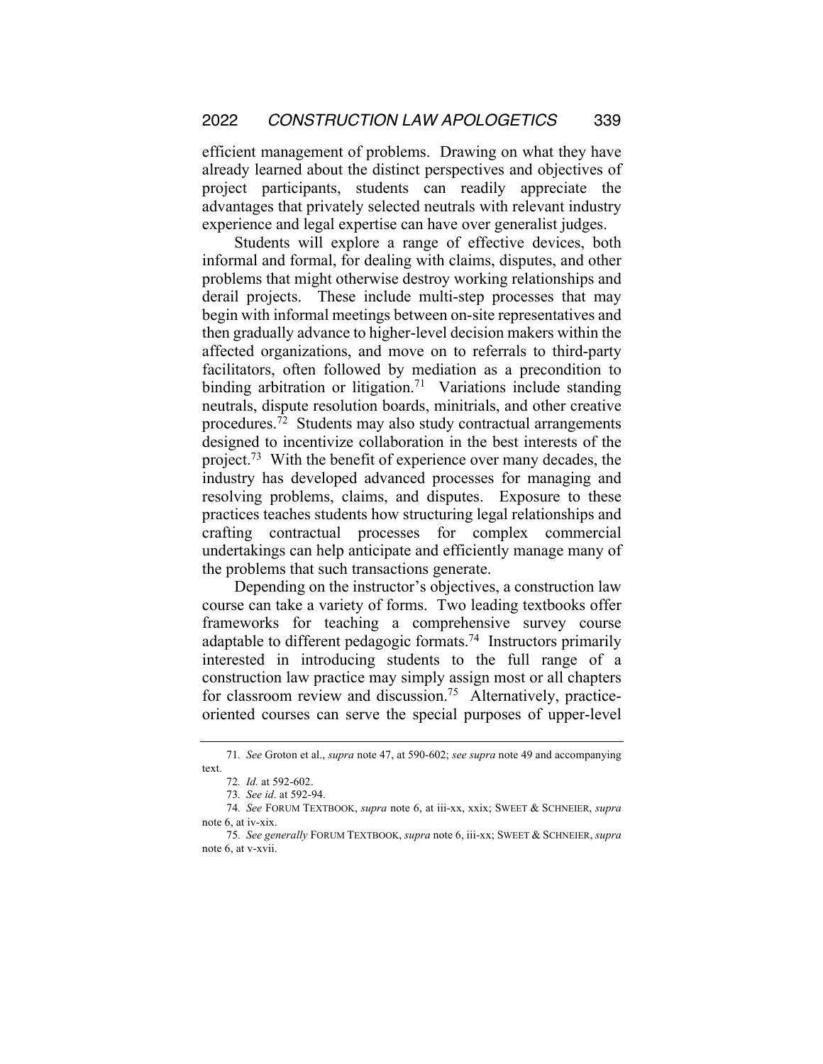efficient management of problems. Drawing on what they have already learned about the distinct perspectives and objectives of project participants, students can readily appreciate the advantages that privately selected neutrals with relevant industry experience and legal expertise can have over generalist judges.

Students will explore a range of effective devices, both informal and formal, for dealing with claims, disputes, and other problems that might otherwise destroy working relationships and derail projects. These include multi-step processes that may begin with informal meetings between on-site representatives and then gradually advance to higher-level decision makers within the affected organizations, and move on to referrals to third-party facilitators, often followed by mediation as a precondition to binding arbitration or litigation.[71] Variations include standing neutrals, dispute resolution boards, minitrials, and other creative procedures.[72] Students may also study contractual arrangements designed to incentivize collaboration in the best interests of the project.[73] With the benefit of experience over many decades, the industry has developed advanced processes for managing and resolving problems, claims, and disputes. Exposure to these practices teaches students how structuring legal relationships and crafting contractual processes for complex commercial undertakings can help anticipate and efficiently manage many of the problems that such transactions generate.

Depending on the instructor's objectives, a construction law course can take a variety of forms. Two leading textbooks offer frameworks for teaching a comprehensive survey course adaptable to different pedagogic formats.[74] Instructors primarily interested in introducing students to the full range of a construction law practice may simply assign most or all chapters for classroom review and discussion.[75] Alternatively, practice-oriented courses can serve the special purposes of upper-level

---

71. *See* Groton et al., *supra* note 47, at 590-602; *see supra* note 49 and accompanying text.

72. *Id.* at 592-602.

73. *See id*. at 592-94.

74. *See* FORUM TEXTBOOK, *supra* note 6, at iii-xx, xxix; SWEET & SCHNEIER, *supra* note 6, at iv-xix.

75. *See generally* FORUM TEXTBOOK, *supra* note 6, iii-xx; SWEET & SCHNEIER, *supra* note 6, at v-xvii.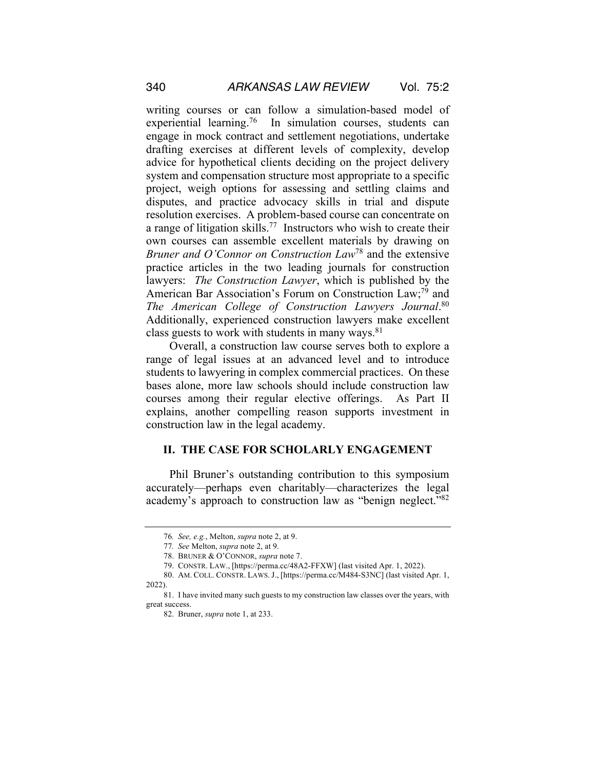writing courses or can follow a simulation-based model of experiential learning.[76] In simulation courses, students can engage in mock contract and settlement negotiations, undertake drafting exercises at different levels of complexity, develop advice for hypothetical clients deciding on the project delivery system and compensation structure most appropriate to a specific project, weigh options for assessing and settling claims and disputes, and practice advocacy skills in trial and dispute resolution exercises. A problem-based course can concentrate on a range of litigation skills.[77] Instructors who wish to create their own courses can assemble excellent materials by drawing on *Bruner and O'Connor on Construction Law*[78] and the extensive practice articles in the two leading journals for construction lawyers: *The Construction Lawyer*, which is published by the American Bar Association's Forum on Construction Law;[79] and *The American College of Construction Lawyers Journal*.[80] Additionally, experienced construction lawyers make excellent class guests to work with students in many ways.[81]

Overall, a construction law course serves both to explore a range of legal issues at an advanced level and to introduce students to lawyering in complex commercial practices. On these bases alone, more law schools should include construction law courses among their regular elective offerings. As Part II explains, another compelling reason supports investment in construction law in the legal academy.

## II. THE CASE FOR SCHOLARLY ENGAGEMENT

Phil Bruner's outstanding contribution to this symposium accurately—perhaps even charitably—characterizes the legal academy's approach to construction law as "benign neglect."[82]

---

76. *See, e.g.*, Melton, *supra* note 2, at 9.

77. *See* Melton, *supra* note 2, at 9.

78. BRUNER & O'CONNOR, *supra* note 7.

79. CONSTR. LAW., [https://perma.cc/48A2-FFXW] (last visited Apr. 1, 2022).

80. AM. COLL. CONSTR. LAWS. J., [https://perma.cc/M484-S3NC] (last visited Apr. 1, 2022).

81. I have invited many such guests to my construction law classes over the years, with great success.

82. Bruner, *supra* note 1, at 233.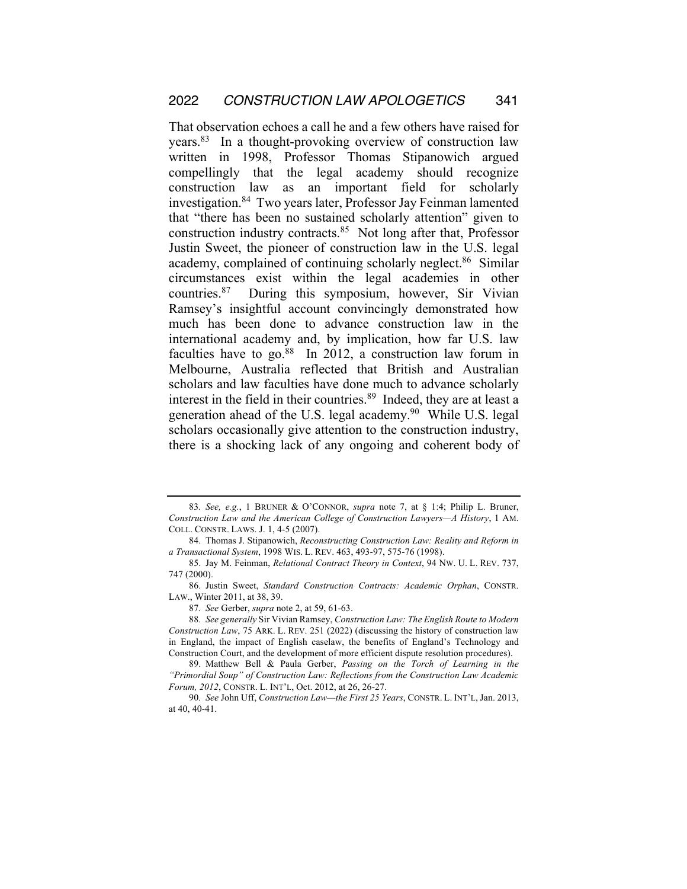That observation echoes a call he and a few others have raised for years.[83] In a thought-provoking overview of construction law written in 1998, Professor Thomas Stipanowich argued compellingly that the legal academy should recognize construction law as an important field for scholarly investigation.[84] Two years later, Professor Jay Feinman lamented that "there has been no sustained scholarly attention" given to construction industry contracts.[85] Not long after that, Professor Justin Sweet, the pioneer of construction law in the U.S. legal academy, complained of continuing scholarly neglect.[86] Similar circumstances exist within the legal academies in other countries.[87] During this symposium, however, Sir Vivian Ramsey's insightful account convincingly demonstrated how much has been done to advance construction law in the international academy and, by implication, how far U.S. law faculties have to go.[88] In 2012, a construction law forum in Melbourne, Australia reflected that British and Australian scholars and law faculties have done much to advance scholarly interest in the field in their countries.[89] Indeed, they are at least a generation ahead of the U.S. legal academy.[90] While U.S. legal scholars occasionally give attention to the construction industry, there is a shocking lack of any ongoing and coherent body of

---

83. *See, e.g.*, 1 BRUNER & O'CONNOR, *supra* note 7, at § 1:4; Philip L. Bruner, *Construction Law and the American College of Construction Lawyers—A History*, 1 AM. COLL. CONSTR. LAWS. J. 1, 4-5 (2007).

84. Thomas J. Stipanowich, *Reconstructing Construction Law: Reality and Reform in a Transactional System*, 1998 WIS. L. REV. 463, 493-97, 575-76 (1998).

85. Jay M. Feinman, *Relational Contract Theory in Context*, 94 NW. U. L. REV. 737, 747 (2000).

86. Justin Sweet, *Standard Construction Contracts: Academic Orphan*, CONSTR. LAW., Winter 2011, at 38, 39.

87. *See* Gerber, *supra* note 2, at 59, 61-63.

88. *See generally* Sir Vivian Ramsey, *Construction Law: The English Route to Modern Construction Law*, 75 ARK. L. REV. 251 (2022) (discussing the history of construction law in England, the impact of English caselaw, the benefits of England's Technology and Construction Court, and the development of more efficient dispute resolution procedures).

89. Matthew Bell & Paula Gerber, *Passing on the Torch of Learning in the "Primordial Soup" of Construction Law: Reflections from the Construction Law Academic Forum, 2012*, CONSTR. L. INT'L, Oct. 2012, at 26, 26-27.

90. *See* John Uff, *Construction Law—the First 25 Years*, CONSTR. L. INT'L, Jan. 2013, at 40, 40-41.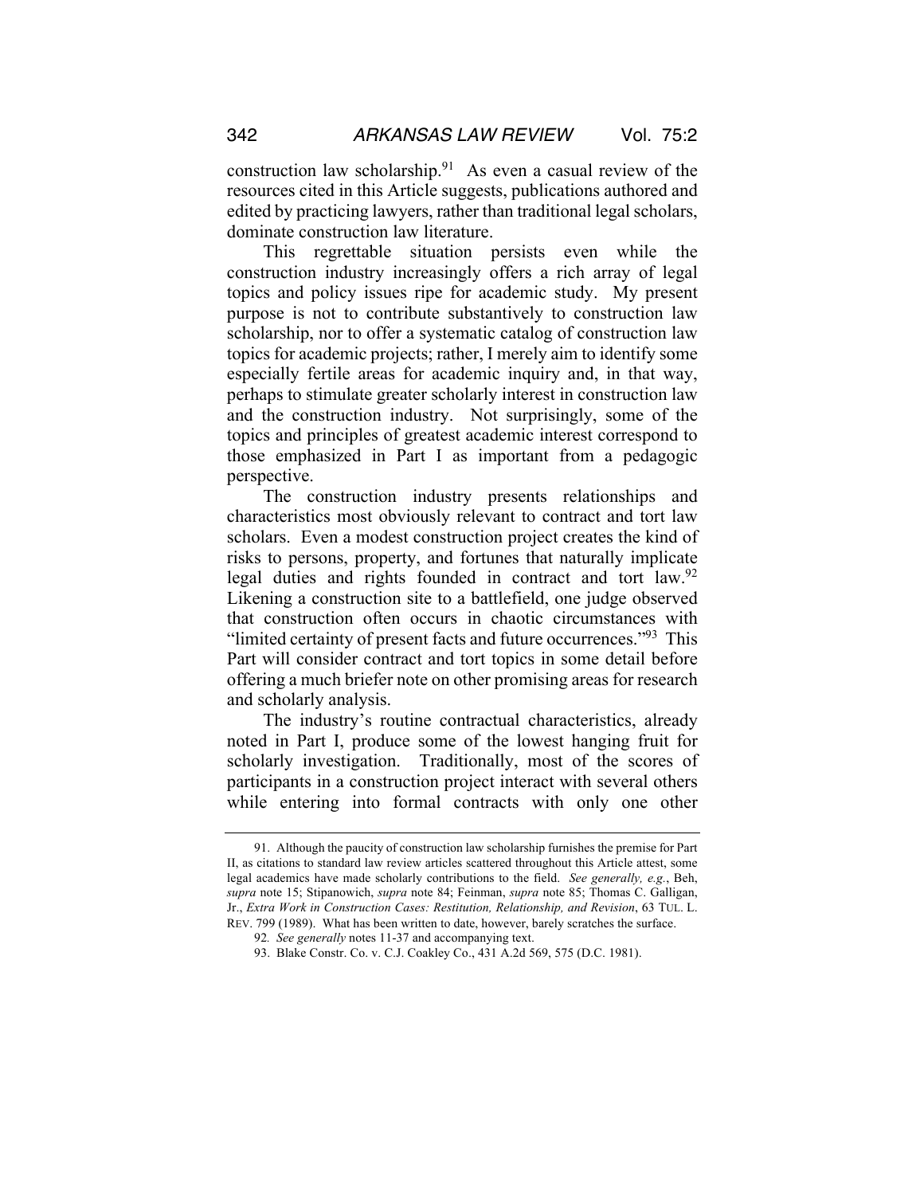construction law scholarship.[91] As even a casual review of the resources cited in this Article suggests, publications authored and edited by practicing lawyers, rather than traditional legal scholars, dominate construction law literature.

This regrettable situation persists even while the construction industry increasingly offers a rich array of legal topics and policy issues ripe for academic study. My present purpose is not to contribute substantively to construction law scholarship, nor to offer a systematic catalog of construction law topics for academic projects; rather, I merely aim to identify some especially fertile areas for academic inquiry and, in that way, perhaps to stimulate greater scholarly interest in construction law and the construction industry. Not surprisingly, some of the topics and principles of greatest academic interest correspond to those emphasized in Part I as important from a pedagogic perspective.

The construction industry presents relationships and characteristics most obviously relevant to contract and tort law scholars. Even a modest construction project creates the kind of risks to persons, property, and fortunes that naturally implicate legal duties and rights founded in contract and tort law.[92] Likening a construction site to a battlefield, one judge observed that construction often occurs in chaotic circumstances with "limited certainty of present facts and future occurrences."[93] This Part will consider contract and tort topics in some detail before offering a much briefer note on other promising areas for research and scholarly analysis.

The industry's routine contractual characteristics, already noted in Part I, produce some of the lowest hanging fruit for scholarly investigation. Traditionally, most of the scores of participants in a construction project interact with several others while entering into formal contracts with only one other

---

91. Although the paucity of construction law scholarship furnishes the premise for Part II, as citations to standard law review articles scattered throughout this Article attest, some legal academics have made scholarly contributions to the field. *See generally, e.g.*, Beh, *supra* note 15; Stipanowich, *supra* note 84; Feinman, *supra* note 85; Thomas C. Galligan, Jr., *Extra Work in Construction Cases: Restitution, Relationship, and Revision*, 63 TUL. L. REV. 799 (1989). What has been written to date, however, barely scratches the surface.

92. *See generally* notes 11-37 and accompanying text.

93. Blake Constr. Co. v. C.J. Coakley Co., 431 A.2d 569, 575 (D.C. 1981).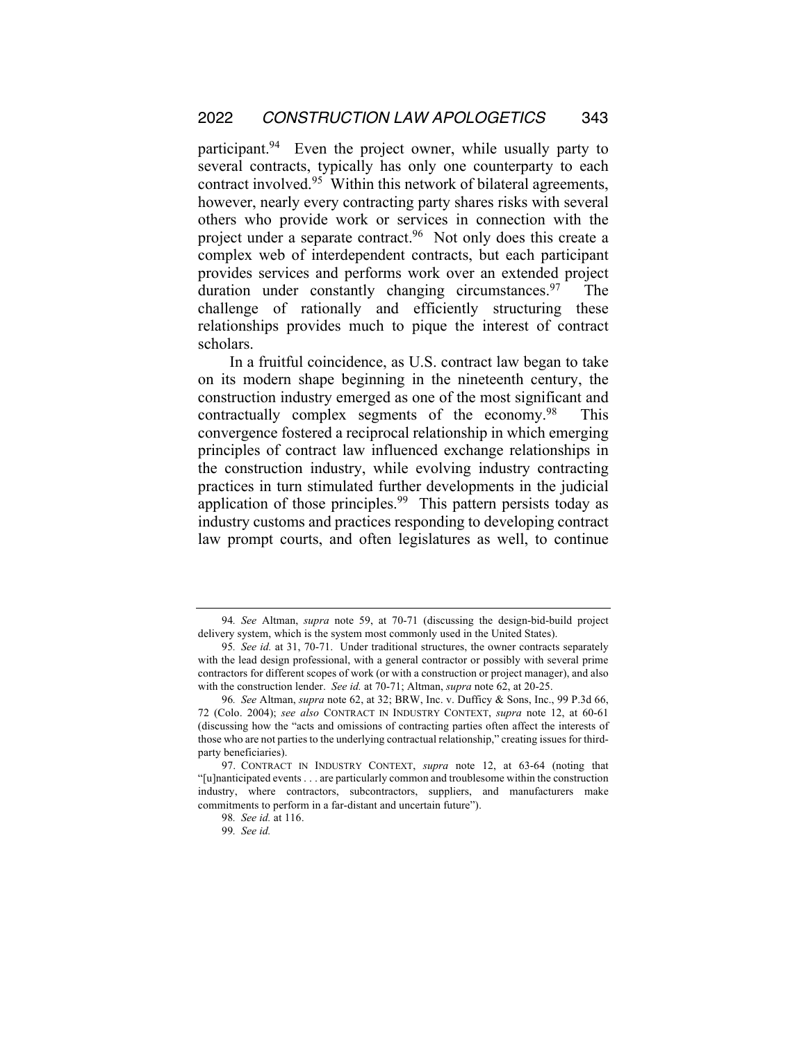participant.[94] Even the project owner, while usually party to several contracts, typically has only one counterparty to each contract involved.[95] Within this network of bilateral agreements, however, nearly every contracting party shares risks with several others who provide work or services in connection with the project under a separate contract.[96] Not only does this create a complex web of interdependent contracts, but each participant provides services and performs work over an extended project duration under constantly changing circumstances.[97] The challenge of rationally and efficiently structuring these relationships provides much to pique the interest of contract scholars.

In a fruitful coincidence, as U.S. contract law began to take on its modern shape beginning in the nineteenth century, the construction industry emerged as one of the most significant and contractually complex segments of the economy.[98] This convergence fostered a reciprocal relationship in which emerging principles of contract law influenced exchange relationships in the construction industry, while evolving industry contracting practices in turn stimulated further developments in the judicial application of those principles.[99] This pattern persists today as industry customs and practices responding to developing contract law prompt courts, and often legislatures as well, to continue

---

94. *See* Altman, *supra* note 59, at 70-71 (discussing the design-bid-build project delivery system, which is the system most commonly used in the United States).

95. *See id.* at 31, 70-71. Under traditional structures, the owner contracts separately with the lead design professional, with a general contractor or possibly with several prime contractors for different scopes of work (or with a construction or project manager), and also with the construction lender. *See id.* at 70-71; Altman, *supra* note 62, at 20-25.

96. *See* Altman, *supra* note 62, at 32; BRW, Inc. v. Dufficy & Sons, Inc., 99 P.3d 66, 72 (Colo. 2004); *see also* CONTRACT IN INDUSTRY CONTEXT, *supra* note 12, at 60-61 (discussing how the "acts and omissions of contracting parties often affect the interests of those who are not parties to the underlying contractual relationship," creating issues for third-party beneficiaries).

97. CONTRACT IN INDUSTRY CONTEXT, *supra* note 12, at 63-64 (noting that "[u]nanticipated events . . . are particularly common and troublesome within the construction industry, where contractors, subcontractors, suppliers, and manufacturers make commitments to perform in a far-distant and uncertain future").

98. *See id.* at 116.

99. *See id.*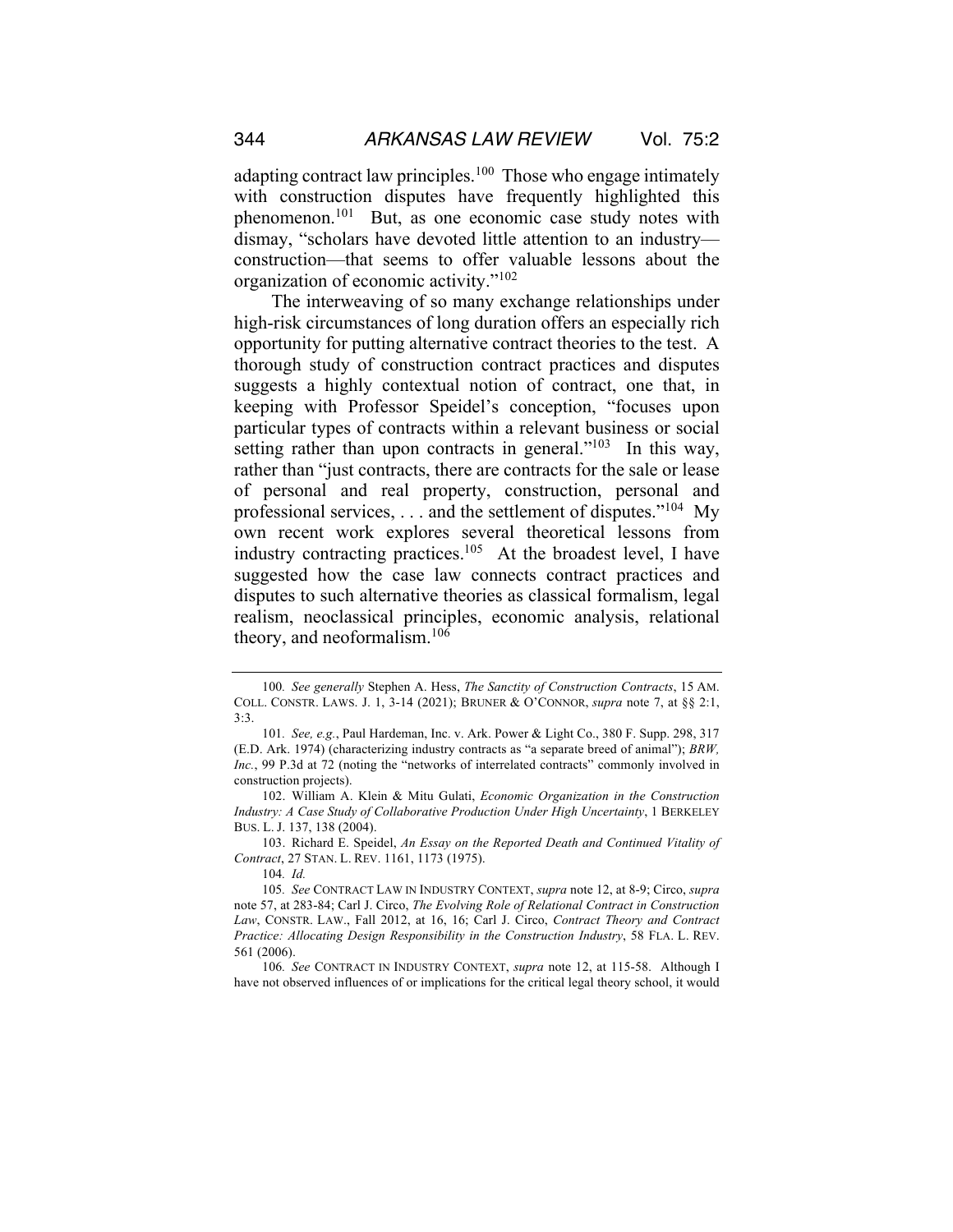adapting contract law principles.[100] Those who engage intimately with construction disputes have frequently highlighted this phenomenon.[101] But, as one economic case study notes with dismay, "scholars have devoted little attention to an industry—construction—that seems to offer valuable lessons about the organization of economic activity."[102]

The interweaving of so many exchange relationships under high-risk circumstances of long duration offers an especially rich opportunity for putting alternative contract theories to the test. A thorough study of construction contract practices and disputes suggests a highly contextual notion of contract, one that, in keeping with Professor Speidel's conception, "focuses upon particular types of contracts within a relevant business or social setting rather than upon contracts in general."[103] In this way, rather than "just contracts, there are contracts for the sale or lease of personal and real property, construction, personal and professional services, . . . and the settlement of disputes."[104] My own recent work explores several theoretical lessons from industry contracting practices.[105] At the broadest level, I have suggested how the case law connects contract practices and disputes to such alternative theories as classical formalism, legal realism, neoclassical principles, economic analysis, relational theory, and neoformalism.[106]

---

100. *See generally* Stephen A. Hess, *The Sanctity of Construction Contracts*, 15 AM. COLL. CONSTR. LAWS. J. 1, 3-14 (2021); BRUNER & O'CONNOR, *supra* note 7, at §§ 2:1, 3:3.

101. *See, e.g.*, Paul Hardeman, Inc. v. Ark. Power & Light Co., 380 F. Supp. 298, 317 (E.D. Ark. 1974) (characterizing industry contracts as "a separate breed of animal"); *BRW, Inc.*, 99 P.3d at 72 (noting the "networks of interrelated contracts" commonly involved in construction projects).

102. William A. Klein & Mitu Gulati, *Economic Organization in the Construction Industry: A Case Study of Collaborative Production Under High Uncertainty*, 1 BERKELEY BUS. L. J. 137, 138 (2004).

103. Richard E. Speidel, *An Essay on the Reported Death and Continued Vitality of Contract*, 27 STAN. L. REV. 1161, 1173 (1975).

104. *Id.*

105. *See* CONTRACT LAW IN INDUSTRY CONTEXT, *supra* note 12, at 8-9; Circo, *supra* note 57, at 283-84; Carl J. Circo, *The Evolving Role of Relational Contract in Construction Law*, CONSTR. LAW., Fall 2012, at 16, 16; Carl J. Circo, *Contract Theory and Contract Practice: Allocating Design Responsibility in the Construction Industry*, 58 FLA. L. REV. 561 (2006).

106. *See* CONTRACT IN INDUSTRY CONTEXT, *supra* note 12, at 115-58. Although I have not observed influences of or implications for the critical legal theory school, it would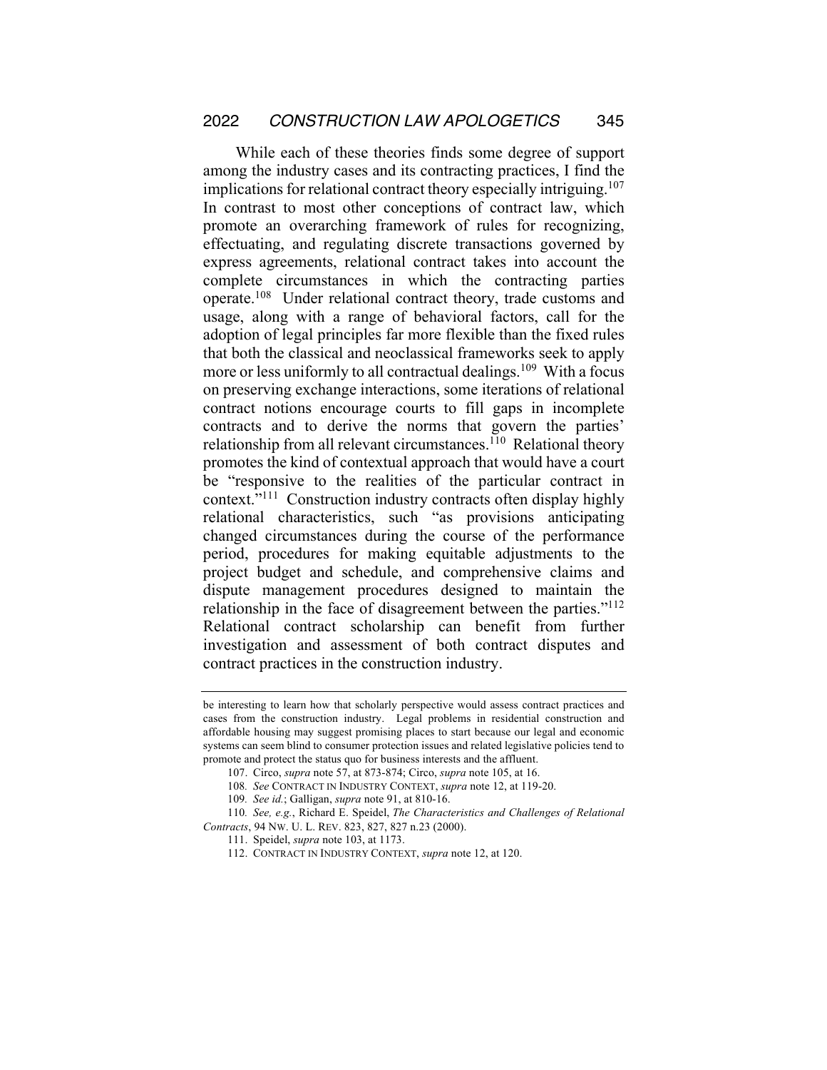While each of these theories finds some degree of support among the industry cases and its contracting practices, I find the implications for relational contract theory especially intriguing.[107] In contrast to most other conceptions of contract law, which promote an overarching framework of rules for recognizing, effectuating, and regulating discrete transactions governed by express agreements, relational contract takes into account the complete circumstances in which the contracting parties operate.[108] Under relational contract theory, trade customs and usage, along with a range of behavioral factors, call for the adoption of legal principles far more flexible than the fixed rules that both the classical and neoclassical frameworks seek to apply more or less uniformly to all contractual dealings.[109] With a focus on preserving exchange interactions, some iterations of relational contract notions encourage courts to fill gaps in incomplete contracts and to derive the norms that govern the parties' relationship from all relevant circumstances.[110] Relational theory promotes the kind of contextual approach that would have a court be "responsive to the realities of the particular contract in context."[111] Construction industry contracts often display highly relational characteristics, such "as provisions anticipating changed circumstances during the course of the performance period, procedures for making equitable adjustments to the project budget and schedule, and comprehensive claims and dispute management procedures designed to maintain the relationship in the face of disagreement between the parties."[112] Relational contract scholarship can benefit from further investigation and assessment of both contract disputes and contract practices in the construction industry.

---

be interesting to learn how that scholarly perspective would assess contract practices and cases from the construction industry. Legal problems in residential construction and affordable housing may suggest promising places to start because our legal and economic systems can seem blind to consumer protection issues and related legislative policies tend to promote and protect the status quo for business interests and the affluent.

107. Circo, *supra* note 57, at 873-874; Circo, *supra* note 105, at 16.

108. *See* CONTRACT IN INDUSTRY CONTEXT, *supra* note 12, at 119-20.

109. *See id.*; Galligan, *supra* note 91, at 810-16.

110. *See, e.g.*, Richard E. Speidel, *The Characteristics and Challenges of Relational Contracts*, 94 NW. U. L. REV. 823, 827, 827 n.23 (2000).

111. Speidel, *supra* note 103, at 1173.

112. CONTRACT IN INDUSTRY CONTEXT, *supra* note 12, at 120.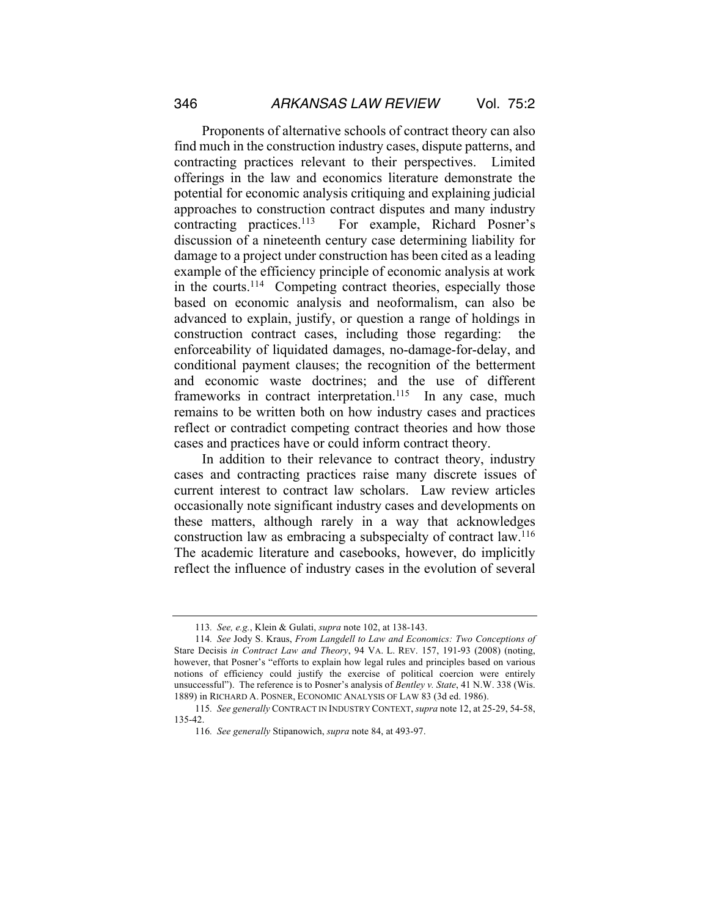Proponents of alternative schools of contract theory can also find much in the construction industry cases, dispute patterns, and contracting practices relevant to their perspectives. Limited offerings in the law and economics literature demonstrate the potential for economic analysis critiquing and explaining judicial approaches to construction contract disputes and many industry contracting practices.[113] For example, Richard Posner's discussion of a nineteenth century case determining liability for damage to a project under construction has been cited as a leading example of the efficiency principle of economic analysis at work in the courts.[114] Competing contract theories, especially those based on economic analysis and neoformalism, can also be advanced to explain, justify, or question a range of holdings in construction contract cases, including those regarding: the enforceability of liquidated damages, no-damage-for-delay, and conditional payment clauses; the recognition of the betterment and economic waste doctrines; and the use of different frameworks in contract interpretation.[115] In any case, much remains to be written both on how industry cases and practices reflect or contradict competing contract theories and how those cases and practices have or could inform contract theory.

In addition to their relevance to contract theory, industry cases and contracting practices raise many discrete issues of current interest to contract law scholars. Law review articles occasionally note significant industry cases and developments on these matters, although rarely in a way that acknowledges construction law as embracing a subspecialty of contract law.[116] The academic literature and casebooks, however, do implicitly reflect the influence of industry cases in the evolution of several

---

113. *See, e.g.*, Klein & Gulati, *supra* note 102, at 138-143.

114. *See* Jody S. Kraus, *From Langdell to Law and Economics: Two Conceptions of* Stare Decisis *in Contract Law and Theory*, 94 VA. L. REV. 157, 191-93 (2008) (noting, however, that Posner's "efforts to explain how legal rules and principles based on various notions of efficiency could justify the exercise of political coercion were entirely unsuccessful"). The reference is to Posner's analysis of *Bentley v. State*, 41 N.W. 338 (Wis. 1889) in RICHARD A. POSNER, ECONOMIC ANALYSIS OF LAW 83 (3d ed. 1986).

115. *See generally* CONTRACT IN INDUSTRY CONTEXT, *supra* note 12, at 25-29, 54-58, 135-42.

116. *See generally* Stipanowich, *supra* note 84, at 493-97.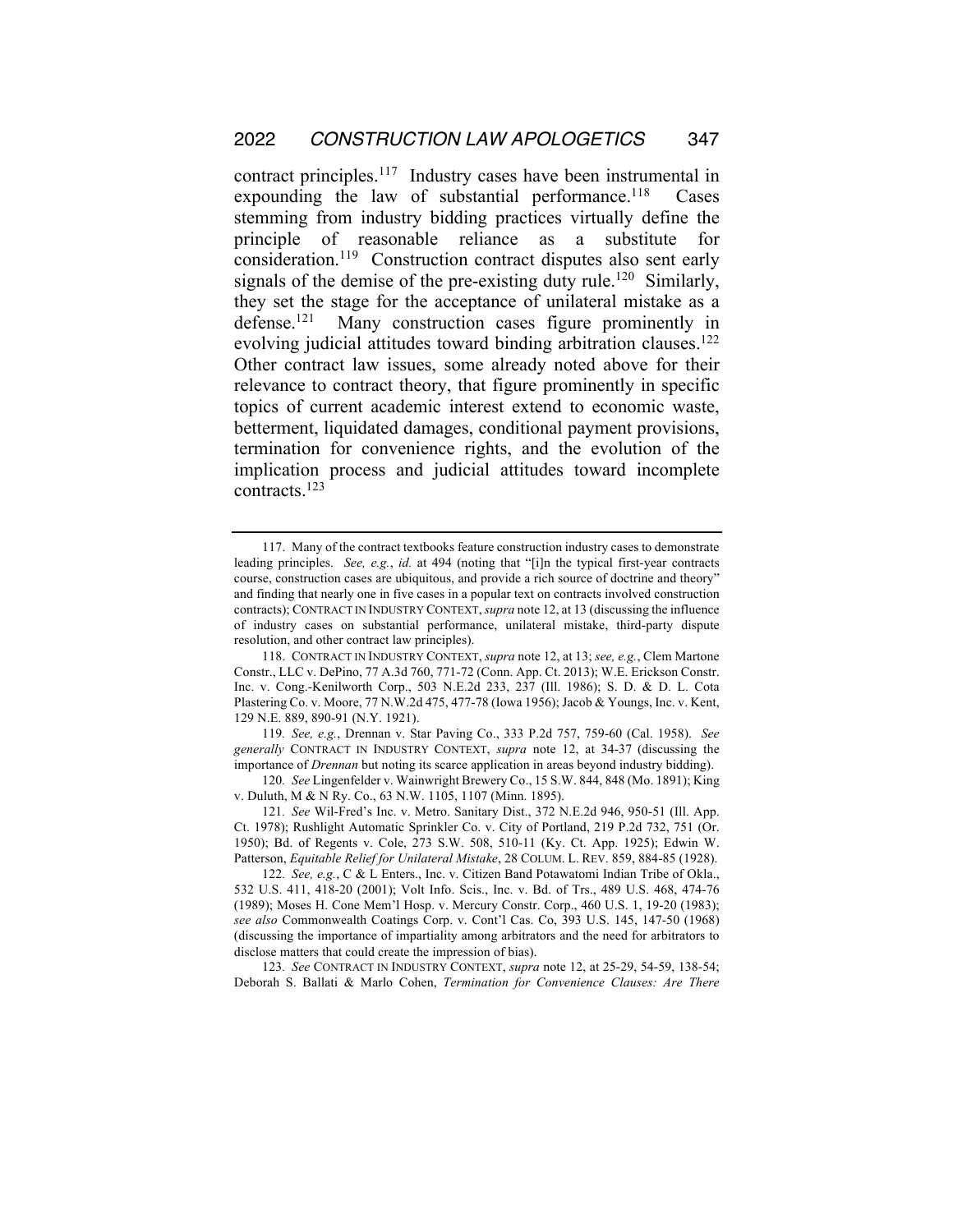contract principles.[117] Industry cases have been instrumental in expounding the law of substantial performance.[118] Cases stemming from industry bidding practices virtually define the principle of reasonable reliance as a substitute for consideration.[119] Construction contract disputes also sent early signals of the demise of the pre-existing duty rule.[120] Similarly, they set the stage for the acceptance of unilateral mistake as a defense.[121] Many construction cases figure prominently in evolving judicial attitudes toward binding arbitration clauses.[122] Other contract law issues, some already noted above for their relevance to contract theory, that figure prominently in specific topics of current academic interest extend to economic waste, betterment, liquidated damages, conditional payment provisions, termination for convenience rights, and the evolution of the implication process and judicial attitudes toward incomplete contracts.[123]

---

117. Many of the contract textbooks feature construction industry cases to demonstrate leading principles. *See, e.g.*, *id.* at 494 (noting that "[i]n the typical first-year contracts course, construction cases are ubiquitous, and provide a rich source of doctrine and theory" and finding that nearly one in five cases in a popular text on contracts involved construction contracts); CONTRACT IN INDUSTRY CONTEXT, *supra* note 12, at 13 (discussing the influence of industry cases on substantial performance, unilateral mistake, third-party dispute resolution, and other contract law principles).

118. CONTRACT IN INDUSTRY CONTEXT, *supra* note 12, at 13; *see, e.g.*, Clem Martone Constr., LLC v. DePino, 77 A.3d 760, 771-72 (Conn. App. Ct. 2013); W.E. Erickson Constr. Inc. v. Cong.-Kenilworth Corp., 503 N.E.2d 233, 237 (Ill. 1986); S. D. & D. L. Cota Plastering Co. v. Moore, 77 N.W.2d 475, 477-78 (Iowa 1956); Jacob & Youngs, Inc. v. Kent, 129 N.E. 889, 890-91 (N.Y. 1921).

119. *See, e.g.*, Drennan v. Star Paving Co., 333 P.2d 757, 759-60 (Cal. 1958). *See generally* CONTRACT IN INDUSTRY CONTEXT, *supra* note 12, at 34-37 (discussing the importance of *Drennan* but noting its scarce application in areas beyond industry bidding).

120. *See* Lingenfelder v. Wainwright Brewery Co., 15 S.W. 844, 848 (Mo. 1891); King v. Duluth, M & N Ry. Co., 63 N.W. 1105, 1107 (Minn. 1895).

121. *See* Wil-Fred's Inc. v. Metro. Sanitary Dist., 372 N.E.2d 946, 950-51 (Ill. App. Ct. 1978); Rushlight Automatic Sprinkler Co. v. City of Portland, 219 P.2d 732, 751 (Or. 1950); Bd. of Regents v. Cole, 273 S.W. 508, 510-11 (Ky. Ct. App. 1925); Edwin W. Patterson, *Equitable Relief for Unilateral Mistake*, 28 COLUM. L. REV. 859, 884-85 (1928).

122. *See, e.g.*, C & L Enters., Inc. v. Citizen Band Potawatomi Indian Tribe of Okla., 532 U.S. 411, 418-20 (2001); Volt Info. Scis., Inc. v. Bd. of Trs., 489 U.S. 468, 474-76 (1989); Moses H. Cone Mem'l Hosp. v. Mercury Constr. Corp., 460 U.S. 1, 19-20 (1983); *see also* Commonwealth Coatings Corp. v. Cont'l Cas. Co, 393 U.S. 145, 147-50 (1968) (discussing the importance of impartiality among arbitrators and the need for arbitrators to disclose matters that could create the impression of bias).

123. *See* CONTRACT IN INDUSTRY CONTEXT, *supra* note 12, at 25-29, 54-59, 138-54; Deborah S. Ballati & Marlo Cohen, *Termination for Convenience Clauses: Are There*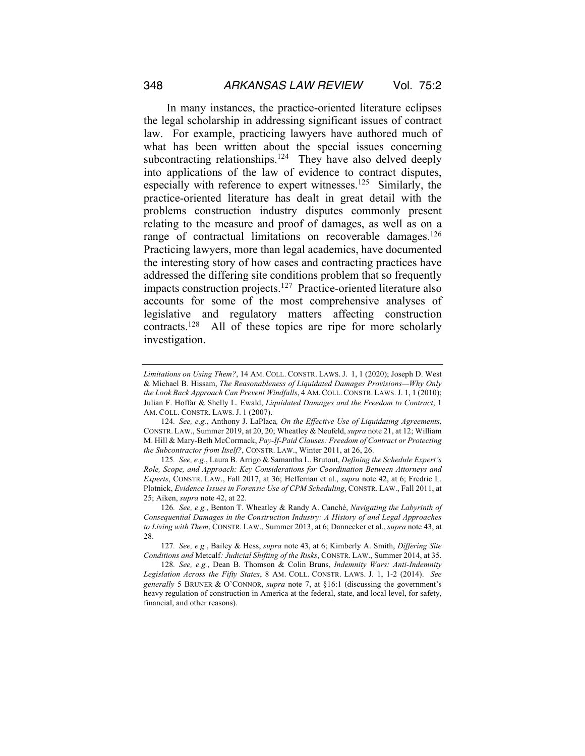In many instances, the practice-oriented literature eclipses the legal scholarship in addressing significant issues of contract law. For example, practicing lawyers have authored much of what has been written about the special issues concerning subcontracting relationships.[124] They have also delved deeply into applications of the law of evidence to contract disputes, especially with reference to expert witnesses.[125] Similarly, the practice-oriented literature has dealt in great detail with the problems construction industry disputes commonly present relating to the measure and proof of damages, as well as on a range of contractual limitations on recoverable damages.[126] Practicing lawyers, more than legal academics, have documented the interesting story of how cases and contracting practices have addressed the differing site conditions problem that so frequently impacts construction projects.[127] Practice-oriented literature also accounts for some of the most comprehensive analyses of legislative and regulatory matters affecting construction contracts.[128] All of these topics are ripe for more scholarly investigation.

---

*Limitations on Using Them?*, 14 AM. COLL. CONSTR. LAWS. J. 1, 1 (2020); Joseph D. West & Michael B. Hissam, *The Reasonableness of Liquidated Damages Provisions—Why Only the Look Back Approach Can Prevent Windfalls*, 4 AM. COLL. CONSTR. LAWS. J. 1, 1 (2010); Julian F. Hoffar & Shelly L. Ewald, *Liquidated Damages and the Freedom to Contract*, 1 AM. COLL. CONSTR. LAWS. J. 1 (2007).

124. *See, e.g.*, Anthony J. LaPlaca, *On the Effective Use of Liquidating Agreements*, CONSTR. LAW., Summer 2019, at 20, 20; Wheatley & Neufeld, *supra* note 21, at 12; William M. Hill & Mary-Beth McCormack, *Pay-If-Paid Clauses: Freedom of Contract or Protecting the Subcontractor from Itself?*, CONSTR. LAW., Winter 2011, at 26, 26.

125. *See, e.g.*, Laura B. Arrigo & Samantha L. Brutout, *Defining the Schedule Expert's Role, Scope, and Approach: Key Considerations for Coordination Between Attorneys and Experts*, CONSTR. LAW., Fall 2017, at 36; Heffernan et al., *supra* note 42, at 6; Fredric L. Plotnick, *Evidence Issues in Forensic Use of CPM Scheduling*, CONSTR. LAW., Fall 2011, at 25; Aiken, *supra* note 42, at 22.

126. *See, e.g.*, Benton T. Wheatley & Randy A. Canché, *Navigating the Labyrinth of Consequential Damages in the Construction Industry: A History of and Legal Approaches to Living with Them*, CONSTR. LAW., Summer 2013, at 6; Dannecker et al., *supra* note 43, at 28.

127. *See, e.g.*, Bailey & Hess, *supra* note 43, at 6; Kimberly A. Smith, *Differing Site Conditions and* Metcalf*: Judicial Shifting of the Risks*, CONSTR. LAW., Summer 2014, at 35.

128. *See, e.g.*, Dean B. Thomson & Colin Bruns, *Indemnity Wars: Anti-Indemnity Legislation Across the Fifty States*, 8 AM. COLL. CONSTR. LAWS. J. 1, 1-2 (2014). *See generally* 5 BRUNER & O'CONNOR, *supra* note 7, at §16:1 (discussing the government's heavy regulation of construction in America at the federal, state, and local level, for safety, financial, and other reasons).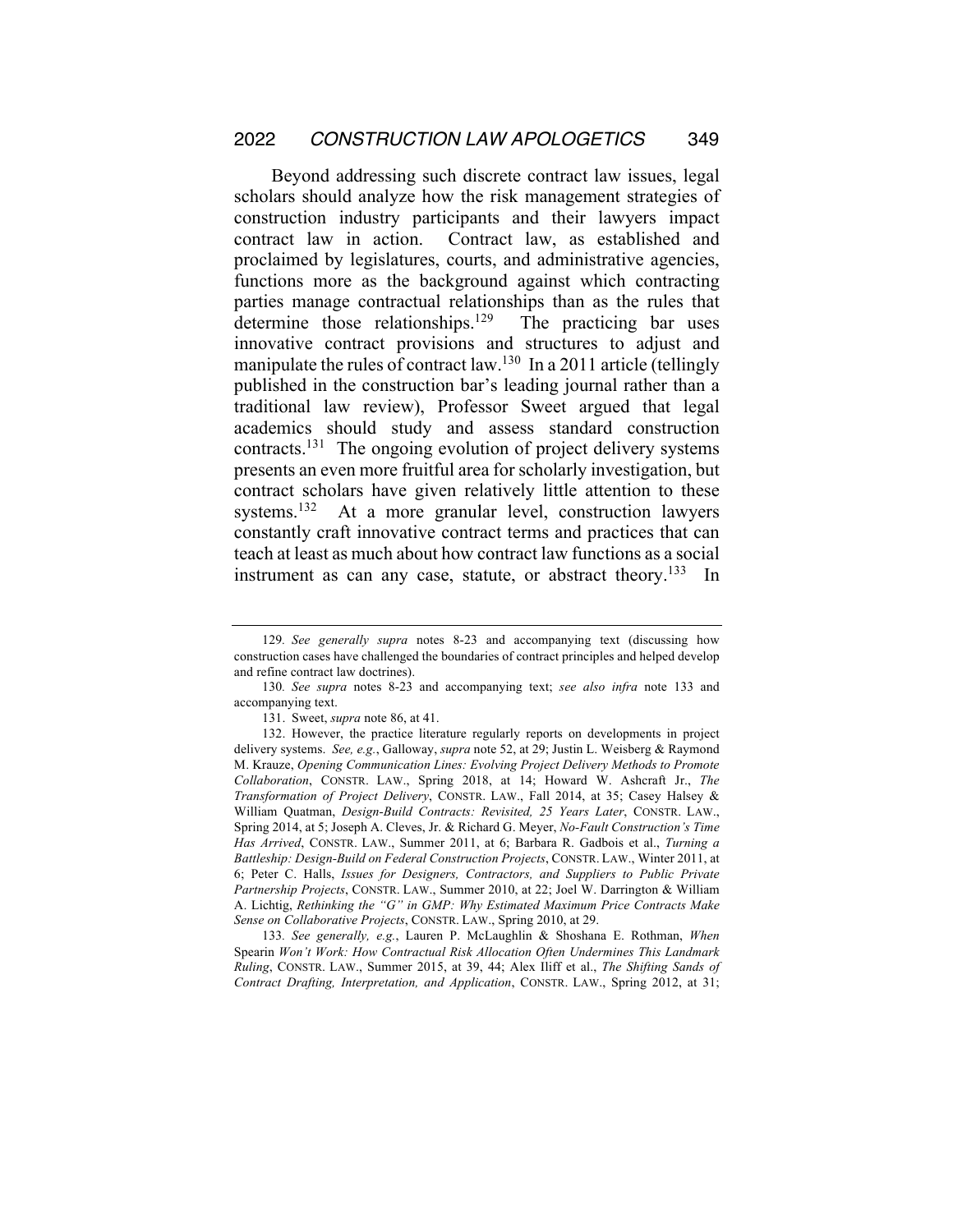Beyond addressing such discrete contract law issues, legal scholars should analyze how the risk management strategies of construction industry participants and their lawyers impact contract law in action. Contract law, as established and proclaimed by legislatures, courts, and administrative agencies, functions more as the background against which contracting parties manage contractual relationships than as the rules that determine those relationships.[129] The practicing bar uses innovative contract provisions and structures to adjust and manipulate the rules of contract law.[130] In a 2011 article (tellingly published in the construction bar's leading journal rather than a traditional law review), Professor Sweet argued that legal academics should study and assess standard construction contracts.[131] The ongoing evolution of project delivery systems presents an even more fruitful area for scholarly investigation, but contract scholars have given relatively little attention to these systems.[132] At a more granular level, construction lawyers constantly craft innovative contract terms and practices that can teach at least as much about how contract law functions as a social instrument as can any case, statute, or abstract theory.[133] In

---

129. *See generally supra* notes 8-23 and accompanying text (discussing how construction cases have challenged the boundaries of contract principles and helped develop and refine contract law doctrines).

130. *See supra* notes 8-23 and accompanying text; *see also infra* note 133 and accompanying text.

131. Sweet, *supra* note 86, at 41.

132. However, the practice literature regularly reports on developments in project delivery systems. *See, e.g.*, Galloway, *supra* note 52, at 29; Justin L. Weisberg & Raymond M. Krauze, *Opening Communication Lines: Evolving Project Delivery Methods to Promote Collaboration*, CONSTR. LAW., Spring 2018, at 14; Howard W. Ashcraft Jr., *The Transformation of Project Delivery*, CONSTR. LAW., Fall 2014, at 35; Casey Halsey & William Quatman, *Design-Build Contracts: Revisited, 25 Years Later*, CONSTR. LAW., Spring 2014, at 5; Joseph A. Cleves, Jr. & Richard G. Meyer, *No-Fault Construction's Time Has Arrived*, CONSTR. LAW., Summer 2011, at 6; Barbara R. Gadbois et al., *Turning a Battleship: Design-Build on Federal Construction Projects*, CONSTR. LAW., Winter 2011, at 6; Peter C. Halls, *Issues for Designers, Contractors, and Suppliers to Public Private Partnership Projects*, CONSTR. LAW., Summer 2010, at 22; Joel W. Darrington & William A. Lichtig, *Rethinking the "G" in GMP: Why Estimated Maximum Price Contracts Make Sense on Collaborative Projects*, CONSTR. LAW., Spring 2010, at 29.

133. *See generally, e.g.*, Lauren P. McLaughlin & Shoshana E. Rothman, *When* Spearin *Won't Work: How Contractual Risk Allocation Often Undermines This Landmark Ruling*, CONSTR. LAW., Summer 2015, at 39, 44; Alex Iliff et al., *The Shifting Sands of Contract Drafting, Interpretation, and Application*, CONSTR. LAW., Spring 2012, at 31;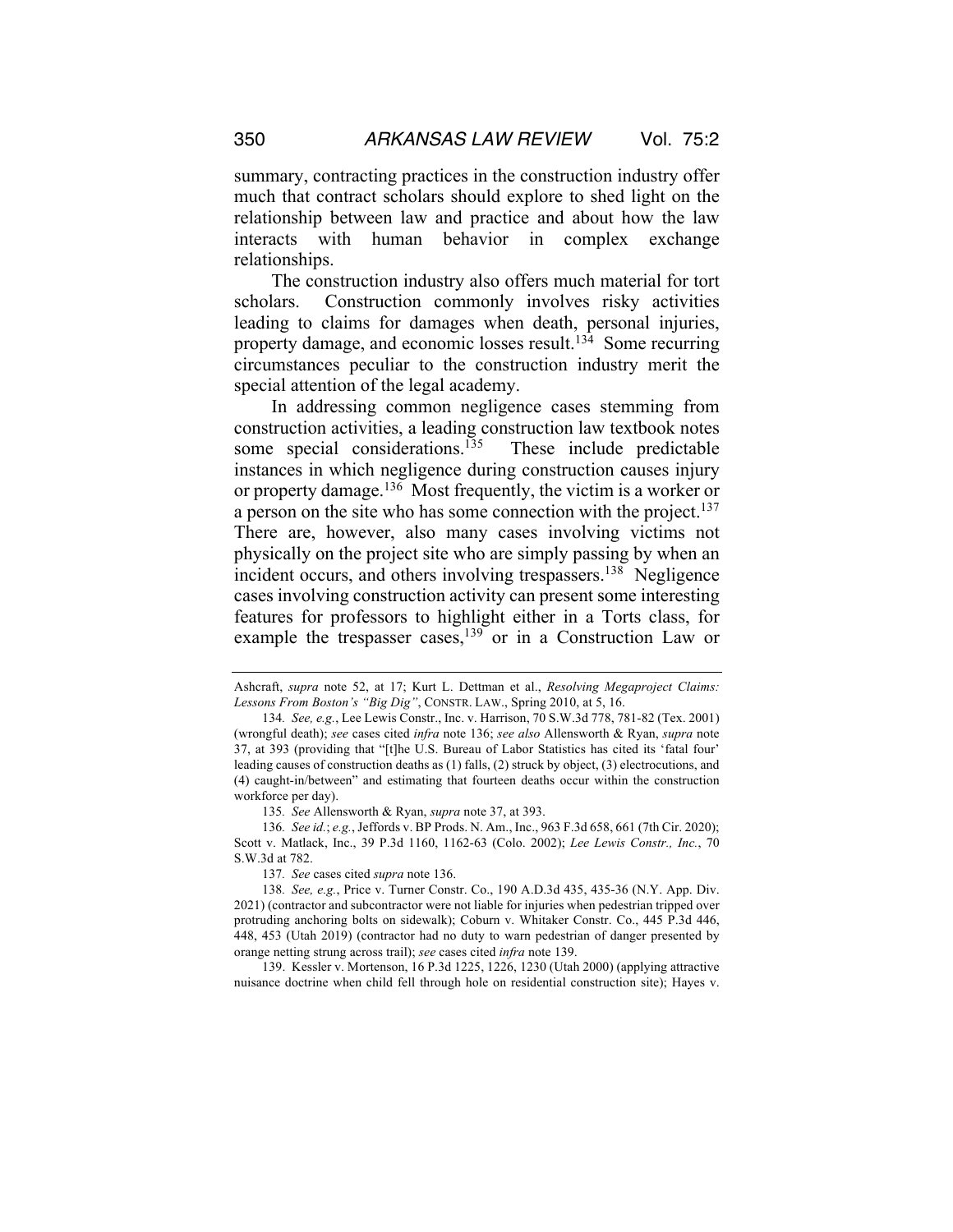summary, contracting practices in the construction industry offer much that contract scholars should explore to shed light on the relationship between law and practice and about how the law interacts with human behavior in complex exchange relationships.

The construction industry also offers much material for tort scholars. Construction commonly involves risky activities leading to claims for damages when death, personal injuries, property damage, and economic losses result.[134] Some recurring circumstances peculiar to the construction industry merit the special attention of the legal academy.

In addressing common negligence cases stemming from construction activities, a leading construction law textbook notes some special considerations.[135] These include predictable instances in which negligence during construction causes injury or property damage.[136] Most frequently, the victim is a worker or a person on the site who has some connection with the project.[137] There are, however, also many cases involving victims not physically on the project site who are simply passing by when an incident occurs, and others involving trespassers.[138] Negligence cases involving construction activity can present some interesting features for professors to highlight either in a Torts class, for example the trespasser cases,[139] or in a Construction Law or

---

Ashcraft, *supra* note 52, at 17; Kurt L. Dettman et al., *Resolving Megaproject Claims: Lessons From Boston's "Big Dig"*, CONSTR. LAW., Spring 2010, at 5, 16.

134. *See, e.g.*, Lee Lewis Constr., Inc. v. Harrison, 70 S.W.3d 778, 781-82 (Tex. 2001) (wrongful death); *see* cases cited *infra* note 136; *see also* Allensworth & Ryan, *supra* note 37, at 393 (providing that "[t]he U.S. Bureau of Labor Statistics has cited its 'fatal four' leading causes of construction deaths as (1) falls, (2) struck by object, (3) electrocutions, and (4) caught-in/between" and estimating that fourteen deaths occur within the construction workforce per day).

135. *See* Allensworth & Ryan, *supra* note 37, at 393.

136. *See id.*; *e.g.*, Jeffords v. BP Prods. N. Am., Inc., 963 F.3d 658, 661 (7th Cir. 2020); Scott v. Matlack, Inc., 39 P.3d 1160, 1162-63 (Colo. 2002); *Lee Lewis Constr., Inc.*, 70 S.W.3d at 782.

137. *See* cases cited *supra* note 136.

138. *See, e.g.*, Price v. Turner Constr. Co., 190 A.D.3d 435, 435-36 (N.Y. App. Div. 2021) (contractor and subcontractor were not liable for injuries when pedestrian tripped over protruding anchoring bolts on sidewalk); Coburn v. Whitaker Constr. Co., 445 P.3d 446, 448, 453 (Utah 2019) (contractor had no duty to warn pedestrian of danger presented by orange netting strung across trail); *see* cases cited *infra* note 139.

139. Kessler v. Mortenson, 16 P.3d 1225, 1226, 1230 (Utah 2000) (applying attractive nuisance doctrine when child fell through hole on residential construction site); Hayes v.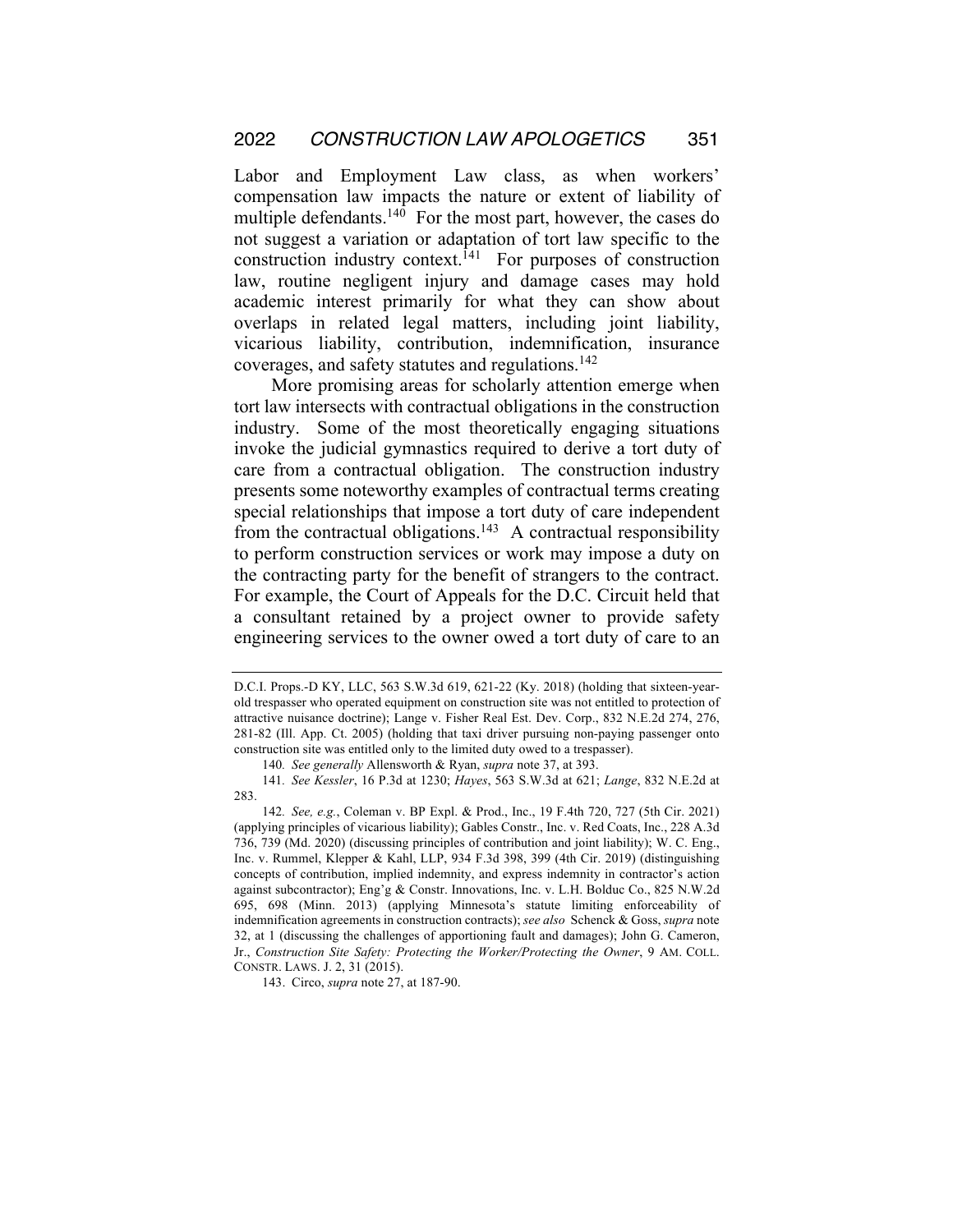Labor and Employment Law class, as when workers' compensation law impacts the nature or extent of liability of multiple defendants.[140] For the most part, however, the cases do not suggest a variation or adaptation of tort law specific to the construction industry context.[141] For purposes of construction law, routine negligent injury and damage cases may hold academic interest primarily for what they can show about overlaps in related legal matters, including joint liability, vicarious liability, contribution, indemnification, insurance coverages, and safety statutes and regulations.[142]

More promising areas for scholarly attention emerge when tort law intersects with contractual obligations in the construction industry. Some of the most theoretically engaging situations invoke the judicial gymnastics required to derive a tort duty of care from a contractual obligation. The construction industry presents some noteworthy examples of contractual terms creating special relationships that impose a tort duty of care independent from the contractual obligations.[143] A contractual responsibility to perform construction services or work may impose a duty on the contracting party for the benefit of strangers to the contract. For example, the Court of Appeals for the D.C. Circuit held that a consultant retained by a project owner to provide safety engineering services to the owner owed a tort duty of care to an

---

D.C.I. Props.-D KY, LLC, 563 S.W.3d 619, 621-22 (Ky. 2018) (holding that sixteen-year-old trespasser who operated equipment on construction site was not entitled to protection of attractive nuisance doctrine); Lange v. Fisher Real Est. Dev. Corp., 832 N.E.2d 274, 276, 281-82 (Ill. App. Ct. 2005) (holding that taxi driver pursuing non-paying passenger onto construction site was entitled only to the limited duty owed to a trespasser).

140. *See generally* Allensworth & Ryan, *supra* note 37, at 393.

141. *See Kessler*, 16 P.3d at 1230; *Hayes*, 563 S.W.3d at 621; *Lange*, 832 N.E.2d at 283.

142. *See, e.g.*, Coleman v. BP Expl. & Prod., Inc., 19 F.4th 720, 727 (5th Cir. 2021) (applying principles of vicarious liability); Gables Constr., Inc. v. Red Coats, Inc., 228 A.3d 736, 739 (Md. 2020) (discussing principles of contribution and joint liability); W. C. Eng., Inc. v. Rummel, Klepper & Kahl, LLP, 934 F.3d 398, 399 (4th Cir. 2019) (distinguishing concepts of contribution, implied indemnity, and express indemnity in contractor's action against subcontractor); Eng'g & Constr. Innovations, Inc. v. L.H. Bolduc Co., 825 N.W.2d 695, 698 (Minn. 2013) (applying Minnesota's statute limiting enforceability of indemnification agreements in construction contracts); *see also* Schenck & Goss, *supra* note 32, at 1 (discussing the challenges of apportioning fault and damages); John G. Cameron, Jr., *Construction Site Safety: Protecting the Worker/Protecting the Owner*, 9 AM. COLL. CONSTR. LAWS. J. 2, 31 (2015).

143. Circo, *supra* note 27, at 187-90.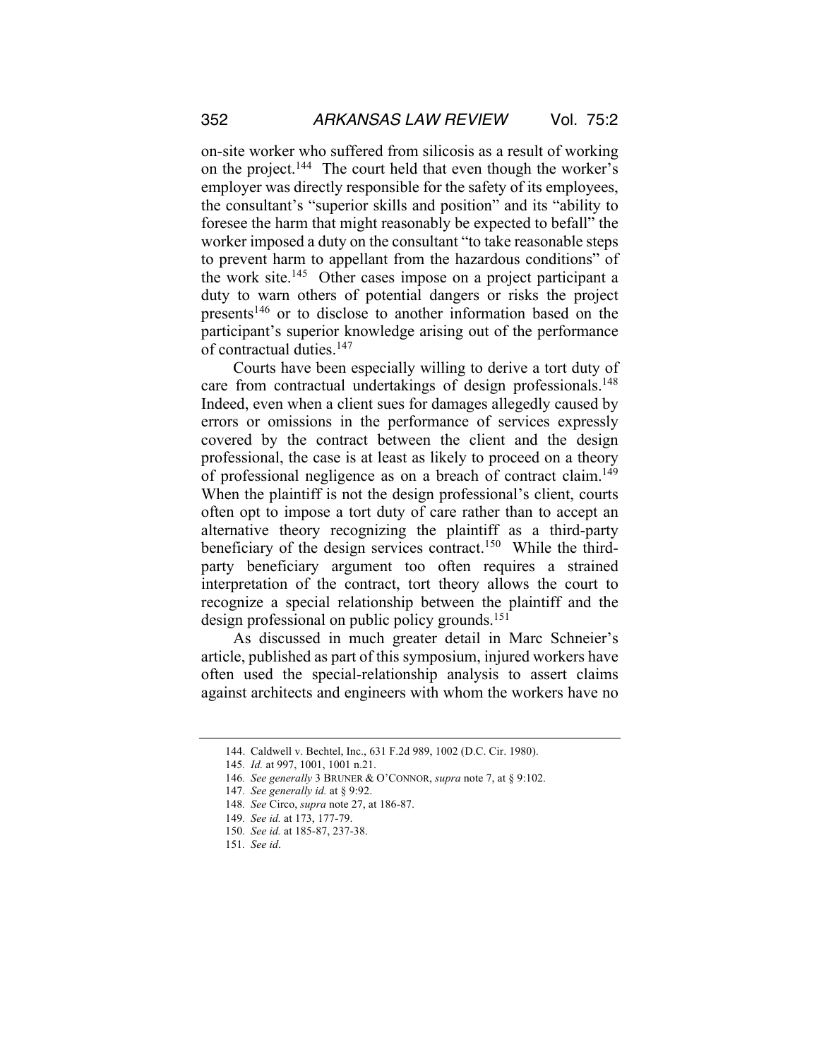on-site worker who suffered from silicosis as a result of working on the project.[144] The court held that even though the worker's employer was directly responsible for the safety of its employees, the consultant's "superior skills and position" and its "ability to foresee the harm that might reasonably be expected to befall" the worker imposed a duty on the consultant "to take reasonable steps to prevent harm to appellant from the hazardous conditions" of the work site.[145] Other cases impose on a project participant a duty to warn others of potential dangers or risks the project presents[146] or to disclose to another information based on the participant's superior knowledge arising out of the performance of contractual duties.[147]

Courts have been especially willing to derive a tort duty of care from contractual undertakings of design professionals.[148] Indeed, even when a client sues for damages allegedly caused by errors or omissions in the performance of services expressly covered by the contract between the client and the design professional, the case is at least as likely to proceed on a theory of professional negligence as on a breach of contract claim.[149] When the plaintiff is not the design professional's client, courts often opt to impose a tort duty of care rather than to accept an alternative theory recognizing the plaintiff as a third-party beneficiary of the design services contract.[150] While the third-party beneficiary argument too often requires a strained interpretation of the contract, tort theory allows the court to recognize a special relationship between the plaintiff and the design professional on public policy grounds.[151]

As discussed in much greater detail in Marc Schneier's article, published as part of this symposium, injured workers have often used the special-relationship analysis to assert claims against architects and engineers with whom the workers have no

---

144. Caldwell v. Bechtel, Inc., 631 F.2d 989, 1002 (D.C. Cir. 1980).

145. *Id.* at 997, 1001, 1001 n.21.

146. *See generally* 3 BRUNER & O'CONNOR, *supra* note 7, at § 9:102.

147. *See generally id.* at § 9:92.

148. *See* Circo, *supra* note 27, at 186-87.

149. *See id.* at 173, 177-79.

150. *See id.* at 185-87, 237-38.

151. *See id*.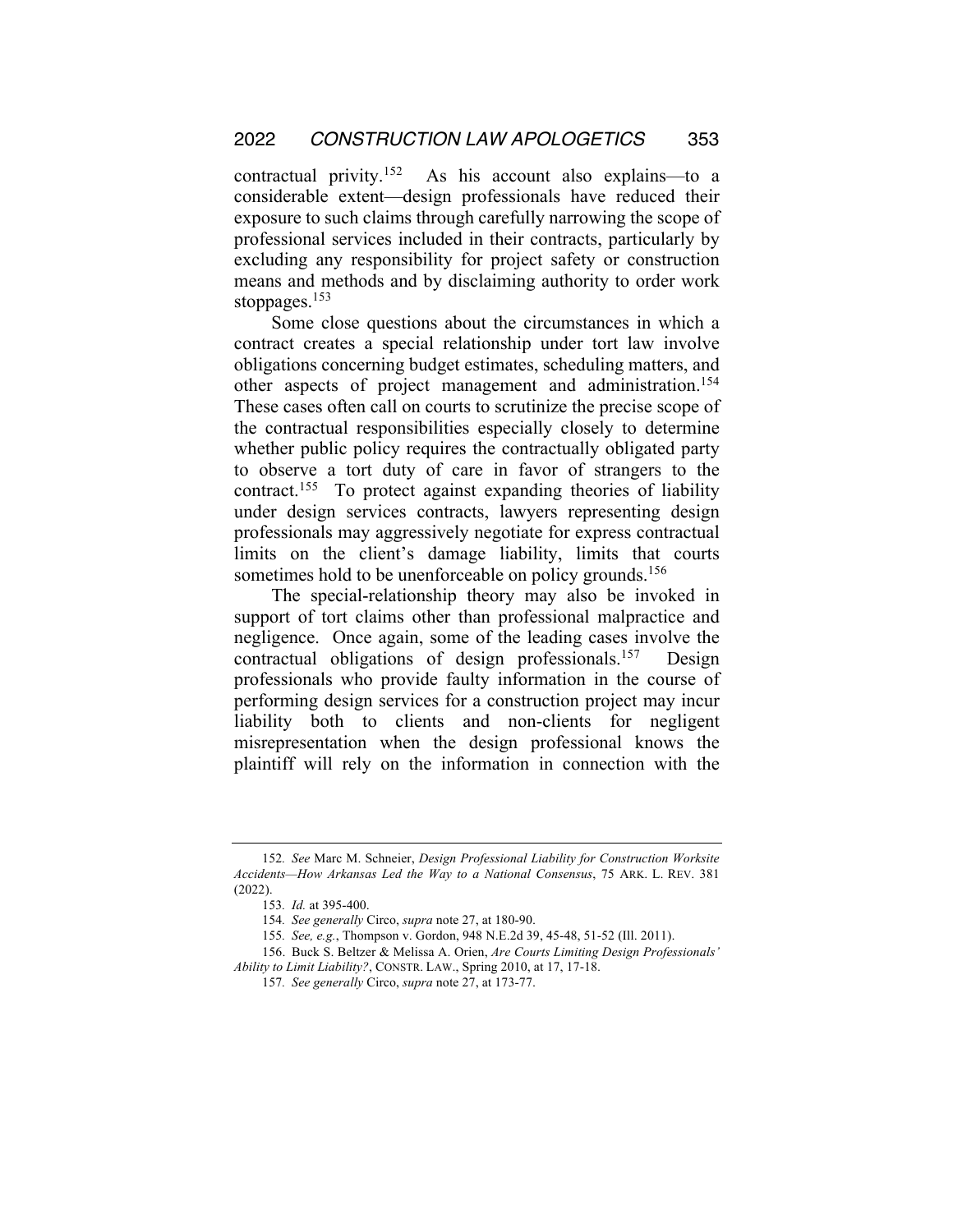contractual privity.[152] As his account also explains—to a considerable extent—design professionals have reduced their exposure to such claims through carefully narrowing the scope of professional services included in their contracts, particularly by excluding any responsibility for project safety or construction means and methods and by disclaiming authority to order work stoppages.[153]

Some close questions about the circumstances in which a contract creates a special relationship under tort law involve obligations concerning budget estimates, scheduling matters, and other aspects of project management and administration.[154] These cases often call on courts to scrutinize the precise scope of the contractual responsibilities especially closely to determine whether public policy requires the contractually obligated party to observe a tort duty of care in favor of strangers to the contract.[155] To protect against expanding theories of liability under design services contracts, lawyers representing design professionals may aggressively negotiate for express contractual limits on the client's damage liability, limits that courts sometimes hold to be unenforceable on policy grounds.[156]

The special-relationship theory may also be invoked in support of tort claims other than professional malpractice and negligence. Once again, some of the leading cases involve the contractual obligations of design professionals.[157] Design professionals who provide faulty information in the course of performing design services for a construction project may incur liability both to clients and non-clients for negligent misrepresentation when the design professional knows the plaintiff will rely on the information in connection with the

---

152. *See* Marc M. Schneier, *Design Professional Liability for Construction Worksite Accidents—How Arkansas Led the Way to a National Consensus*, 75 ARK. L. REV. 381 (2022).

153. *Id.* at 395-400.

154. *See generally* Circo, *supra* note 27, at 180-90.

155. *See, e.g.*, Thompson v. Gordon, 948 N.E.2d 39, 45-48, 51-52 (Ill. 2011).

156. Buck S. Beltzer & Melissa A. Orien, *Are Courts Limiting Design Professionals' Ability to Limit Liability?*, CONSTR. LAW., Spring 2010, at 17, 17-18.

157. *See generally* Circo, *supra* note 27, at 173-77.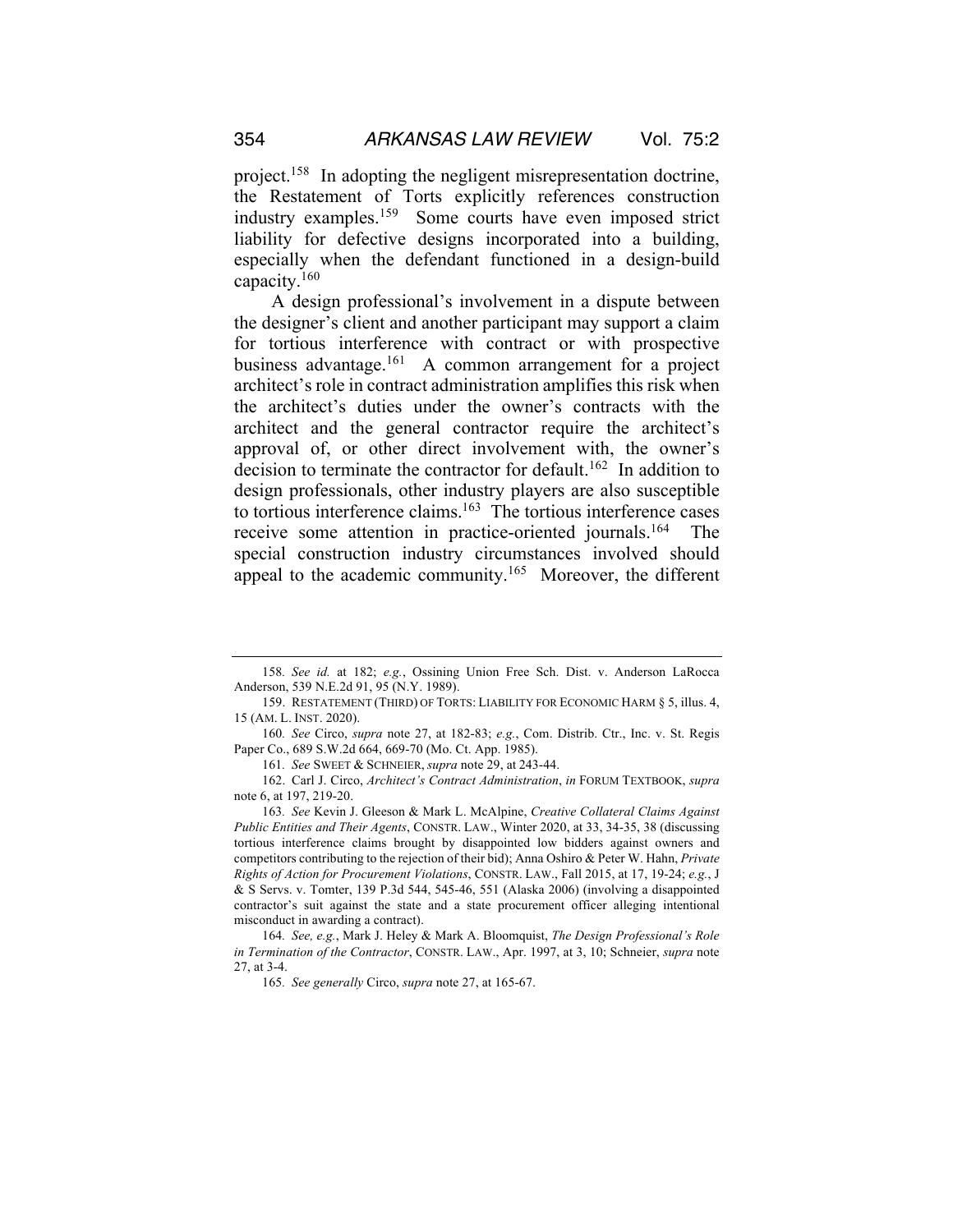project.[158] In adopting the negligent misrepresentation doctrine, the Restatement of Torts explicitly references construction industry examples.[159] Some courts have even imposed strict liability for defective designs incorporated into a building, especially when the defendant functioned in a design-build capacity.[160]

A design professional's involvement in a dispute between the designer's client and another participant may support a claim for tortious interference with contract or with prospective business advantage.[161] A common arrangement for a project architect's role in contract administration amplifies this risk when the architect's duties under the owner's contracts with the architect and the general contractor require the architect's approval of, or other direct involvement with, the owner's decision to terminate the contractor for default.[162] In addition to design professionals, other industry players are also susceptible to tortious interference claims.[163] The tortious interference cases receive some attention in practice-oriented journals.[164] The special construction industry circumstances involved should appeal to the academic community.[165] Moreover, the different

---

158. *See id.* at 182; *e.g.*, Ossining Union Free Sch. Dist. v. Anderson LaRocca Anderson, 539 N.E.2d 91, 95 (N.Y. 1989).

159. RESTATEMENT (THIRD) OF TORTS: LIABILITY FOR ECONOMIC HARM § 5, illus. 4, 15 (AM. L. INST. 2020).

160. *See* Circo, *supra* note 27, at 182-83; *e.g.*, Com. Distrib. Ctr., Inc. v. St. Regis Paper Co., 689 S.W.2d 664, 669-70 (Mo. Ct. App. 1985).

161. *See* SWEET & SCHNEIER, *supra* note 29, at 243-44.

162. Carl J. Circo, *Architect's Contract Administration*, *in* FORUM TEXTBOOK, *supra* note 6, at 197, 219-20.

163. *See* Kevin J. Gleeson & Mark L. McAlpine, *Creative Collateral Claims Against Public Entities and Their Agents*, CONSTR. LAW., Winter 2020, at 33, 34-35, 38 (discussing tortious interference claims brought by disappointed low bidders against owners and competitors contributing to the rejection of their bid); Anna Oshiro & Peter W. Hahn, *Private Rights of Action for Procurement Violations*, CONSTR. LAW., Fall 2015, at 17, 19-24; *e.g.*, J & S Servs. v. Tomter, 139 P.3d 544, 545-46, 551 (Alaska 2006) (involving a disappointed contractor's suit against the state and a state procurement officer alleging intentional misconduct in awarding a contract).

164. *See, e.g.*, Mark J. Heley & Mark A. Bloomquist, *The Design Professional's Role in Termination of the Contractor*, CONSTR. LAW., Apr. 1997, at 3, 10; Schneier, *supra* note 27, at 3-4.

165. *See generally* Circo, *supra* note 27, at 165-67.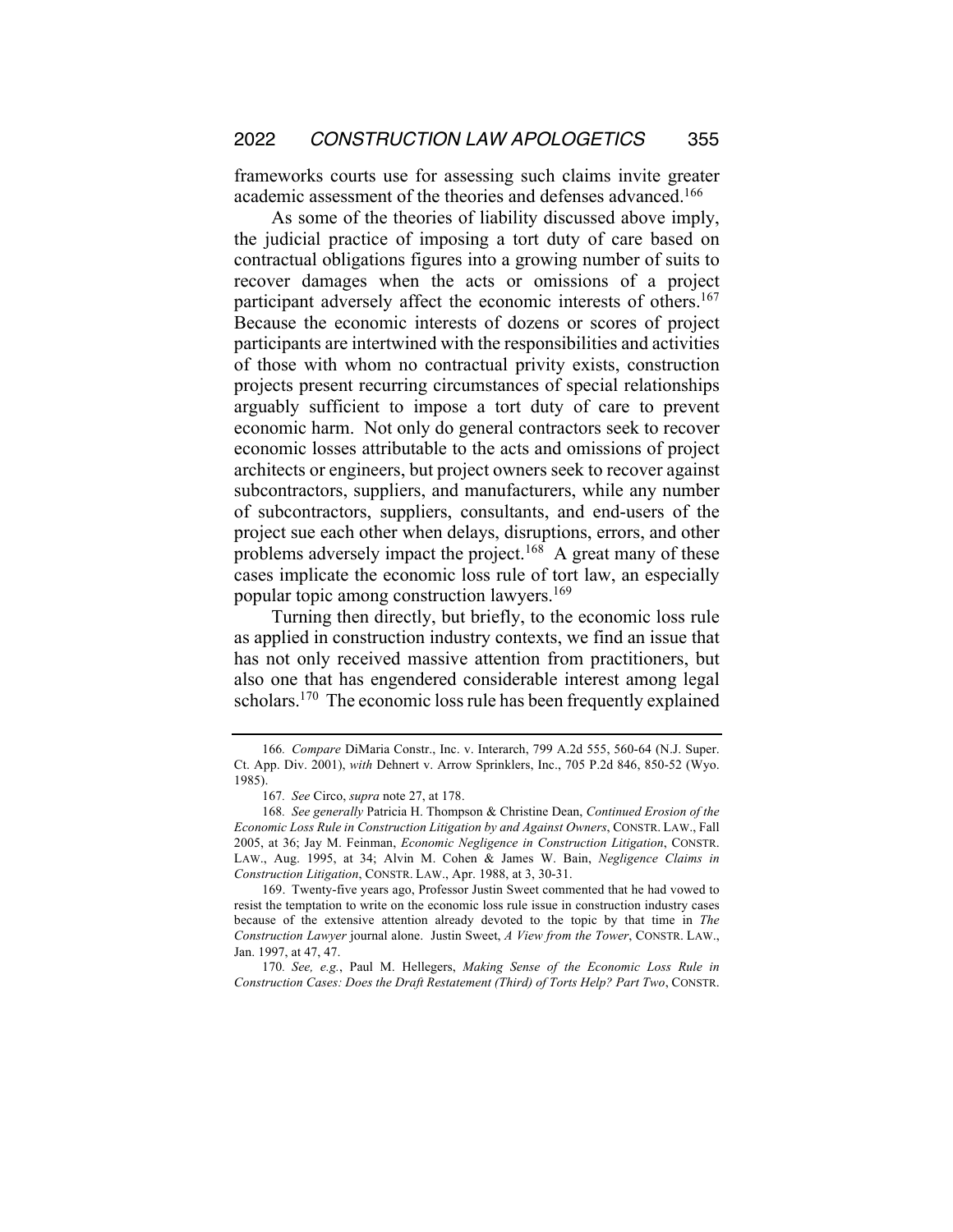frameworks courts use for assessing such claims invite greater academic assessment of the theories and defenses advanced.[166]

As some of the theories of liability discussed above imply, the judicial practice of imposing a tort duty of care based on contractual obligations figures into a growing number of suits to recover damages when the acts or omissions of a project participant adversely affect the economic interests of others.[167] Because the economic interests of dozens or scores of project participants are intertwined with the responsibilities and activities of those with whom no contractual privity exists, construction projects present recurring circumstances of special relationships arguably sufficient to impose a tort duty of care to prevent economic harm. Not only do general contractors seek to recover economic losses attributable to the acts and omissions of project architects or engineers, but project owners seek to recover against subcontractors, suppliers, and manufacturers, while any number of subcontractors, suppliers, consultants, and end-users of the project sue each other when delays, disruptions, errors, and other problems adversely impact the project.[168] A great many of these cases implicate the economic loss rule of tort law, an especially popular topic among construction lawyers.[169]

Turning then directly, but briefly, to the economic loss rule as applied in construction industry contexts, we find an issue that has not only received massive attention from practitioners, but also one that has engendered considerable interest among legal scholars.[170] The economic loss rule has been frequently explained

---

166. *Compare* DiMaria Constr., Inc. v. Interarch, 799 A.2d 555, 560-64 (N.J. Super. Ct. App. Div. 2001), *with* Dehnert v. Arrow Sprinklers, Inc., 705 P.2d 846, 850-52 (Wyo. 1985).

167. *See* Circo, *supra* note 27, at 178.

168. *See generally* Patricia H. Thompson & Christine Dean, *Continued Erosion of the Economic Loss Rule in Construction Litigation by and Against Owners*, CONSTR. LAW., Fall 2005, at 36; Jay M. Feinman, *Economic Negligence in Construction Litigation*, CONSTR. LAW., Aug. 1995, at 34; Alvin M. Cohen & James W. Bain, *Negligence Claims in Construction Litigation*, CONSTR. LAW., Apr. 1988, at 3, 30-31.

169. Twenty-five years ago, Professor Justin Sweet commented that he had vowed to resist the temptation to write on the economic loss rule issue in construction industry cases because of the extensive attention already devoted to the topic by that time in *The Construction Lawyer* journal alone. Justin Sweet, *A View from the Tower*, CONSTR. LAW., Jan. 1997, at 47, 47.

170. *See, e.g.*, Paul M. Hellegers, *Making Sense of the Economic Loss Rule in Construction Cases: Does the Draft Restatement (Third) of Torts Help? Part Two*, CONSTR.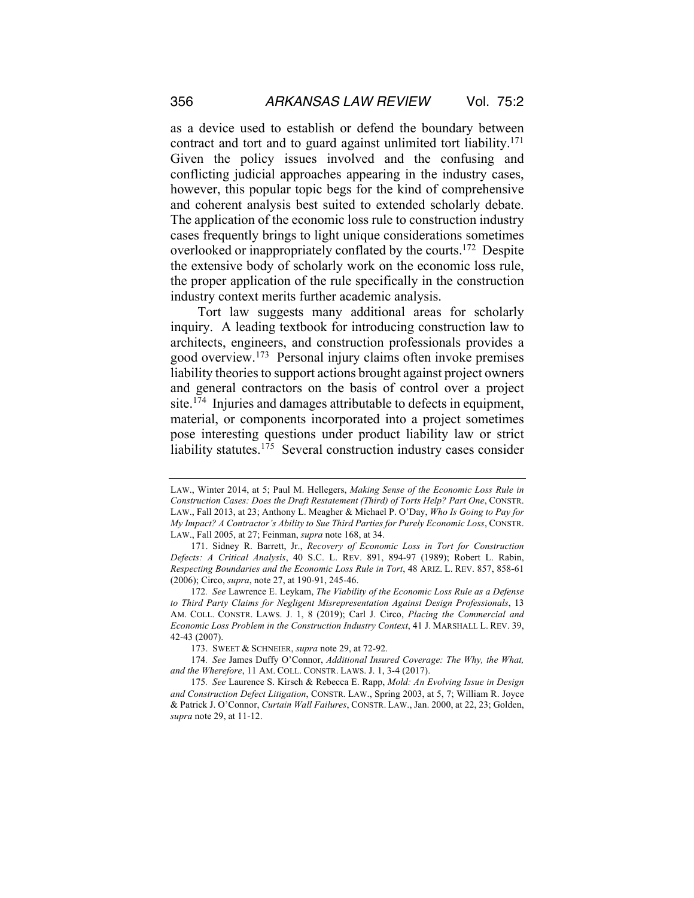as a device used to establish or defend the boundary between contract and tort and to guard against unlimited tort liability.[171] Given the policy issues involved and the confusing and conflicting judicial approaches appearing in the industry cases, however, this popular topic begs for the kind of comprehensive and coherent analysis best suited to extended scholarly debate. The application of the economic loss rule to construction industry cases frequently brings to light unique considerations sometimes overlooked or inappropriately conflated by the courts.[172] Despite the extensive body of scholarly work on the economic loss rule, the proper application of the rule specifically in the construction industry context merits further academic analysis.

Tort law suggests many additional areas for scholarly inquiry. A leading textbook for introducing construction law to architects, engineers, and construction professionals provides a good overview.[173] Personal injury claims often invoke premises liability theories to support actions brought against project owners and general contractors on the basis of control over a project site.[174] Injuries and damages attributable to defects in equipment, material, or components incorporated into a project sometimes pose interesting questions under product liability law or strict liability statutes.[175] Several construction industry cases consider

---

LAW., Winter 2014, at 5; Paul M. Hellegers, *Making Sense of the Economic Loss Rule in Construction Cases: Does the Draft Restatement (Third) of Torts Help? Part One*, CONSTR. LAW., Fall 2013, at 23; Anthony L. Meagher & Michael P. O'Day, *Who Is Going to Pay for My Impact? A Contractor's Ability to Sue Third Parties for Purely Economic Loss*, CONSTR. LAW., Fall 2005, at 27; Feinman, *supra* note 168, at 34.

171. Sidney R. Barrett, Jr., *Recovery of Economic Loss in Tort for Construction Defects: A Critical Analysis*, 40 S.C. L. REV. 891, 894-97 (1989); Robert L. Rabin, *Respecting Boundaries and the Economic Loss Rule in Tort*, 48 ARIZ. L. REV. 857, 858-61 (2006); Circo, *supra*, note 27, at 190-91, 245-46.

172. *See* Lawrence E. Leykam, *The Viability of the Economic Loss Rule as a Defense to Third Party Claims for Negligent Misrepresentation Against Design Professionals*, 13 AM. COLL. CONSTR. LAWS. J. 1, 8 (2019); Carl J. Circo, *Placing the Commercial and Economic Loss Problem in the Construction Industry Context*, 41 J. MARSHALL L. REV. 39, 42-43 (2007).

173. SWEET & SCHNEIER, *supra* note 29, at 72-92.

174. *See* James Duffy O'Connor, *Additional Insured Coverage: The Why, the What, and the Wherefore*, 11 AM. COLL. CONSTR. LAWS. J. 1, 3-4 (2017).

175. *See* Laurence S. Kirsch & Rebecca E. Rapp, *Mold: An Evolving Issue in Design and Construction Defect Litigation*, CONSTR. LAW., Spring 2003, at 5, 7; William R. Joyce & Patrick J. O'Connor, *Curtain Wall Failures*, CONSTR. LAW., Jan. 2000, at 22, 23; Golden, *supra* note 29, at 11-12.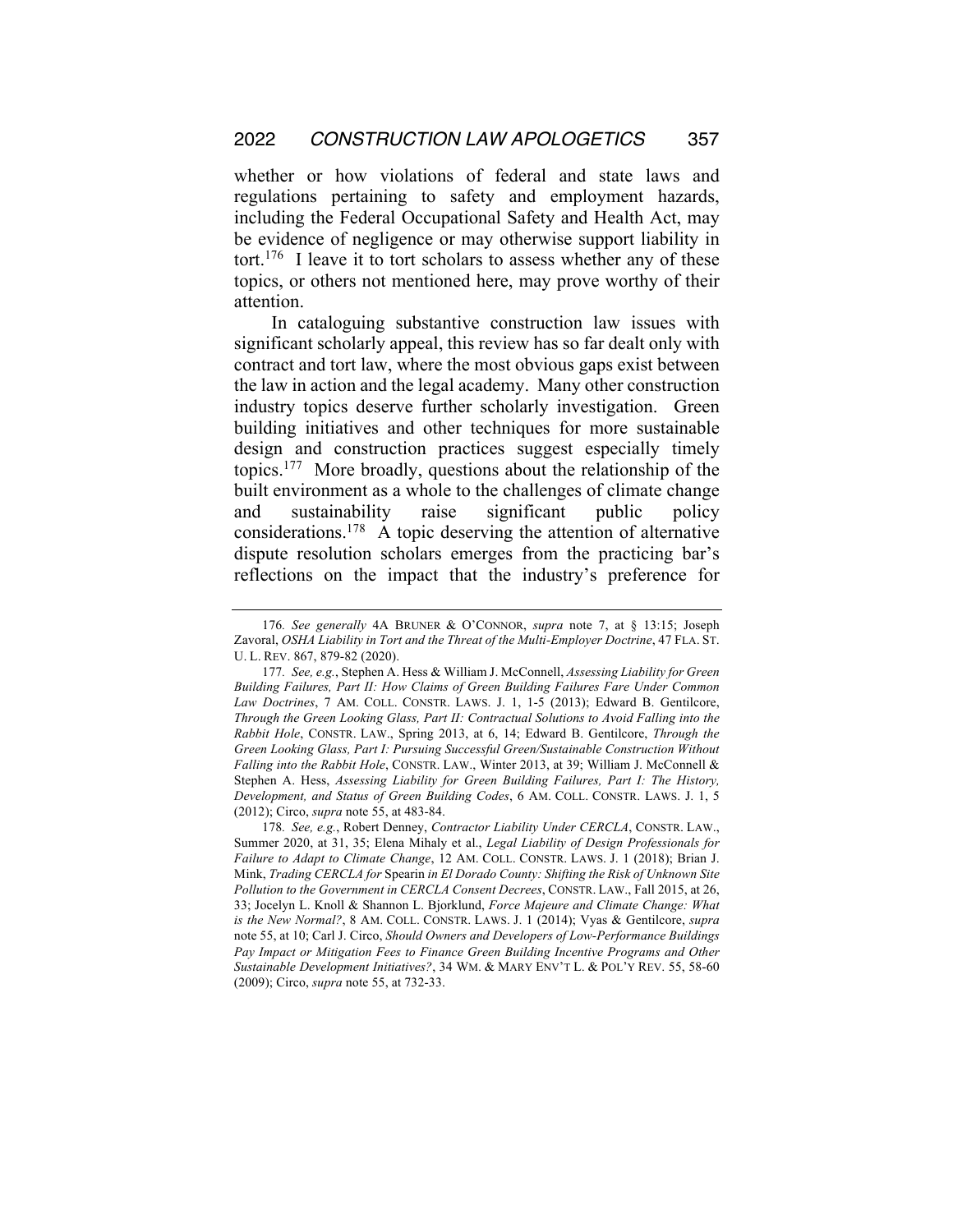whether or how violations of federal and state laws and regulations pertaining to safety and employment hazards, including the Federal Occupational Safety and Health Act, may be evidence of negligence or may otherwise support liability in tort.[176] I leave it to tort scholars to assess whether any of these topics, or others not mentioned here, may prove worthy of their attention.

In cataloguing substantive construction law issues with significant scholarly appeal, this review has so far dealt only with contract and tort law, where the most obvious gaps exist between the law in action and the legal academy. Many other construction industry topics deserve further scholarly investigation. Green building initiatives and other techniques for more sustainable design and construction practices suggest especially timely topics.[177] More broadly, questions about the relationship of the built environment as a whole to the challenges of climate change and sustainability raise significant public policy considerations.[178] A topic deserving the attention of alternative dispute resolution scholars emerges from the practicing bar's reflections on the impact that the industry's preference for

---

176. *See generally* 4A BRUNER & O'CONNOR, *supra* note 7, at § 13:15; Joseph Zavoral, *OSHA Liability in Tort and the Threat of the Multi-Employer Doctrine*, 47 FLA. ST. U. L. REV. 867, 879-82 (2020).

177. *See, e.g.*, Stephen A. Hess & William J. McConnell, *Assessing Liability for Green Building Failures, Part II: How Claims of Green Building Failures Fare Under Common Law Doctrines*, 7 AM. COLL. CONSTR. LAWS. J. 1, 1-5 (2013); Edward B. Gentilcore, *Through the Green Looking Glass, Part II: Contractual Solutions to Avoid Falling into the Rabbit Hole*, CONSTR. LAW., Spring 2013, at 6, 14; Edward B. Gentilcore, *Through the Green Looking Glass, Part I: Pursuing Successful Green/Sustainable Construction Without Falling into the Rabbit Hole*, CONSTR. LAW., Winter 2013, at 39; William J. McConnell & Stephen A. Hess, *Assessing Liability for Green Building Failures, Part I: The History, Development, and Status of Green Building Codes*, 6 AM. COLL. CONSTR. LAWS. J. 1, 5 (2012); Circo, *supra* note 55, at 483-84.

178. *See, e.g.*, Robert Denney, *Contractor Liability Under CERCLA*, CONSTR. LAW., Summer 2020, at 31, 35; Elena Mihaly et al., *Legal Liability of Design Professionals for Failure to Adapt to Climate Change*, 12 AM. COLL. CONSTR. LAWS. J. 1 (2018); Brian J. Mink, *Trading CERCLA for* Spearin *in El Dorado County: Shifting the Risk of Unknown Site Pollution to the Government in CERCLA Consent Decrees*, CONSTR. LAW., Fall 2015, at 26, 33; Jocelyn L. Knoll & Shannon L. Bjorklund, *Force Majeure and Climate Change: What is the New Normal?*, 8 AM. COLL. CONSTR. LAWS. J. 1 (2014); Vyas & Gentilcore, *supra* note 55, at 10; Carl J. Circo, *Should Owners and Developers of Low-Performance Buildings Pay Impact or Mitigation Fees to Finance Green Building Incentive Programs and Other Sustainable Development Initiatives?*, 34 WM. & MARY ENV'T L. & POL'Y REV. 55, 58-60 (2009); Circo, *supra* note 55, at 732-33.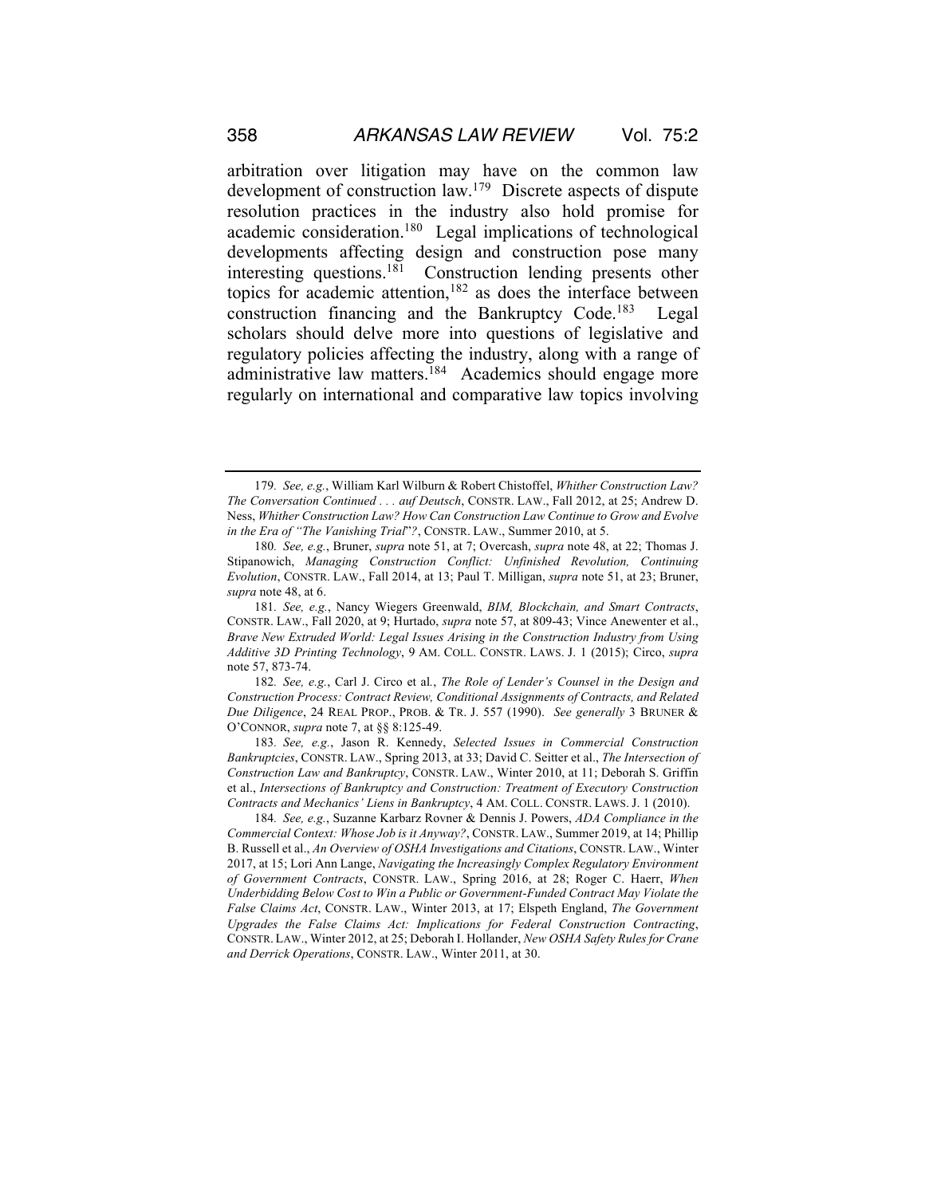arbitration over litigation may have on the common law development of construction law.[179] Discrete aspects of dispute resolution practices in the industry also hold promise for academic consideration.[180] Legal implications of technological developments affecting design and construction pose many interesting questions.[181] Construction lending presents other topics for academic attention,[182] as does the interface between construction financing and the Bankruptcy Code.[183] Legal scholars should delve more into questions of legislative and regulatory policies affecting the industry, along with a range of administrative law matters.[184] Academics should engage more regularly on international and comparative law topics involving

---

179. *See, e.g.*, William Karl Wilburn & Robert Chistoffel, *Whither Construction Law? The Conversation Continued . . . auf Deutsch*, CONSTR. LAW., Fall 2012, at 25; Andrew D. Ness, *Whither Construction Law? How Can Construction Law Continue to Grow and Evolve in the Era of "The Vanishing Trial"?*, CONSTR. LAW., Summer 2010, at 5.

180. *See, e.g.*, Bruner, *supra* note 51, at 7; Overcash, *supra* note 48, at 22; Thomas J. Stipanowich, *Managing Construction Conflict: Unfinished Revolution, Continuing Evolution*, CONSTR. LAW., Fall 2014, at 13; Paul T. Milligan, *supra* note 51, at 23; Bruner, *supra* note 48, at 6.

181. *See, e.g.*, Nancy Wiegers Greenwald, *BIM, Blockchain, and Smart Contracts*, CONSTR. LAW., Fall 2020, at 9; Hurtado, *supra* note 57, at 809-43; Vince Anewenter et al., *Brave New Extruded World: Legal Issues Arising in the Construction Industry from Using Additive 3D Printing Technology*, 9 AM. COLL. CONSTR. LAWS. J. 1 (2015); Circo, *supra* note 57, 873-74.

182. *See, e.g.*, Carl J. Circo et al., *The Role of Lender's Counsel in the Design and Construction Process: Contract Review, Conditional Assignments of Contracts, and Related Due Diligence*, 24 REAL PROP., PROB. & TR. J. 557 (1990). *See generally* 3 BRUNER & O'CONNOR, *supra* note 7, at §§ 8:125-49.

183. *See, e.g.*, Jason R. Kennedy, *Selected Issues in Commercial Construction Bankruptcies*, CONSTR. LAW., Spring 2013, at 33; David C. Seitter et al., *The Intersection of Construction Law and Bankruptcy*, CONSTR. LAW., Winter 2010, at 11; Deborah S. Griffin et al., *Intersections of Bankruptcy and Construction: Treatment of Executory Construction Contracts and Mechanics' Liens in Bankruptcy*, 4 AM. COLL. CONSTR. LAWS. J. 1 (2010).

184. *See, e.g.*, Suzanne Karbarz Rovner & Dennis J. Powers, *ADA Compliance in the Commercial Context: Whose Job is it Anyway?*, CONSTR. LAW., Summer 2019, at 14; Phillip B. Russell et al., *An Overview of OSHA Investigations and Citations*, CONSTR. LAW., Winter 2017, at 15; Lori Ann Lange, *Navigating the Increasingly Complex Regulatory Environment of Government Contracts*, CONSTR. LAW., Spring 2016, at 28; Roger C. Haerr, *When Underbidding Below Cost to Win a Public or Government-Funded Contract May Violate the False Claims Act*, CONSTR. LAW., Winter 2013, at 17; Elspeth England, *The Government Upgrades the False Claims Act: Implications for Federal Construction Contracting*, CONSTR. LAW., Winter 2012, at 25; Deborah I. Hollander, *New OSHA Safety Rules for Crane and Derrick Operations*, CONSTR. LAW., Winter 2011, at 30.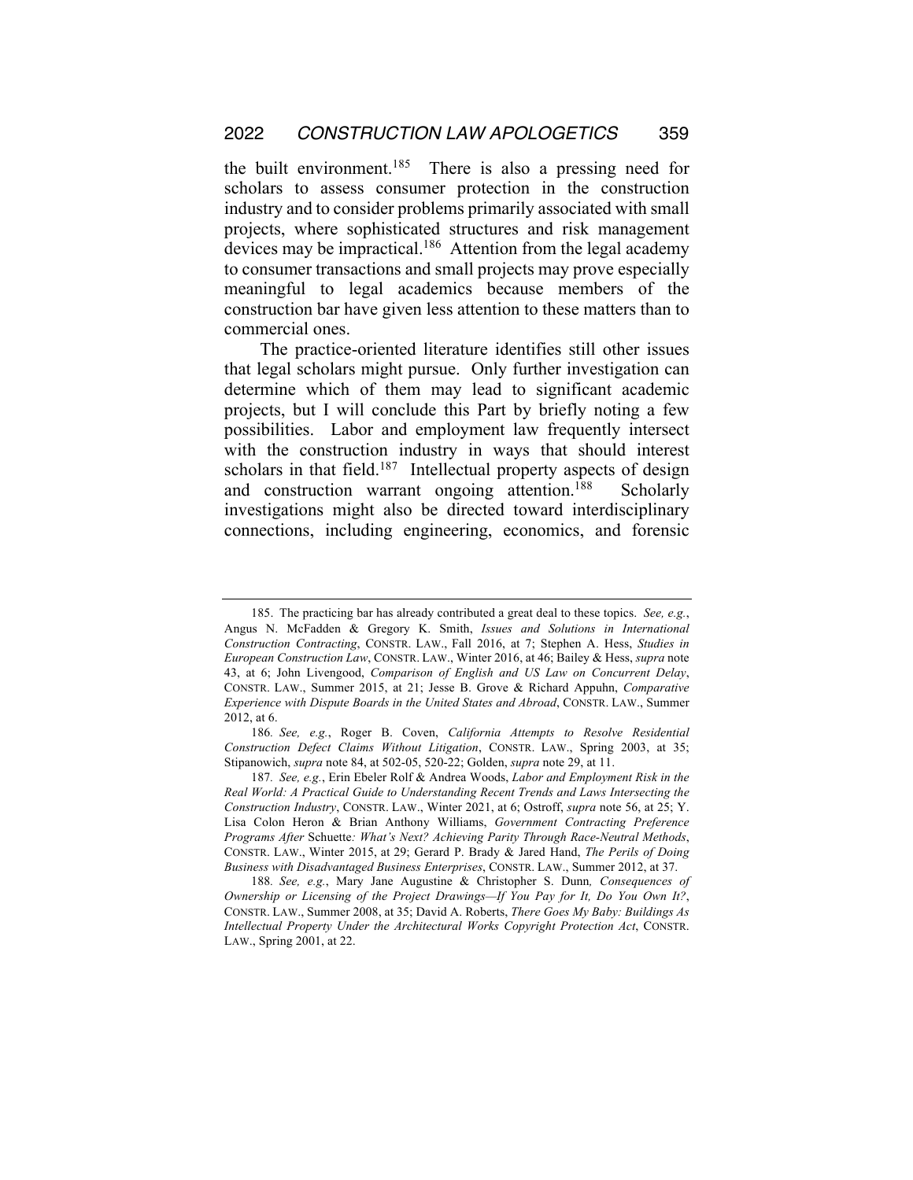the built environment.[185] There is also a pressing need for scholars to assess consumer protection in the construction industry and to consider problems primarily associated with small projects, where sophisticated structures and risk management devices may be impractical.[186] Attention from the legal academy to consumer transactions and small projects may prove especially meaningful to legal academics because members of the construction bar have given less attention to these matters than to commercial ones.

The practice-oriented literature identifies still other issues that legal scholars might pursue. Only further investigation can determine which of them may lead to significant academic projects, but I will conclude this Part by briefly noting a few possibilities. Labor and employment law frequently intersect with the construction industry in ways that should interest scholars in that field.[187] Intellectual property aspects of design and construction warrant ongoing attention.[188] Scholarly investigations might also be directed toward interdisciplinary connections, including engineering, economics, and forensic

---

185. The practicing bar has already contributed a great deal to these topics. *See, e.g.*, Angus N. McFadden & Gregory K. Smith, *Issues and Solutions in International Construction Contracting*, CONSTR. LAW., Fall 2016, at 7; Stephen A. Hess, *Studies in European Construction Law*, CONSTR. LAW., Winter 2016, at 46; Bailey & Hess, *supra* note 43, at 6; John Livengood, *Comparison of English and US Law on Concurrent Delay*, CONSTR. LAW., Summer 2015, at 21; Jesse B. Grove & Richard Appuhn, *Comparative Experience with Dispute Boards in the United States and Abroad*, CONSTR. LAW., Summer 2012, at 6.

186. *See, e.g.*, Roger B. Coven, *California Attempts to Resolve Residential Construction Defect Claims Without Litigation*, CONSTR. LAW., Spring 2003, at 35; Stipanowich, *supra* note 84, at 502-05, 520-22; Golden, *supra* note 29, at 11.

187. *See, e.g.*, Erin Ebeler Rolf & Andrea Woods, *Labor and Employment Risk in the Real World: A Practical Guide to Understanding Recent Trends and Laws Intersecting the Construction Industry*, CONSTR. LAW., Winter 2021, at 6; Ostroff, *supra* note 56, at 25; Y. Lisa Colon Heron & Brian Anthony Williams, *Government Contracting Preference Programs After* Schuette*: What's Next? Achieving Parity Through Race-Neutral Methods*, CONSTR. LAW., Winter 2015, at 29; Gerard P. Brady & Jared Hand, *The Perils of Doing Business with Disadvantaged Business Enterprises*, CONSTR. LAW., Summer 2012, at 37.

188. *See, e.g.*, Mary Jane Augustine & Christopher S. Dunn*, Consequences of Ownership or Licensing of the Project Drawings—If You Pay for It, Do You Own It?*, CONSTR. LAW., Summer 2008, at 35; David A. Roberts, *There Goes My Baby: Buildings As Intellectual Property Under the Architectural Works Copyright Protection Act*, CONSTR. LAW., Spring 2001, at 22.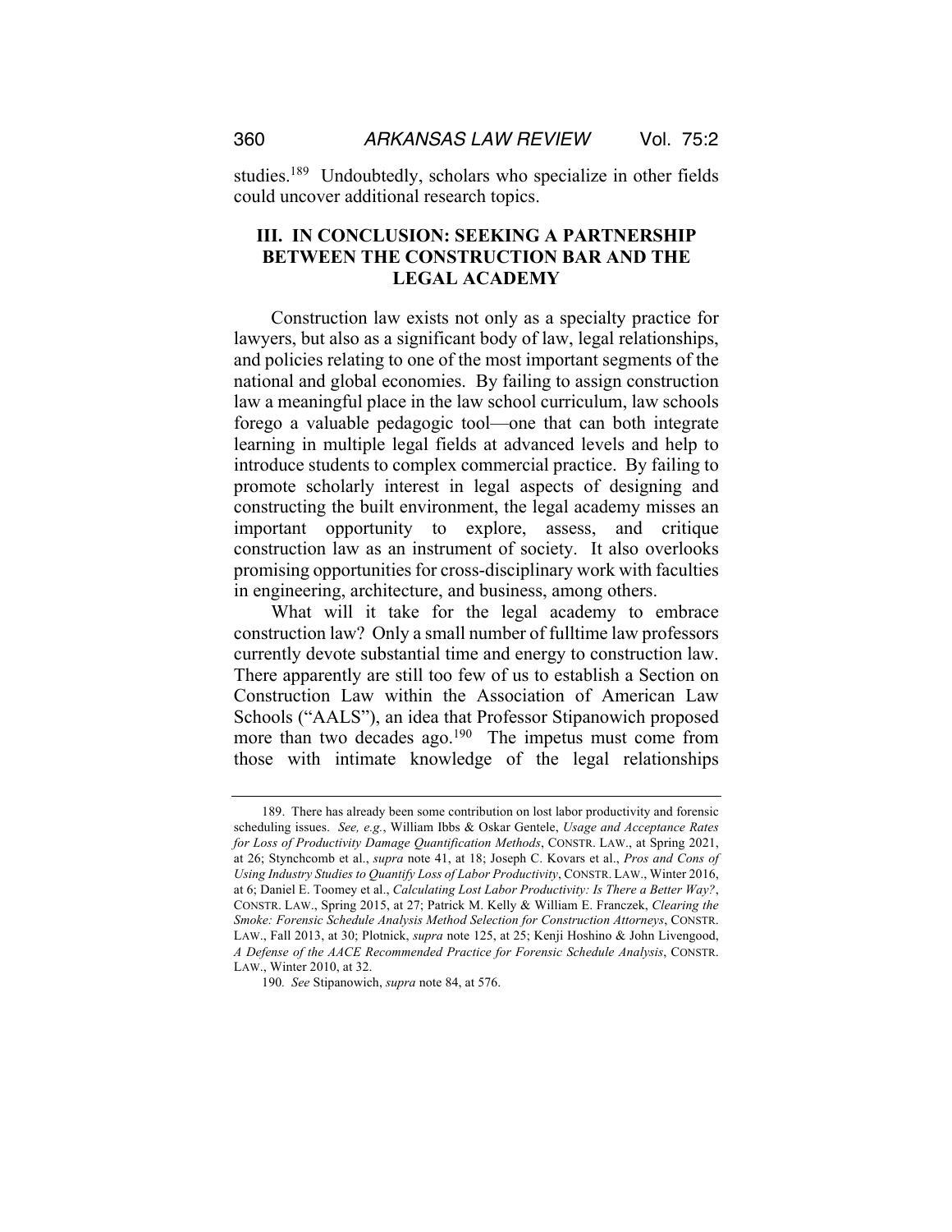studies.[189] Undoubtedly, scholars who specialize in other fields could uncover additional research topics.

## III. IN CONCLUSION: SEEKING A PARTNERSHIP BETWEEN THE CONSTRUCTION BAR AND THE LEGAL ACADEMY

Construction law exists not only as a specialty practice for lawyers, but also as a significant body of law, legal relationships, and policies relating to one of the most important segments of the national and global economies. By failing to assign construction law a meaningful place in the law school curriculum, law schools forego a valuable pedagogic tool—one that can both integrate learning in multiple legal fields at advanced levels and help to introduce students to complex commercial practice. By failing to promote scholarly interest in legal aspects of designing and constructing the built environment, the legal academy misses an important opportunity to explore, assess, and critique construction law as an instrument of society. It also overlooks promising opportunities for cross-disciplinary work with faculties in engineering, architecture, and business, among others.

What will it take for the legal academy to embrace construction law? Only a small number of fulltime law professors currently devote substantial time and energy to construction law. There apparently are still too few of us to establish a Section on Construction Law within the Association of American Law Schools ("AALS"), an idea that Professor Stipanowich proposed more than two decades ago.[190] The impetus must come from those with intimate knowledge of the legal relationships

---

189. There has already been some contribution on lost labor productivity and forensic scheduling issues. *See, e.g.*, William Ibbs & Oskar Gentele, *Usage and Acceptance Rates for Loss of Productivity Damage Quantification Methods*, CONSTR. LAW., at Spring 2021, at 26; Stynchcomb et al., *supra* note 41, at 18; Joseph C. Kovars et al., *Pros and Cons of Using Industry Studies to Quantify Loss of Labor Productivity*, CONSTR. LAW., Winter 2016, at 6; Daniel E. Toomey et al., *Calculating Lost Labor Productivity: Is There a Better Way?*, CONSTR. LAW., Spring 2015, at 27; Patrick M. Kelly & William E. Franczek, *Clearing the Smoke: Forensic Schedule Analysis Method Selection for Construction Attorneys*, CONSTR. LAW., Fall 2013, at 30; Plotnick, *supra* note 125, at 25; Kenji Hoshino & John Livengood, *A Defense of the AACE Recommended Practice for Forensic Schedule Analysis*, CONSTR. LAW., Winter 2010, at 32.

190. *See* Stipanowich, *supra* note 84, at 576.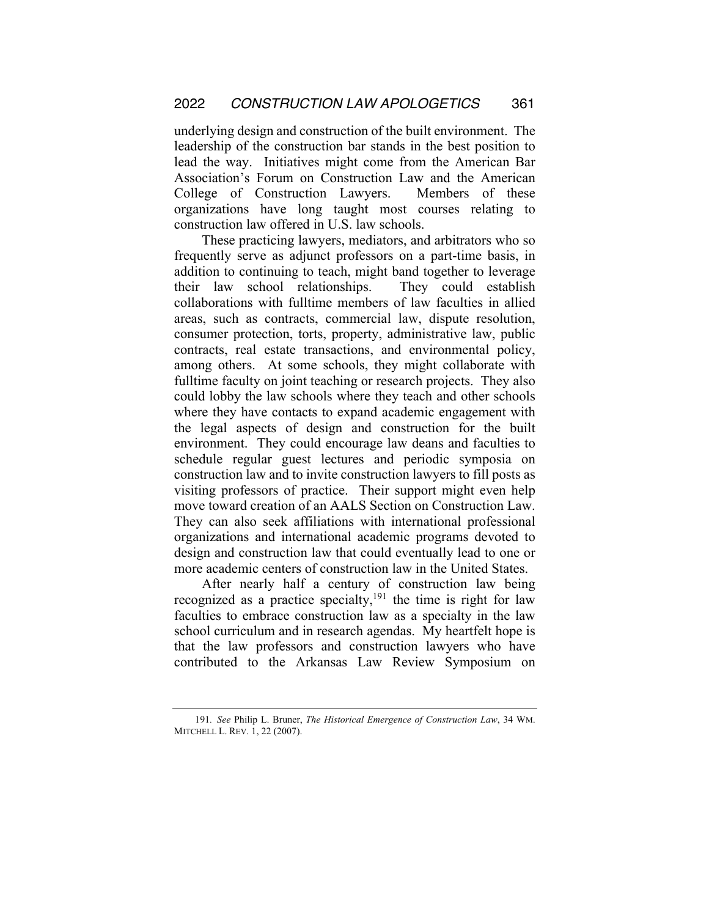underlying design and construction of the built environment. The leadership of the construction bar stands in the best position to lead the way. Initiatives might come from the American Bar Association's Forum on Construction Law and the American College of Construction Lawyers. Members of these organizations have long taught most courses relating to construction law offered in U.S. law schools.

These practicing lawyers, mediators, and arbitrators who so frequently serve as adjunct professors on a part-time basis, in addition to continuing to teach, might band together to leverage their law school relationships. They could establish collaborations with fulltime members of law faculties in allied areas, such as contracts, commercial law, dispute resolution, consumer protection, torts, property, administrative law, public contracts, real estate transactions, and environmental policy, among others. At some schools, they might collaborate with fulltime faculty on joint teaching or research projects. They also could lobby the law schools where they teach and other schools where they have contacts to expand academic engagement with the legal aspects of design and construction for the built environment. They could encourage law deans and faculties to schedule regular guest lectures and periodic symposia on construction law and to invite construction lawyers to fill posts as visiting professors of practice. Their support might even help move toward creation of an AALS Section on Construction Law. They can also seek affiliations with international professional organizations and international academic programs devoted to design and construction law that could eventually lead to one or more academic centers of construction law in the United States.

After nearly half a century of construction law being recognized as a practice specialty,[191] the time is right for law faculties to embrace construction law as a specialty in the law school curriculum and in research agendas. My heartfelt hope is that the law professors and construction lawyers who have contributed to the Arkansas Law Review Symposium on

---

191. *See* Philip L. Bruner, *The Historical Emergence of Construction Law*, 34 WM. MITCHELL L. REV. 1, 22 (2007).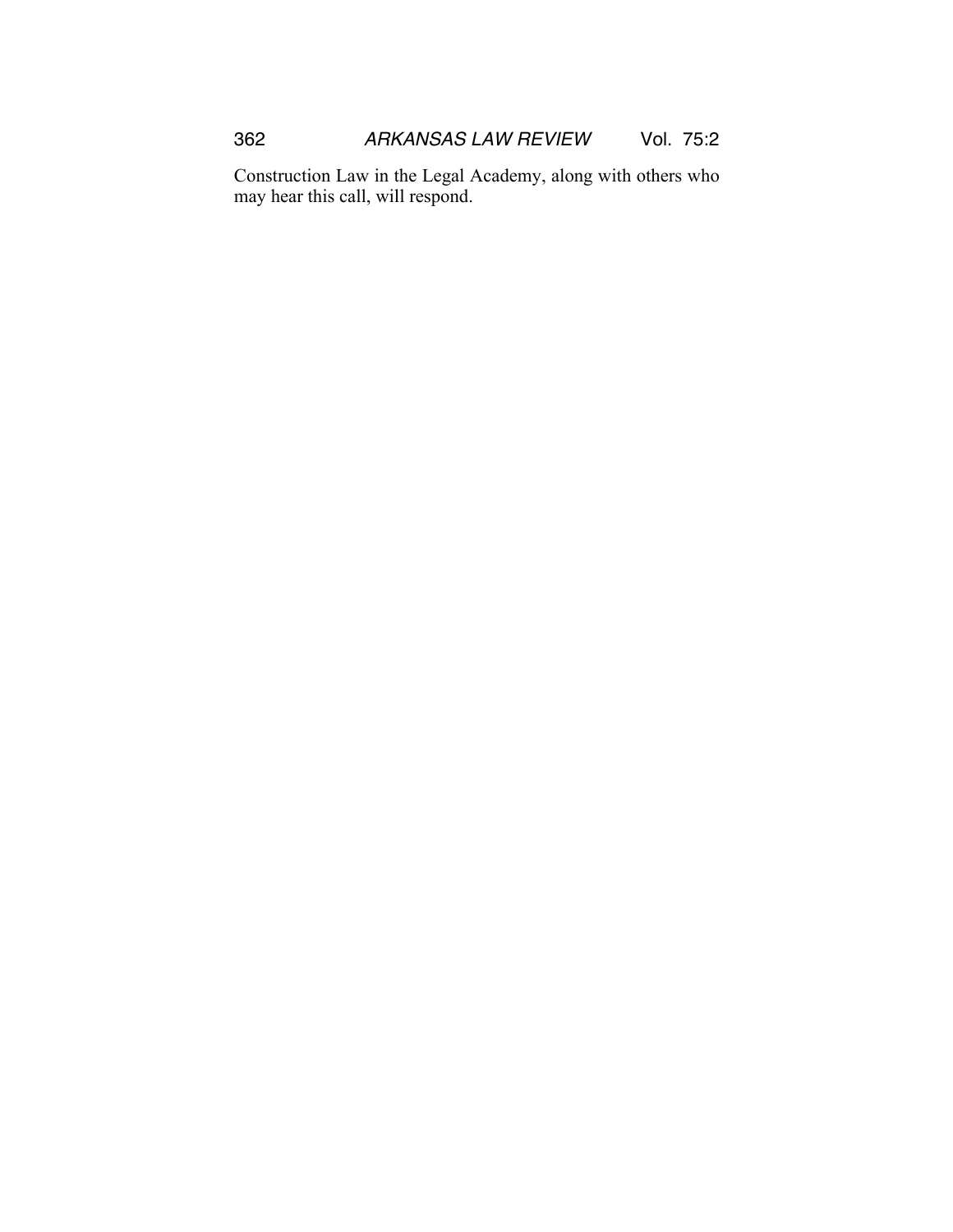Construction Law in the Legal Academy, along with others who may hear this call, will respond.